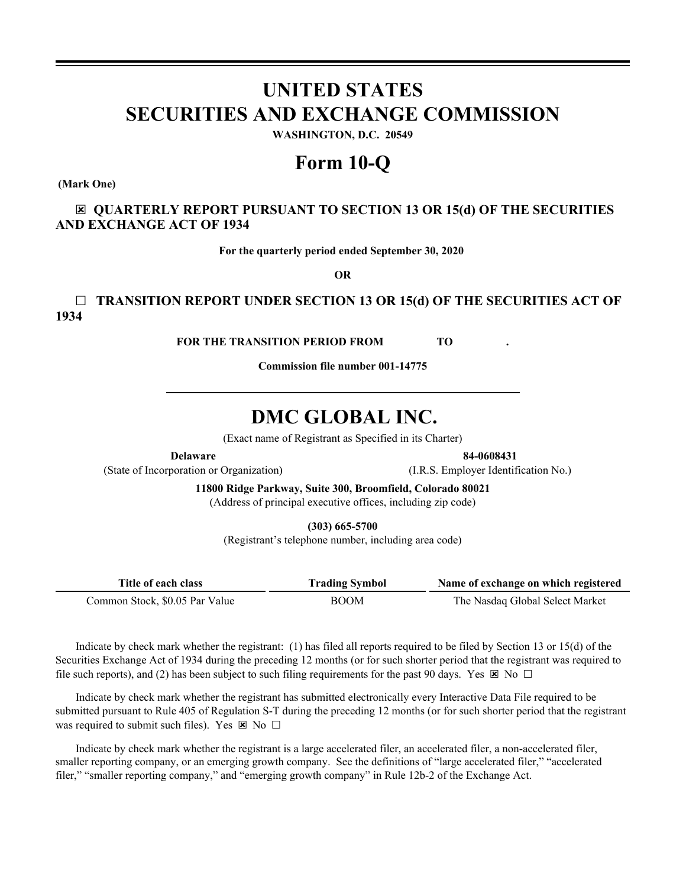# UNITED STATES
# SECURITIES AND EXCHANGE COMMISSION

**WASHINGTON, D.C. 20549**

# Form 10-Q

**(Mark One)**

**☒ QUARTERLY REPORT PURSUANT TO SECTION 13 OR 15(d) OF THE SECURITIES AND EXCHANGE ACT OF 1934**

**For the quarterly period ended September 30, 2020**

**OR**

**☐ TRANSITION REPORT UNDER SECTION 13 OR 15(d) OF THE SECURITIES ACT OF 1934**

**FOR THE TRANSITION PERIOD FROM TO .**

**Commission file number 001-14775**

# DMC GLOBAL INC.

(Exact name of Registrant as Specified in its Charter)

| **Delaware** | **84-0608431** |
|---|---|
| (State of Incorporation or Organization) | (I.R.S. Employer Identification No.) |

**11800 Ridge Parkway, Suite 300, Broomfield, Colorado 80021**
(Address of principal executive offices, including zip code)

**(303) 665-5700**
(Registrant's telephone number, including area code)

| Title of each class | Trading Symbol | Name of exchange on which registered |
|---|---|---|
| Common Stock, $0.05 Par Value | BOOM | The Nasdaq Global Select Market |

Indicate by check mark whether the registrant: (1) has filed all reports required to be filed by Section 13 or 15(d) of the Securities Exchange Act of 1934 during the preceding 12 months (or for such shorter period that the registrant was required to file such reports), and (2) has been subject to such filing requirements for the past 90 days. Yes ☒ No ☐

Indicate by check mark whether the registrant has submitted electronically every Interactive Data File required to be submitted pursuant to Rule 405 of Regulation S-T during the preceding 12 months (or for such shorter period that the registrant was required to submit such files). Yes ☒ No ☐

Indicate by check mark whether the registrant is a large accelerated filer, an accelerated filer, a non-accelerated filer, smaller reporting company, or an emerging growth company. See the definitions of "large accelerated filer," "accelerated filer," "smaller reporting company," and "emerging growth company" in Rule 12b-2 of the Exchange Act.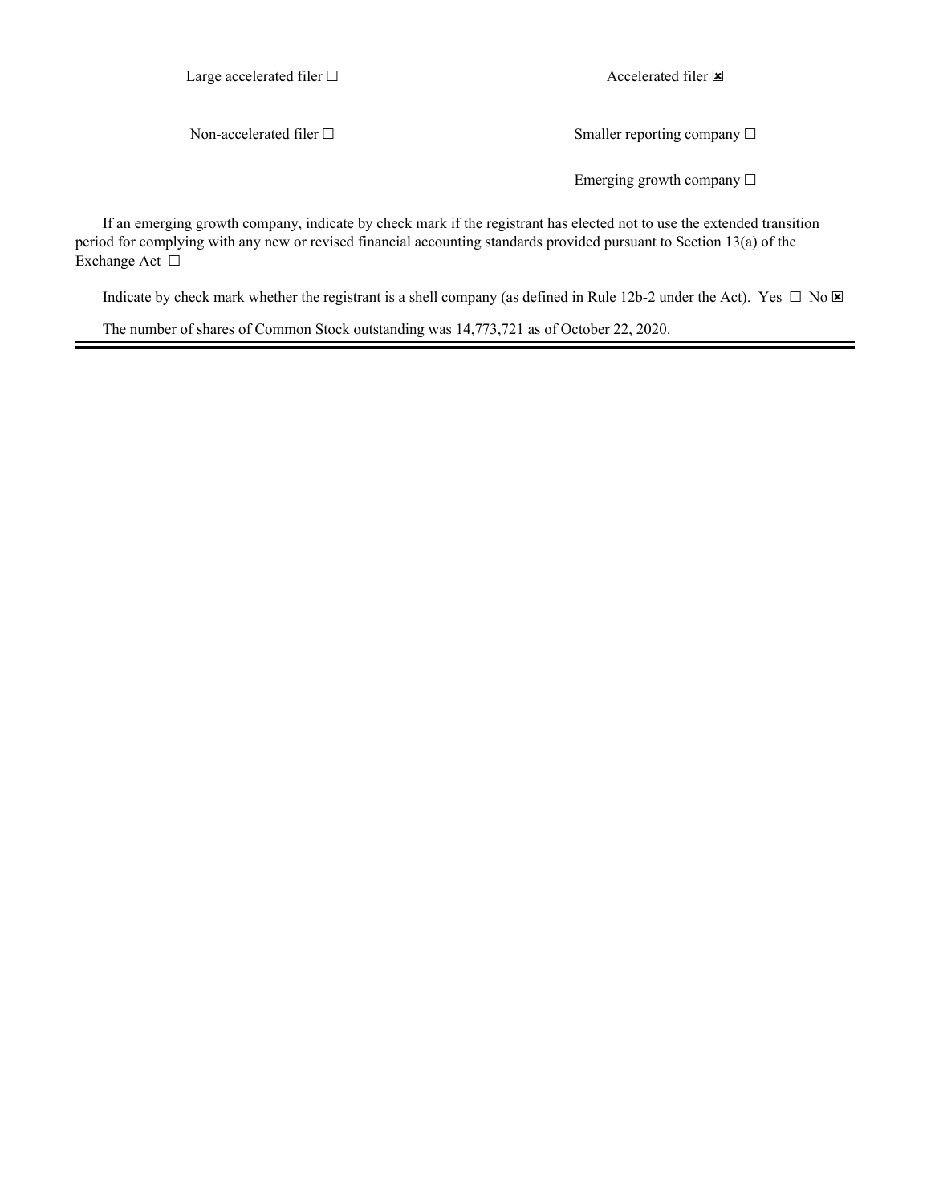| | |
|---|---|
| Large accelerated filer ☐ | Accelerated filer ☒ |
| Non-accelerated filer ☐ | Smaller reporting company ☐ |
| | Emerging growth company ☐ |

If an emerging growth company, indicate by check mark if the registrant has elected not to use the extended transition period for complying with any new or revised financial accounting standards provided pursuant to Section 13(a) of the Exchange Act ☐

Indicate by check mark whether the registrant is a shell company (as defined in Rule 12b-2 under the Act). Yes ☐ No ☒

The number of shares of Common Stock outstanding was 14,773,721 as of October 22, 2020.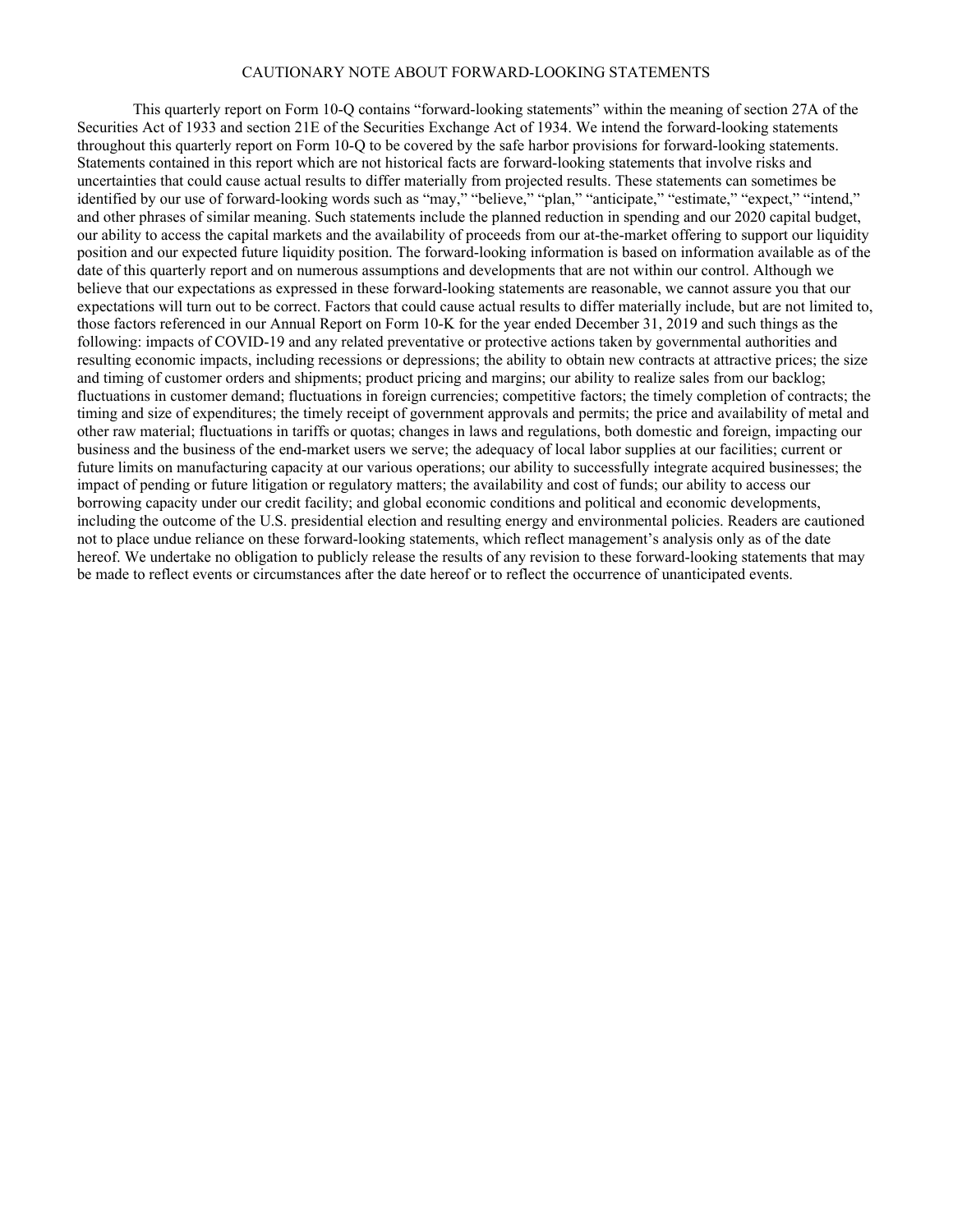# CAUTIONARY NOTE ABOUT FORWARD-LOOKING STATEMENTS

This quarterly report on Form 10-Q contains "forward-looking statements" within the meaning of section 27A of the Securities Act of 1933 and section 21E of the Securities Exchange Act of 1934. We intend the forward-looking statements throughout this quarterly report on Form 10-Q to be covered by the safe harbor provisions for forward-looking statements. Statements contained in this report which are not historical facts are forward-looking statements that involve risks and uncertainties that could cause actual results to differ materially from projected results. These statements can sometimes be identified by our use of forward-looking words such as "may," "believe," "plan," "anticipate," "estimate," "expect," "intend," and other phrases of similar meaning. Such statements include the planned reduction in spending and our 2020 capital budget, our ability to access the capital markets and the availability of proceeds from our at-the-market offering to support our liquidity position and our expected future liquidity position. The forward-looking information is based on information available as of the date of this quarterly report and on numerous assumptions and developments that are not within our control. Although we believe that our expectations as expressed in these forward-looking statements are reasonable, we cannot assure you that our expectations will turn out to be correct. Factors that could cause actual results to differ materially include, but are not limited to, those factors referenced in our Annual Report on Form 10-K for the year ended December 31, 2019 and such things as the following: impacts of COVID-19 and any related preventative or protective actions taken by governmental authorities and resulting economic impacts, including recessions or depressions; the ability to obtain new contracts at attractive prices; the size and timing of customer orders and shipments; product pricing and margins; our ability to realize sales from our backlog; fluctuations in customer demand; fluctuations in foreign currencies; competitive factors; the timely completion of contracts; the timing and size of expenditures; the timely receipt of government approvals and permits; the price and availability of metal and other raw material; fluctuations in tariffs or quotas; changes in laws and regulations, both domestic and foreign, impacting our business and the business of the end-market users we serve; the adequacy of local labor supplies at our facilities; current or future limits on manufacturing capacity at our various operations; our ability to successfully integrate acquired businesses; the impact of pending or future litigation or regulatory matters; the availability and cost of funds; our ability to access our borrowing capacity under our credit facility; and global economic conditions and political and economic developments, including the outcome of the U.S. presidential election and resulting energy and environmental policies. Readers are cautioned not to place undue reliance on these forward-looking statements, which reflect management's analysis only as of the date hereof. We undertake no obligation to publicly release the results of any revision to these forward-looking statements that may be made to reflect events or circumstances after the date hereof or to reflect the occurrence of unanticipated events.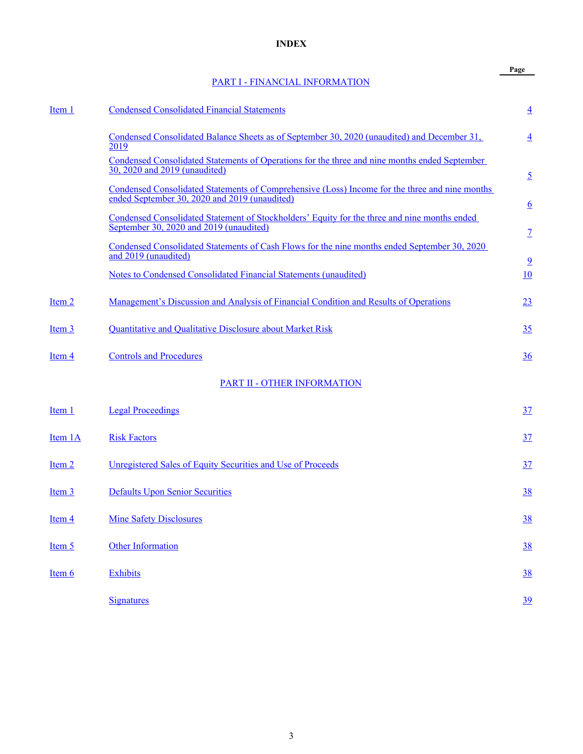# INDEX

| | | Page |
|---|---|---|
| | **PART I - FINANCIAL INFORMATION** | |
| Item 1 | Condensed Consolidated Financial Statements | 4 |
| | Condensed Consolidated Balance Sheets as of September 30, 2020 (unaudited) and December 31, 2019 | 4 |
| | Condensed Consolidated Statements of Operations for the three and nine months ended September 30, 2020 and 2019 (unaudited) | 5 |
| | Condensed Consolidated Statements of Comprehensive (Loss) Income for the three and nine months ended September 30, 2020 and 2019 (unaudited) | 6 |
| | Condensed Consolidated Statement of Stockholders' Equity for the three and nine months ended September 30, 2020 and 2019 (unaudited) | 7 |
| | Condensed Consolidated Statements of Cash Flows for the nine months ended September 30, 2020 and 2019 (unaudited) | 9 |
| | Notes to Condensed Consolidated Financial Statements (unaudited) | 10 |
| Item 2 | Management's Discussion and Analysis of Financial Condition and Results of Operations | 23 |
| Item 3 | Quantitative and Qualitative Disclosure about Market Risk | 35 |
| Item 4 | Controls and Procedures | 36 |
| | **PART II - OTHER INFORMATION** | |
| Item 1 | Legal Proceedings | 37 |
| Item 1A | Risk Factors | 37 |
| Item 2 | Unregistered Sales of Equity Securities and Use of Proceeds | 37 |
| Item 3 | Defaults Upon Senior Securities | 38 |
| Item 4 | Mine Safety Disclosures | 38 |
| Item 5 | Other Information | 38 |
| Item 6 | Exhibits | 38 |
| | Signatures | 39 |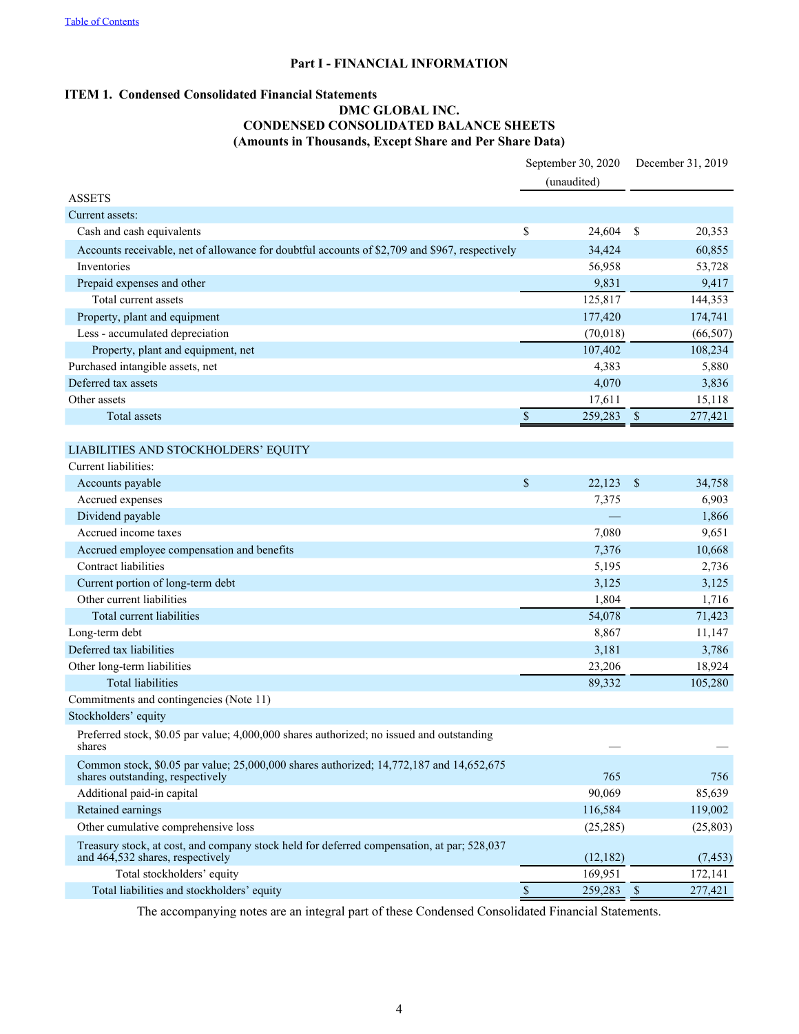[Table of Contents](#)

# Part I - FINANCIAL INFORMATION

## ITEM 1. Condensed Consolidated Financial Statements

**DMC GLOBAL INC.**
**CONDENSED CONSOLIDATED BALANCE SHEETS**
**(Amounts in Thousands, Except Share and Per Share Data)**

| | September 30, 2020 (unaudited) | December 31, 2019 |
|---|---|---|
| ASSETS | | |
| Current assets: | | |
| Cash and cash equivalents | $ 24,604 | $ 20,353 |
| Accounts receivable, net of allowance for doubtful accounts of $2,709 and $967, respectively | 34,424 | 60,855 |
| Inventories | 56,958 | 53,728 |
| Prepaid expenses and other | 9,831 | 9,417 |
| Total current assets | 125,817 | 144,353 |
| Property, plant and equipment | 177,420 | 174,741 |
| Less - accumulated depreciation | (70,018) | (66,507) |
| Property, plant and equipment, net | 107,402 | 108,234 |
| Purchased intangible assets, net | 4,383 | 5,880 |
| Deferred tax assets | 4,070 | 3,836 |
| Other assets | 17,611 | 15,118 |
| Total assets | $ 259,283 | $ 277,421 |
| LIABILITIES AND STOCKHOLDERS' EQUITY | | |
| Current liabilities: | | |
| Accounts payable | $ 22,123 | $ 34,758 |
| Accrued expenses | 7,375 | 6,903 |
| Dividend payable | — | 1,866 |
| Accrued income taxes | 7,080 | 9,651 |
| Accrued employee compensation and benefits | 7,376 | 10,668 |
| Contract liabilities | 5,195 | 2,736 |
| Current portion of long-term debt | 3,125 | 3,125 |
| Other current liabilities | 1,804 | 1,716 |
| Total current liabilities | 54,078 | 71,423 |
| Long-term debt | 8,867 | 11,147 |
| Deferred tax liabilities | 3,181 | 3,786 |
| Other long-term liabilities | 23,206 | 18,924 |
| Total liabilities | 89,332 | 105,280 |
| Commitments and contingencies (Note 11) | | |
| Stockholders' equity | | |
| Preferred stock, $0.05 par value; 4,000,000 shares authorized; no issued and outstanding shares | — | — |
| Common stock, $0.05 par value; 25,000,000 shares authorized; 14,772,187 and 14,652,675 shares outstanding, respectively | 765 | 756 |
| Additional paid-in capital | 90,069 | 85,639 |
| Retained earnings | 116,584 | 119,002 |
| Other cumulative comprehensive loss | (25,285) | (25,803) |
| Treasury stock, at cost, and company stock held for deferred compensation, at par; 528,037 and 464,532 shares, respectively | (12,182) | (7,453) |
| Total stockholders' equity | 169,951 | 172,141 |
| Total liabilities and stockholders' equity | $ 259,283 | $ 277,421 |

The accompanying notes are an integral part of these Condensed Consolidated Financial Statements.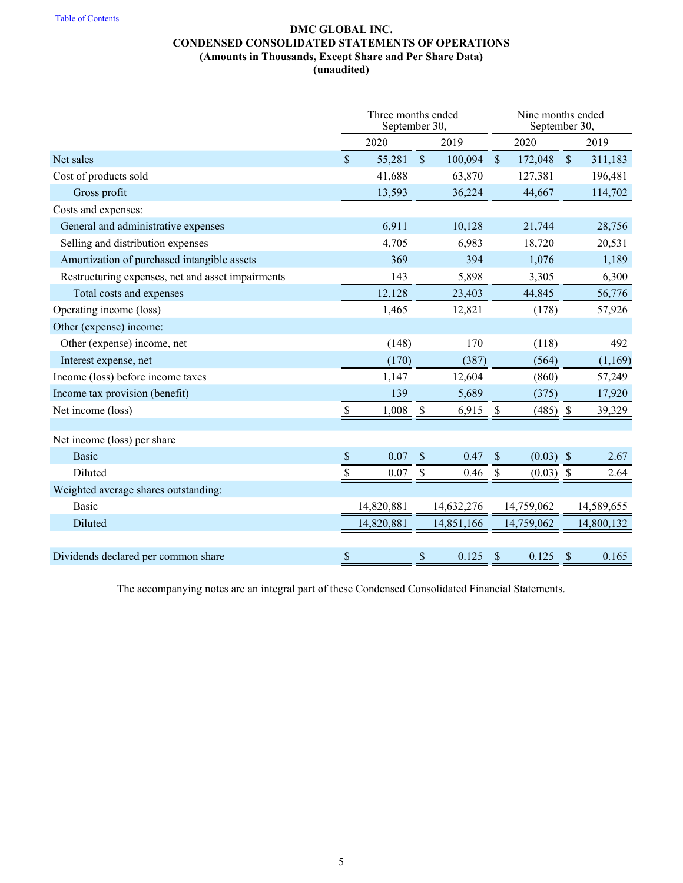[Table of Contents]

# DMC GLOBAL INC.
## CONDENSED CONSOLIDATED STATEMENTS OF OPERATIONS
### (Amounts in Thousands, Except Share and Per Share Data)
### (unaudited)

| | Three months ended September 30, | | Nine months ended September 30, | |
|---|---|---|---|---|
| | 2020 | 2019 | 2020 | 2019 |
| Net sales | $ 55,281 | $ 100,094 | $ 172,048 | $ 311,183 |
| Cost of products sold | 41,688 | 63,870 | 127,381 | 196,481 |
| Gross profit | 13,593 | 36,224 | 44,667 | 114,702 |
| Costs and expenses: | | | | |
| General and administrative expenses | 6,911 | 10,128 | 21,744 | 28,756 |
| Selling and distribution expenses | 4,705 | 6,983 | 18,720 | 20,531 |
| Amortization of purchased intangible assets | 369 | 394 | 1,076 | 1,189 |
| Restructuring expenses, net and asset impairments | 143 | 5,898 | 3,305 | 6,300 |
| Total costs and expenses | 12,128 | 23,403 | 44,845 | 56,776 |
| Operating income (loss) | 1,465 | 12,821 | (178) | 57,926 |
| Other (expense) income: | | | | |
| Other (expense) income, net | (148) | 170 | (118) | 492 |
| Interest expense, net | (170) | (387) | (564) | (1,169) |
| Income (loss) before income taxes | 1,147 | 12,604 | (860) | 57,249 |
| Income tax provision (benefit) | 139 | 5,689 | (375) | 17,920 |
| Net income (loss) | $ 1,008 | $ 6,915 | $ (485) | $ 39,329 |
| | | | | |
| Net income (loss) per share | | | | |
| Basic | $ 0.07 | $ 0.47 | $ (0.03) | $ 2.67 |
| Diluted | $ 0.07 | $ 0.46 | $ (0.03) | $ 2.64 |
| Weighted average shares outstanding: | | | | |
| Basic | 14,820,881 | 14,632,276 | 14,759,062 | 14,589,655 |
| Diluted | 14,820,881 | 14,851,166 | 14,759,062 | 14,800,132 |
| | | | | |
| Dividends declared per common share | $ — | $ 0.125 | $ 0.125 | $ 0.165 |

The accompanying notes are an integral part of these Condensed Consolidated Financial Statements.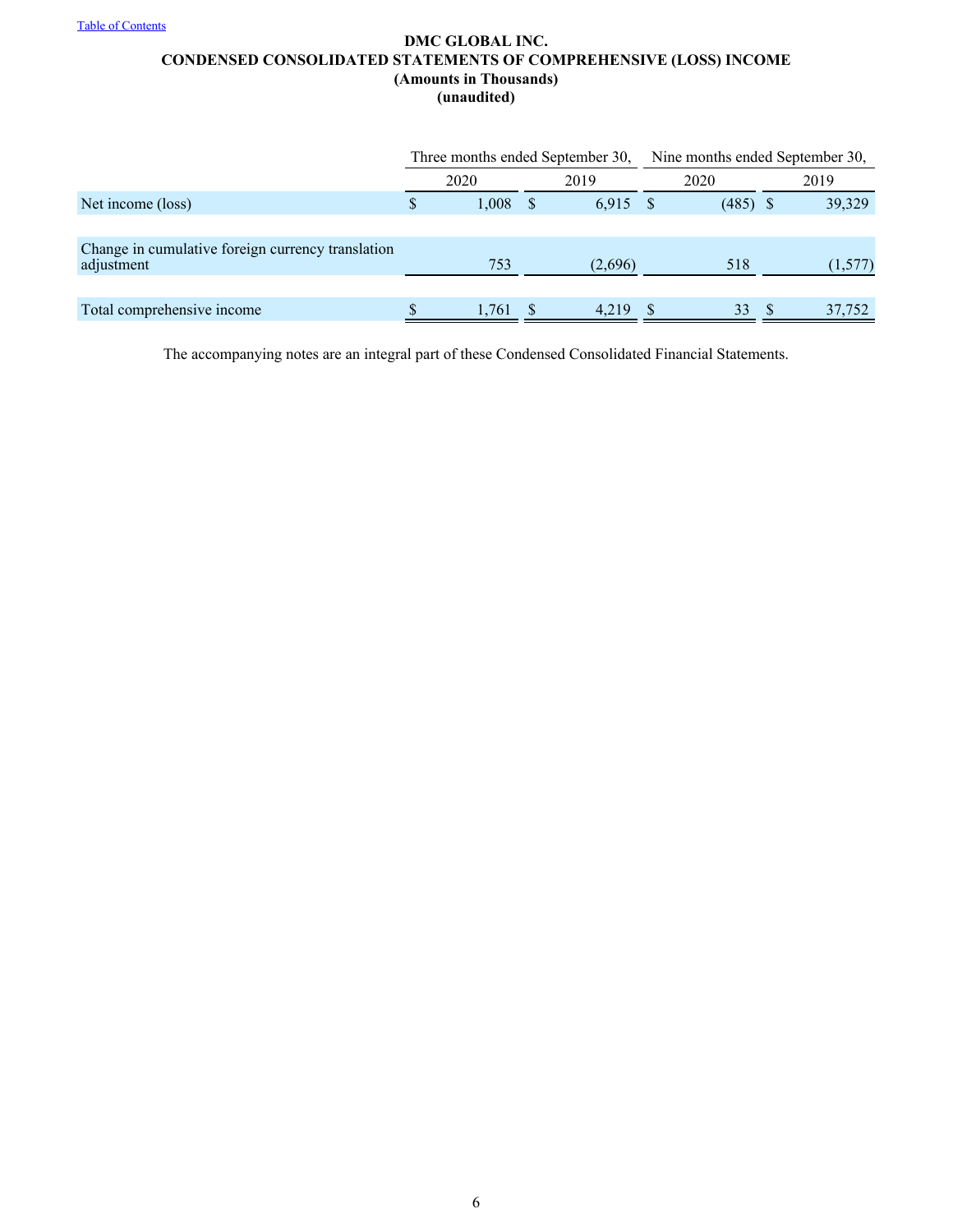# DMC GLOBAL INC.

## CONDENSED CONSOLIDATED STATEMENTS OF COMPREHENSIVE (LOSS) INCOME

**(Amounts in Thousands)**

**(unaudited)**

| | Three months ended September 30, | | Nine months ended September 30, | |
|---|---|---|---|---|
| | 2020 | 2019 | 2020 | 2019 |
| Net income (loss) | $ 1,008 | $ 6,915 | $ (485) | $ 39,329 |
| Change in cumulative foreign currency translation adjustment | 753 | (2,696) | 518 | (1,577) |
| Total comprehensive income | $ 1,761 | $ 4,219 | $ 33 | $ 37,752 |

The accompanying notes are an integral part of these Condensed Consolidated Financial Statements.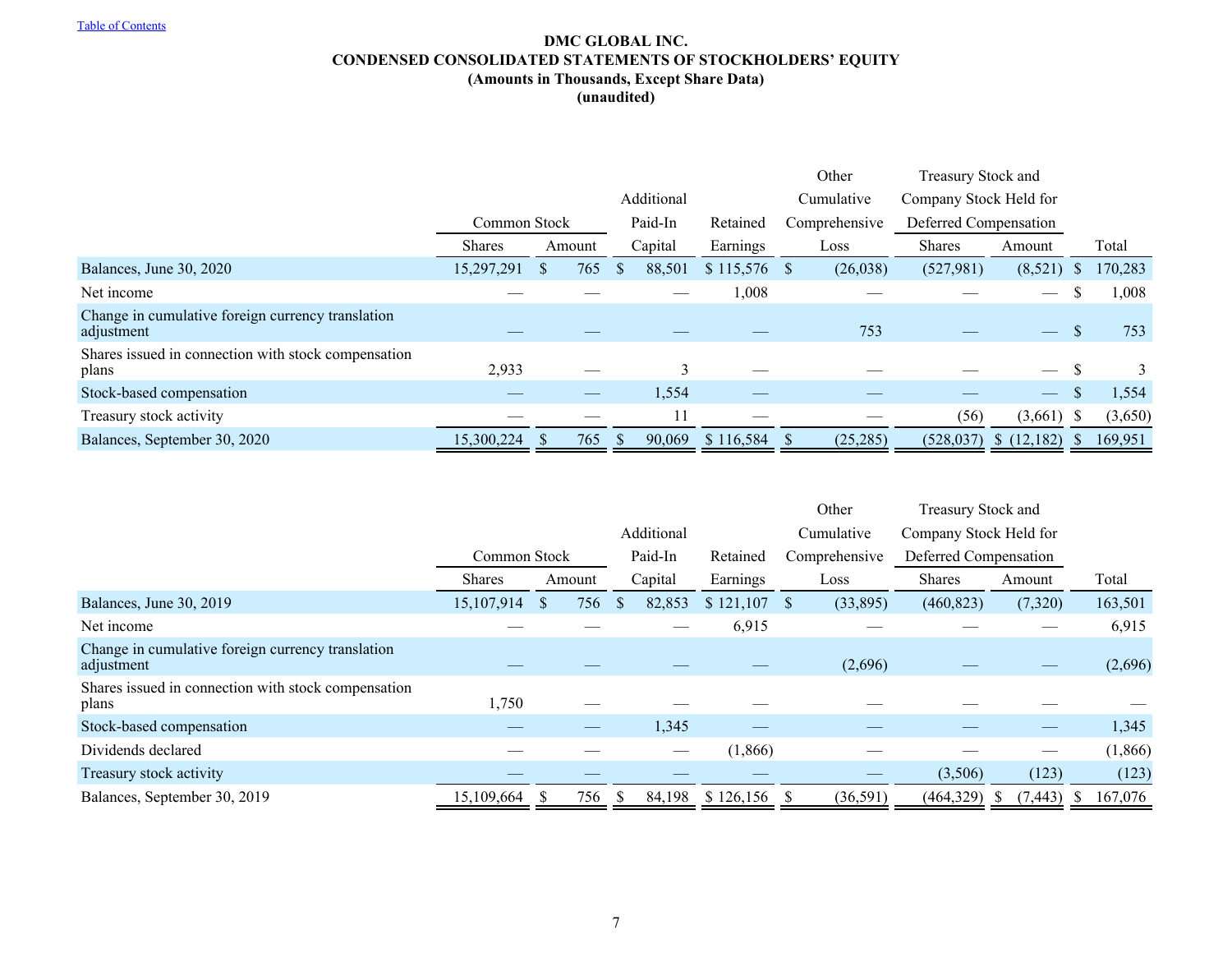Table of Contents

# DMC GLOBAL INC.
## CONDENSED CONSOLIDATED STATEMENTS OF STOCKHOLDERS' EQUITY
### (Amounts in Thousands, Except Share Data)
### (unaudited)

| | Common Stock | | Additional Paid-In | Retained | Other Cumulative Comprehensive | Treasury Stock and Company Stock Held for Deferred Compensation | | |
|---|---|---|---|---|---|---|---|---|
| | Shares | Amount | Capital | Earnings | Loss | Shares | Amount | Total |
| Balances, June 30, 2020 | 15,297,291 | $ 765 | $ 88,501 | $ 115,576 | $ (26,038) | (527,981) | (8,521) | $ 170,283 |
| Net income | — | — | — | 1,008 | — | — | — | $ 1,008 |
| Change in cumulative foreign currency translation adjustment | — | — | — | — | 753 | — | — | $ 753 |
| Shares issued in connection with stock compensation plans | 2,933 | — | 3 | — | — | — | — | $ 3 |
| Stock-based compensation | — | — | 1,554 | — | — | — | — | $ 1,554 |
| Treasury stock activity | — | — | 11 | — | — | (56) | (3,661) | $ (3,650) |
| Balances, September 30, 2020 | 15,300,224 | $ 765 | $ 90,069 | $ 116,584 | $ (25,285) | (528,037) | $ (12,182) | $ 169,951 |

| | Common Stock | | Additional Paid-In | Retained | Other Cumulative Comprehensive | Treasury Stock and Company Stock Held for Deferred Compensation | | |
|---|---|---|---|---|---|---|---|---|
| | Shares | Amount | Capital | Earnings | Loss | Shares | Amount | Total |
| Balances, June 30, 2019 | 15,107,914 | $ 756 | $ 82,853 | $ 121,107 | $ (33,895) | (460,823) | (7,320) | 163,501 |
| Net income | — | — | — | 6,915 | — | — | — | 6,915 |
| Change in cumulative foreign currency translation adjustment | — | — | — | — | (2,696) | — | — | (2,696) |
| Shares issued in connection with stock compensation plans | 1,750 | — | — | — | — | — | — | — |
| Stock-based compensation | — | — | 1,345 | — | — | — | — | 1,345 |
| Dividends declared | — | — | — | (1,866) | — | — | — | (1,866) |
| Treasury stock activity | — | — | — | — | — | (3,506) | (123) | (123) |
| Balances, September 30, 2019 | 15,109,664 | $ 756 | $ 84,198 | $ 126,156 | $ (36,591) | (464,329) | $ (7,443) | $ 167,076 |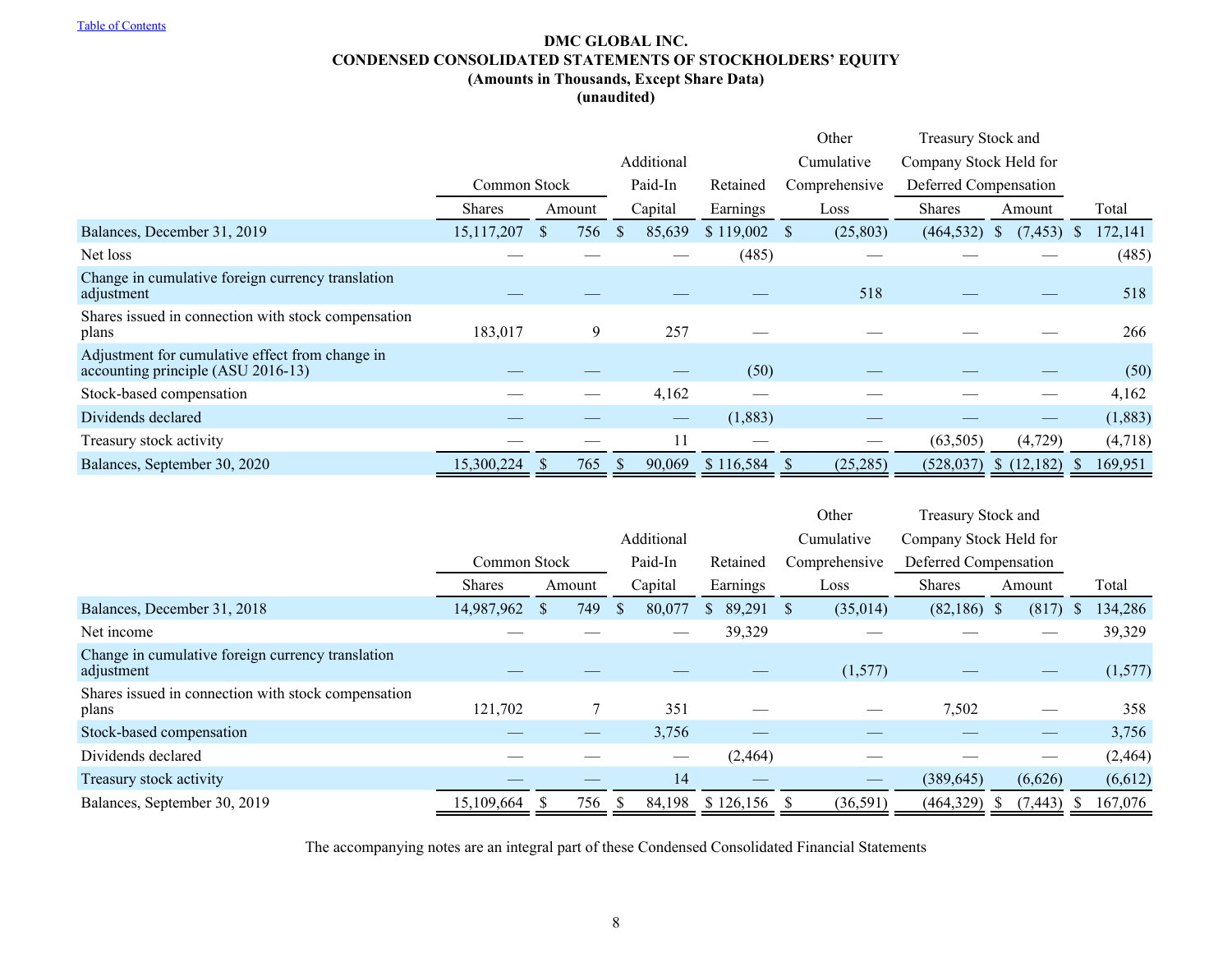# DMC GLOBAL INC.

## CONDENSED CONSOLIDATED STATEMENTS OF STOCKHOLDERS' EQUITY

### (Amounts in Thousands, Except Share Data)

### (unaudited)

| | Common Stock | | Additional Paid-In | Retained | Other Cumulative Comprehensive | Treasury Stock and Company Stock Held for Deferred Compensation | | |
|---|---|---|---|---|---|---|---|---|
| | Shares | Amount | Capital | Earnings | Loss | Shares | Amount | Total |
| Balances, December 31, 2019 | 15,117,207 | $ 756 | $ 85,639 | $ 119,002 | $ (25,803) | (464,532) | $ (7,453) | $ 172,141 |
| Net loss | — | — | — | (485) | — | — | — | (485) |
| Change in cumulative foreign currency translation adjustment | — | — | — | — | 518 | — | — | 518 |
| Shares issued in connection with stock compensation plans | 183,017 | 9 | 257 | — | — | — | — | 266 |
| Adjustment for cumulative effect from change in accounting principle (ASU 2016-13) | — | — | — | (50) | — | — | — | (50) |
| Stock-based compensation | — | — | 4,162 | — | — | — | — | 4,162 |
| Dividends declared | — | — | — | (1,883) | — | — | — | (1,883) |
| Treasury stock activity | — | — | 11 | — | — | (63,505) | (4,729) | (4,718) |
| Balances, September 30, 2020 | 15,300,224 | $ 765 | $ 90,069 | $ 116,584 | $ (25,285) | (528,037) | $ (12,182) | $ 169,951 |

| | Common Stock | | Additional Paid-In | Retained | Other Cumulative Comprehensive | Treasury Stock and Company Stock Held for Deferred Compensation | | |
|---|---|---|---|---|---|---|---|---|
| | Shares | Amount | Capital | Earnings | Loss | Shares | Amount | Total |
| Balances, December 31, 2018 | 14,987,962 | $ 749 | $ 80,077 | $ 89,291 | $ (35,014) | (82,186) | $ (817) | $ 134,286 |
| Net income | — | — | — | 39,329 | — | — | — | 39,329 |
| Change in cumulative foreign currency translation adjustment | — | — | — | — | (1,577) | — | — | (1,577) |
| Shares issued in connection with stock compensation plans | 121,702 | 7 | 351 | — | — | 7,502 | — | 358 |
| Stock-based compensation | — | — | 3,756 | — | — | — | — | 3,756 |
| Dividends declared | — | — | — | (2,464) | — | — | — | (2,464) |
| Treasury stock activity | — | — | 14 | — | — | (389,645) | (6,626) | (6,612) |
| Balances, September 30, 2019 | 15,109,664 | $ 756 | $ 84,198 | $ 126,156 | $ (36,591) | (464,329) | $ (7,443) | $ 167,076 |

The accompanying notes are an integral part of these Condensed Consolidated Financial Statements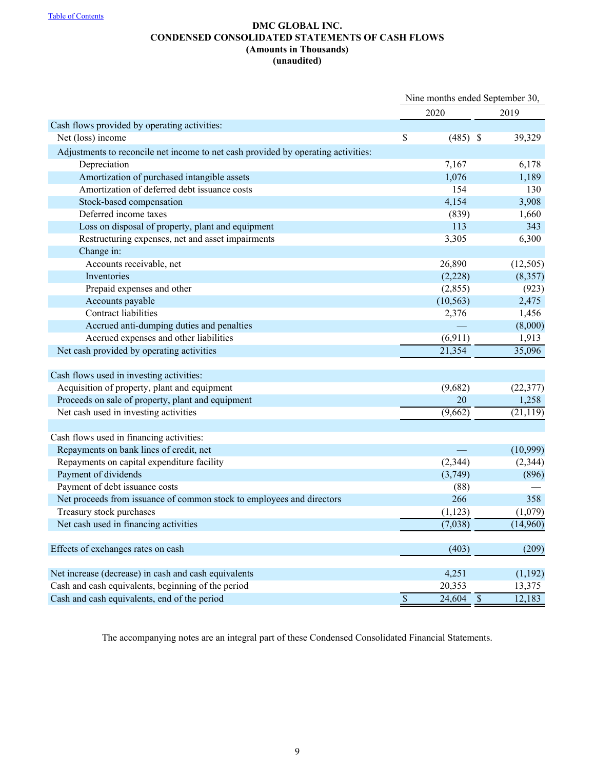Table of Contents

# DMC GLOBAL INC.
## CONDENSED CONSOLIDATED STATEMENTS OF CASH FLOWS
### (Amounts in Thousands)
### (unaudited)

| | Nine months ended September 30, | |
|---|---|---|
| | 2020 | 2019 |
| Cash flows provided by operating activities: | | |
| Net (loss) income | $ (485) | $ 39,329 |
| Adjustments to reconcile net income to net cash provided by operating activities: | | |
| Depreciation | 7,167 | 6,178 |
| Amortization of purchased intangible assets | 1,076 | 1,189 |
| Amortization of deferred debt issuance costs | 154 | 130 |
| Stock-based compensation | 4,154 | 3,908 |
| Deferred income taxes | (839) | 1,660 |
| Loss on disposal of property, plant and equipment | 113 | 343 |
| Restructuring expenses, net and asset impairments | 3,305 | 6,300 |
| Change in: | | |
| Accounts receivable, net | 26,890 | (12,505) |
| Inventories | (2,228) | (8,357) |
| Prepaid expenses and other | (2,855) | (923) |
| Accounts payable | (10,563) | 2,475 |
| Contract liabilities | 2,376 | 1,456 |
| Accrued anti-dumping duties and penalties | — | (8,000) |
| Accrued expenses and other liabilities | (6,911) | 1,913 |
| Net cash provided by operating activities | 21,354 | 35,096 |
| | | |
| Cash flows used in investing activities: | | |
| Acquisition of property, plant and equipment | (9,682) | (22,377) |
| Proceeds on sale of property, plant and equipment | 20 | 1,258 |
| Net cash used in investing activities | (9,662) | (21,119) |
| | | |
| Cash flows used in financing activities: | | |
| Repayments on bank lines of credit, net | — | (10,999) |
| Repayments on capital expenditure facility | (2,344) | (2,344) |
| Payment of dividends | (3,749) | (896) |
| Payment of debt issuance costs | (88) | — |
| Net proceeds from issuance of common stock to employees and directors | 266 | 358 |
| Treasury stock purchases | (1,123) | (1,079) |
| Net cash used in financing activities | (7,038) | (14,960) |
| | | |
| Effects of exchanges rates on cash | (403) | (209) |
| | | |
| Net increase (decrease) in cash and cash equivalents | 4,251 | (1,192) |
| Cash and cash equivalents, beginning of the period | 20,353 | 13,375 |
| Cash and cash equivalents, end of the period | $ 24,604 | $ 12,183 |

The accompanying notes are an integral part of these Condensed Consolidated Financial Statements.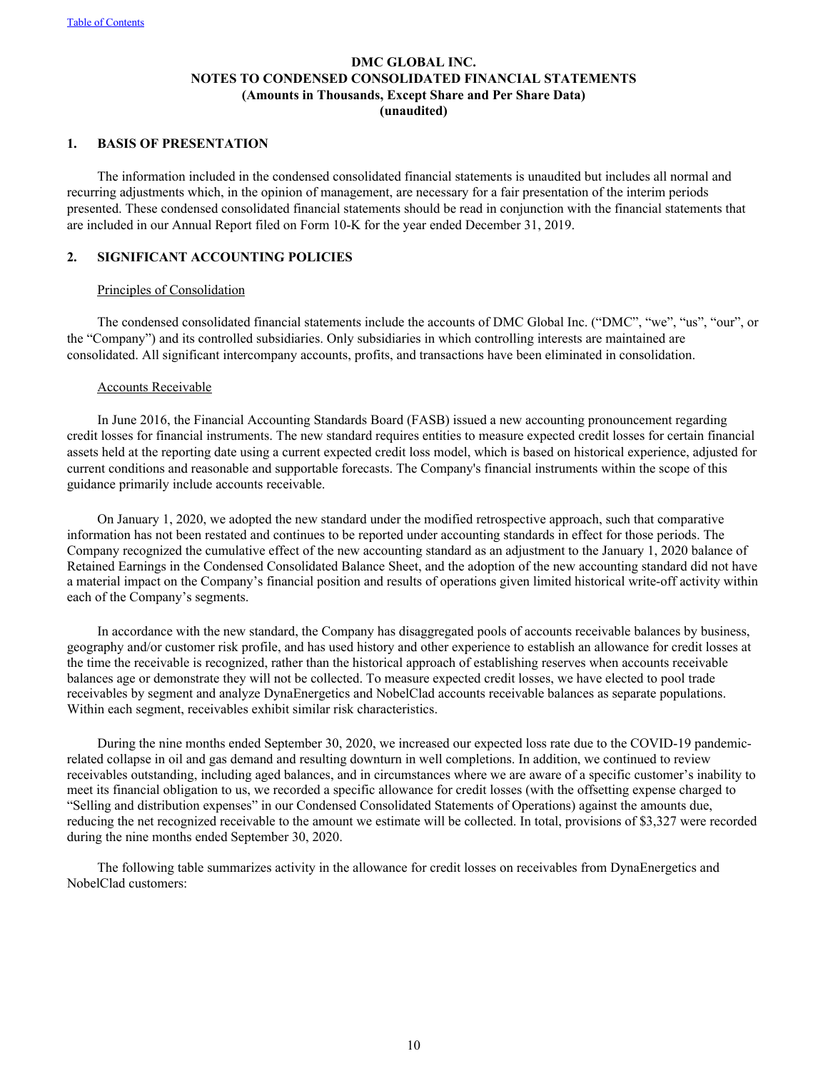# DMC GLOBAL INC.
## NOTES TO CONDENSED CONSOLIDATED FINANCIAL STATEMENTS
### (Amounts in Thousands, Except Share and Per Share Data)
### (unaudited)

## 1. BASIS OF PRESENTATION

The information included in the condensed consolidated financial statements is unaudited but includes all normal and recurring adjustments which, in the opinion of management, are necessary for a fair presentation of the interim periods presented. These condensed consolidated financial statements should be read in conjunction with the financial statements that are included in our Annual Report filed on Form 10-K for the year ended December 31, 2019.

## 2. SIGNIFICANT ACCOUNTING POLICIES

Principles of Consolidation

The condensed consolidated financial statements include the accounts of DMC Global Inc. ("DMC", "we", "us", "our", or the "Company") and its controlled subsidiaries. Only subsidiaries in which controlling interests are maintained are consolidated. All significant intercompany accounts, profits, and transactions have been eliminated in consolidation.

Accounts Receivable

In June 2016, the Financial Accounting Standards Board (FASB) issued a new accounting pronouncement regarding credit losses for financial instruments. The new standard requires entities to measure expected credit losses for certain financial assets held at the reporting date using a current expected credit loss model, which is based on historical experience, adjusted for current conditions and reasonable and supportable forecasts. The Company's financial instruments within the scope of this guidance primarily include accounts receivable.

On January 1, 2020, we adopted the new standard under the modified retrospective approach, such that comparative information has not been restated and continues to be reported under accounting standards in effect for those periods. The Company recognized the cumulative effect of the new accounting standard as an adjustment to the January 1, 2020 balance of Retained Earnings in the Condensed Consolidated Balance Sheet, and the adoption of the new accounting standard did not have a material impact on the Company's financial position and results of operations given limited historical write-off activity within each of the Company's segments.

In accordance with the new standard, the Company has disaggregated pools of accounts receivable balances by business, geography and/or customer risk profile, and has used history and other experience to establish an allowance for credit losses at the time the receivable is recognized, rather than the historical approach of establishing reserves when accounts receivable balances age or demonstrate they will not be collected. To measure expected credit losses, we have elected to pool trade receivables by segment and analyze DynaEnergetics and NobelClad accounts receivable balances as separate populations. Within each segment, receivables exhibit similar risk characteristics.

During the nine months ended September 30, 2020, we increased our expected loss rate due to the COVID-19 pandemic-related collapse in oil and gas demand and resulting downturn in well completions. In addition, we continued to review receivables outstanding, including aged balances, and in circumstances where we are aware of a specific customer's inability to meet its financial obligation to us, we recorded a specific allowance for credit losses (with the offsetting expense charged to "Selling and distribution expenses" in our Condensed Consolidated Statements of Operations) against the amounts due, reducing the net recognized receivable to the amount we estimate will be collected. In total, provisions of $3,327 were recorded during the nine months ended September 30, 2020.

The following table summarizes activity in the allowance for credit losses on receivables from DynaEnergetics and NobelClad customers: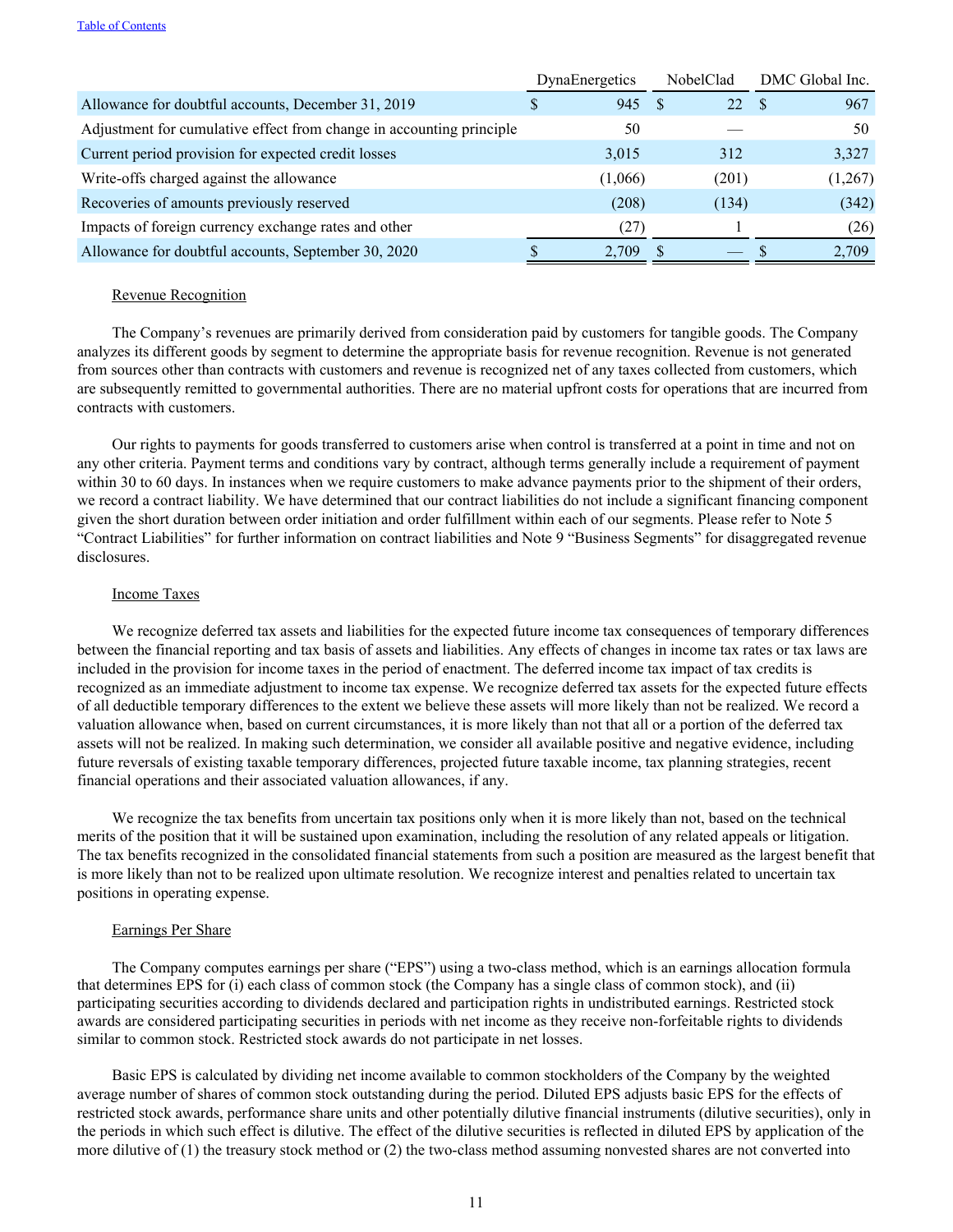| | DynaEnergetics | NobelClad | DMC Global Inc. |
|---|---|---|---|
| Allowance for doubtful accounts, December 31, 2019 | $ 945 | $ 22 | $ 967 |
| Adjustment for cumulative effect from change in accounting principle | 50 | — | 50 |
| Current period provision for expected credit losses | 3,015 | 312 | 3,327 |
| Write-offs charged against the allowance | (1,066) | (201) | (1,267) |
| Recoveries of amounts previously reserved | (208) | (134) | (342) |
| Impacts of foreign currency exchange rates and other | (27) | 1 | (26) |
| Allowance for doubtful accounts, September 30, 2020 | $ 2,709 | $ — | $ 2,709 |

Revenue Recognition

The Company's revenues are primarily derived from consideration paid by customers for tangible goods. The Company analyzes its different goods by segment to determine the appropriate basis for revenue recognition. Revenue is not generated from sources other than contracts with customers and revenue is recognized net of any taxes collected from customers, which are subsequently remitted to governmental authorities. There are no material upfront costs for operations that are incurred from contracts with customers.

Our rights to payments for goods transferred to customers arise when control is transferred at a point in time and not on any other criteria. Payment terms and conditions vary by contract, although terms generally include a requirement of payment within 30 to 60 days. In instances when we require customers to make advance payments prior to the shipment of their orders, we record a contract liability. We have determined that our contract liabilities do not include a significant financing component given the short duration between order initiation and order fulfillment within each of our segments. Please refer to Note 5 "Contract Liabilities" for further information on contract liabilities and Note 9 "Business Segments" for disaggregated revenue disclosures.

Income Taxes

We recognize deferred tax assets and liabilities for the expected future income tax consequences of temporary differences between the financial reporting and tax basis of assets and liabilities. Any effects of changes in income tax rates or tax laws are included in the provision for income taxes in the period of enactment. The deferred income tax impact of tax credits is recognized as an immediate adjustment to income tax expense. We recognize deferred tax assets for the expected future effects of all deductible temporary differences to the extent we believe these assets will more likely than not be realized. We record a valuation allowance when, based on current circumstances, it is more likely than not that all or a portion of the deferred tax assets will not be realized. In making such determination, we consider all available positive and negative evidence, including future reversals of existing taxable temporary differences, projected future taxable income, tax planning strategies, recent financial operations and their associated valuation allowances, if any.

We recognize the tax benefits from uncertain tax positions only when it is more likely than not, based on the technical merits of the position that it will be sustained upon examination, including the resolution of any related appeals or litigation. The tax benefits recognized in the consolidated financial statements from such a position are measured as the largest benefit that is more likely than not to be realized upon ultimate resolution. We recognize interest and penalties related to uncertain tax positions in operating expense.

Earnings Per Share

The Company computes earnings per share ("EPS") using a two-class method, which is an earnings allocation formula that determines EPS for (i) each class of common stock (the Company has a single class of common stock), and (ii) participating securities according to dividends declared and participation rights in undistributed earnings. Restricted stock awards are considered participating securities in periods with net income as they receive non-forfeitable rights to dividends similar to common stock. Restricted stock awards do not participate in net losses.

Basic EPS is calculated by dividing net income available to common stockholders of the Company by the weighted average number of shares of common stock outstanding during the period. Diluted EPS adjusts basic EPS for the effects of restricted stock awards, performance share units and other potentially dilutive financial instruments (dilutive securities), only in the periods in which such effect is dilutive. The effect of the dilutive securities is reflected in diluted EPS by application of the more dilutive of (1) the treasury stock method or (2) the two-class method assuming nonvested shares are not converted into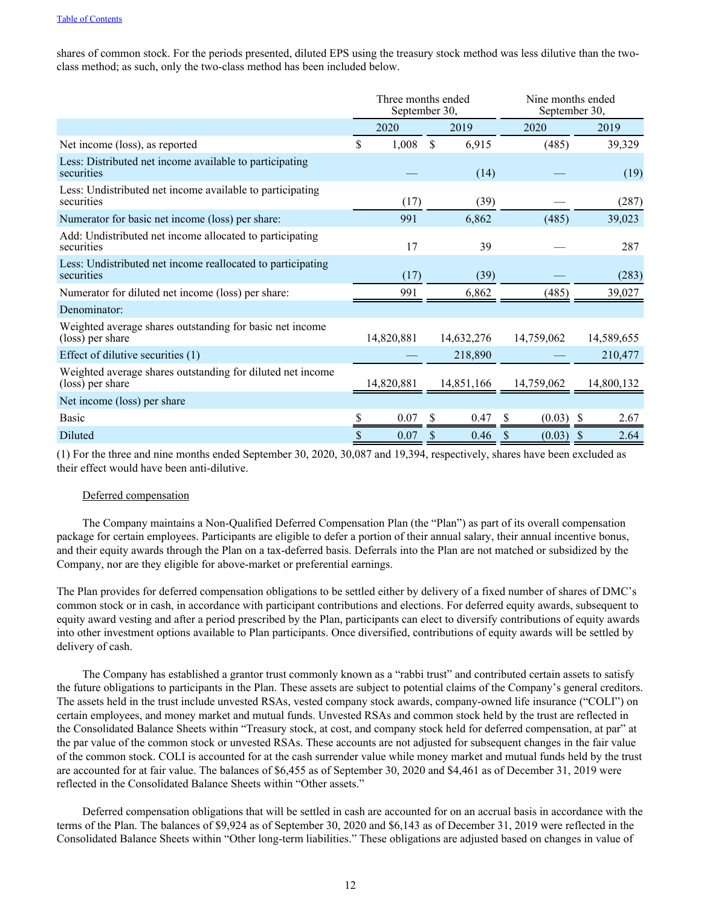shares of common stock. For the periods presented, diluted EPS using the treasury stock method was less dilutive than the two-class method; as such, only the two-class method has been included below.

| | Three months ended September 30, | | Nine months ended September 30, | |
|---|---|---|---|---|
| | 2020 | 2019 | 2020 | 2019 |
| Net income (loss), as reported | $ 1,008 | $ 6,915 | (485) | 39,329 |
| Less: Distributed net income available to participating securities | — | (14) | — | (19) |
| Less: Undistributed net income available to participating securities | (17) | (39) | — | (287) |
| Numerator for basic net income (loss) per share: | 991 | 6,862 | (485) | 39,023 |
| Add: Undistributed net income allocated to participating securities | 17 | 39 | — | 287 |
| Less: Undistributed net income reallocated to participating securities | (17) | (39) | — | (283) |
| Numerator for diluted net income (loss) per share: | 991 | 6,862 | (485) | 39,027 |
| Denominator: | | | | |
| Weighted average shares outstanding for basic net income (loss) per share | 14,820,881 | 14,632,276 | 14,759,062 | 14,589,655 |
| Effect of dilutive securities (1) | — | 218,890 | — | 210,477 |
| Weighted average shares outstanding for diluted net income (loss) per share | 14,820,881 | 14,851,166 | 14,759,062 | 14,800,132 |
| Net income (loss) per share | | | | |
| Basic | $ 0.07 | $ 0.47 | $ (0.03) | $ 2.67 |
| Diluted | $ 0.07 | $ 0.46 | $ (0.03) | $ 2.64 |

(1) For the three and nine months ended September 30, 2020, 30,087 and 19,394, respectively, shares have been excluded as their effect would have been anti-dilutive.

Deferred compensation

The Company maintains a Non-Qualified Deferred Compensation Plan (the "Plan") as part of its overall compensation package for certain employees. Participants are eligible to defer a portion of their annual salary, their annual incentive bonus, and their equity awards through the Plan on a tax-deferred basis. Deferrals into the Plan are not matched or subsidized by the Company, nor are they eligible for above-market or preferential earnings.

The Plan provides for deferred compensation obligations to be settled either by delivery of a fixed number of shares of DMC's common stock or in cash, in accordance with participant contributions and elections. For deferred equity awards, subsequent to equity award vesting and after a period prescribed by the Plan, participants can elect to diversify contributions of equity awards into other investment options available to Plan participants. Once diversified, contributions of equity awards will be settled by delivery of cash.

The Company has established a grantor trust commonly known as a "rabbi trust" and contributed certain assets to satisfy the future obligations to participants in the Plan. These assets are subject to potential claims of the Company's general creditors. The assets held in the trust include unvested RSAs, vested company stock awards, company-owned life insurance ("COLI") on certain employees, and money market and mutual funds. Unvested RSAs and common stock held by the trust are reflected in the Consolidated Balance Sheets within "Treasury stock, at cost, and company stock held for deferred compensation, at par" at the par value of the common stock or unvested RSAs. These accounts are not adjusted for subsequent changes in the fair value of the common stock. COLI is accounted for at the cash surrender value while money market and mutual funds held by the trust are accounted for at fair value. The balances of $6,455 as of September 30, 2020 and $4,461 as of December 31, 2019 were reflected in the Consolidated Balance Sheets within "Other assets."

Deferred compensation obligations that will be settled in cash are accounted for on an accrual basis in accordance with the terms of the Plan. The balances of $9,924 as of September 30, 2020 and $6,143 as of December 31, 2019 were reflected in the Consolidated Balance Sheets within "Other long-term liabilities." These obligations are adjusted based on changes in value of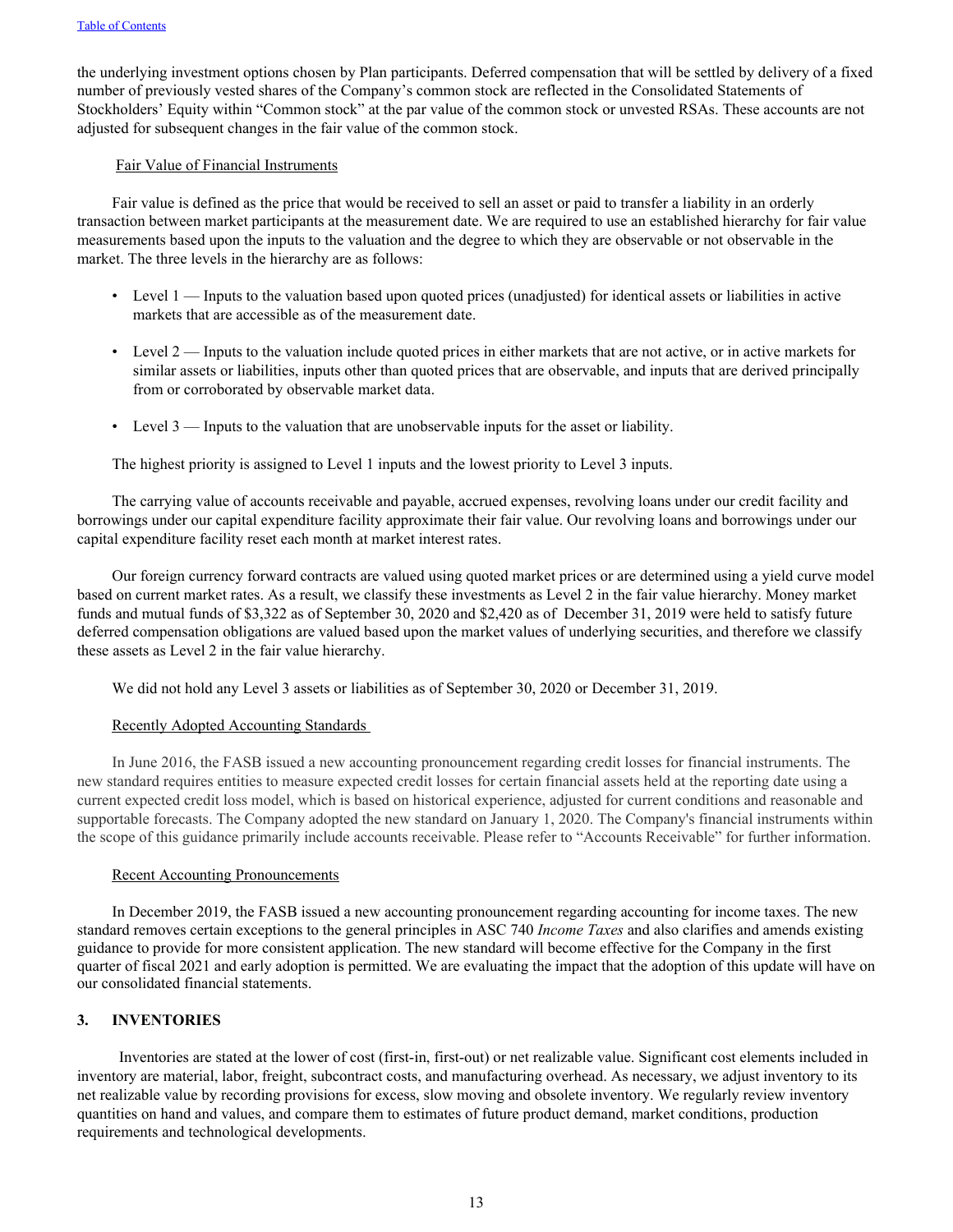the underlying investment options chosen by Plan participants. Deferred compensation that will be settled by delivery of a fixed number of previously vested shares of the Company's common stock are reflected in the Consolidated Statements of Stockholders' Equity within "Common stock" at the par value of the common stock or unvested RSAs. These accounts are not adjusted for subsequent changes in the fair value of the common stock.

Fair Value of Financial Instruments

Fair value is defined as the price that would be received to sell an asset or paid to transfer a liability in an orderly transaction between market participants at the measurement date. We are required to use an established hierarchy for fair value measurements based upon the inputs to the valuation and the degree to which they are observable or not observable in the market. The three levels in the hierarchy are as follows:

- Level 1 — Inputs to the valuation based upon quoted prices (unadjusted) for identical assets or liabilities in active markets that are accessible as of the measurement date.
- Level 2 — Inputs to the valuation include quoted prices in either markets that are not active, or in active markets for similar assets or liabilities, inputs other than quoted prices that are observable, and inputs that are derived principally from or corroborated by observable market data.
- Level 3 — Inputs to the valuation that are unobservable inputs for the asset or liability.

The highest priority is assigned to Level 1 inputs and the lowest priority to Level 3 inputs.

The carrying value of accounts receivable and payable, accrued expenses, revolving loans under our credit facility and borrowings under our capital expenditure facility approximate their fair value. Our revolving loans and borrowings under our capital expenditure facility reset each month at market interest rates.

Our foreign currency forward contracts are valued using quoted market prices or are determined using a yield curve model based on current market rates. As a result, we classify these investments as Level 2 in the fair value hierarchy. Money market funds and mutual funds of $3,322 as of September 30, 2020 and $2,420 as of December 31, 2019 were held to satisfy future deferred compensation obligations are valued based upon the market values of underlying securities, and therefore we classify these assets as Level 2 in the fair value hierarchy.

We did not hold any Level 3 assets or liabilities as of September 30, 2020 or December 31, 2019.

Recently Adopted Accounting Standards

In June 2016, the FASB issued a new accounting pronouncement regarding credit losses for financial instruments. The new standard requires entities to measure expected credit losses for certain financial assets held at the reporting date using a current expected credit loss model, which is based on historical experience, adjusted for current conditions and reasonable and supportable forecasts. The Company adopted the new standard on January 1, 2020. The Company's financial instruments within the scope of this guidance primarily include accounts receivable. Please refer to "Accounts Receivable" for further information.

Recent Accounting Pronouncements

In December 2019, the FASB issued a new accounting pronouncement regarding accounting for income taxes. The new standard removes certain exceptions to the general principles in ASC 740 *Income Taxes* and also clarifies and amends existing guidance to provide for more consistent application. The new standard will become effective for the Company in the first quarter of fiscal 2021 and early adoption is permitted. We are evaluating the impact that the adoption of this update will have on our consolidated financial statements.

## 3. INVENTORIES

Inventories are stated at the lower of cost (first-in, first-out) or net realizable value. Significant cost elements included in inventory are material, labor, freight, subcontract costs, and manufacturing overhead. As necessary, we adjust inventory to its net realizable value by recording provisions for excess, slow moving and obsolete inventory. We regularly review inventory quantities on hand and values, and compare them to estimates of future product demand, market conditions, production requirements and technological developments.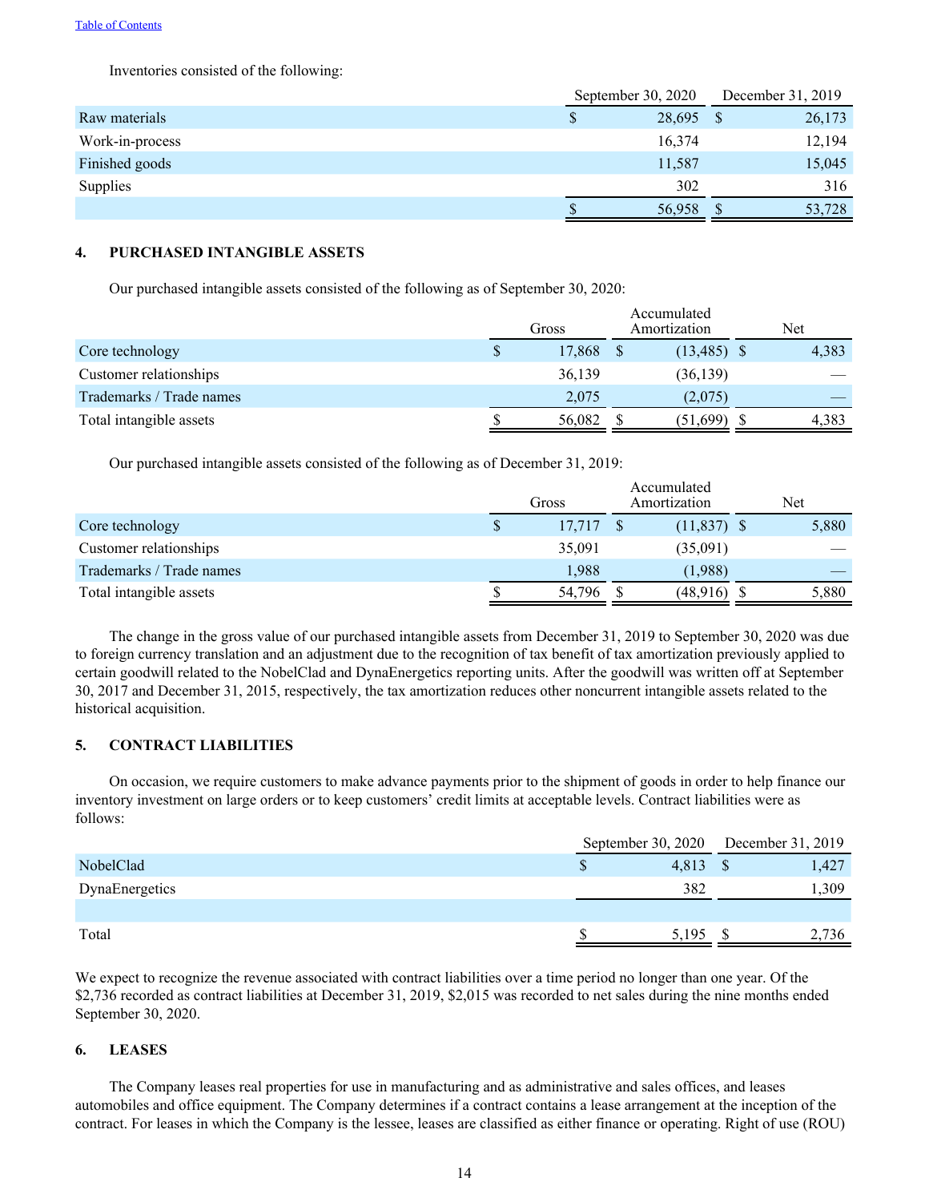Inventories consisted of the following:

| | September 30, 2020 | December 31, 2019 |
|---|---|---|
| Raw materials | $ 28,695 | $ 26,173 |
| Work-in-process | 16,374 | 12,194 |
| Finished goods | 11,587 | 15,045 |
| Supplies | 302 | 316 |
| | $ 56,958 | $ 53,728 |

## 4. PURCHASED INTANGIBLE ASSETS

Our purchased intangible assets consisted of the following as of September 30, 2020:

| | Gross | Accumulated Amortization | Net |
|---|---|---|---|
| Core technology | $ 17,868 | $ (13,485) | $ 4,383 |
| Customer relationships | 36,139 | (36,139) | — |
| Trademarks / Trade names | 2,075 | (2,075) | — |
| Total intangible assets | $ 56,082 | $ (51,699) | $ 4,383 |

Our purchased intangible assets consisted of the following as of December 31, 2019:

| | Gross | Accumulated Amortization | Net |
|---|---|---|---|
| Core technology | $ 17,717 | $ (11,837) | $ 5,880 |
| Customer relationships | 35,091 | (35,091) | — |
| Trademarks / Trade names | 1,988 | (1,988) | — |
| Total intangible assets | $ 54,796 | $ (48,916) | $ 5,880 |

The change in the gross value of our purchased intangible assets from December 31, 2019 to September 30, 2020 was due to foreign currency translation and an adjustment due to the recognition of tax benefit of tax amortization previously applied to certain goodwill related to the NobelClad and DynaEnergetics reporting units. After the goodwill was written off at September 30, 2017 and December 31, 2015, respectively, the tax amortization reduces other noncurrent intangible assets related to the historical acquisition.

## 5. CONTRACT LIABILITIES

On occasion, we require customers to make advance payments prior to the shipment of goods in order to help finance our inventory investment on large orders or to keep customers' credit limits at acceptable levels. Contract liabilities were as follows:

| | September 30, 2020 | December 31, 2019 |
|---|---|---|
| NobelClad | $ 4,813 | $ 1,427 |
| DynaEnergetics | 382 | 1,309 |
| | | |
| Total | $ 5,195 | $ 2,736 |

We expect to recognize the revenue associated with contract liabilities over a time period no longer than one year. Of the $2,736 recorded as contract liabilities at December 31, 2019, $2,015 was recorded to net sales during the nine months ended September 30, 2020.

## 6. LEASES

The Company leases real properties for use in manufacturing and as administrative and sales offices, and leases automobiles and office equipment. The Company determines if a contract contains a lease arrangement at the inception of the contract. For leases in which the Company is the lessee, leases are classified as either finance or operating. Right of use (ROU)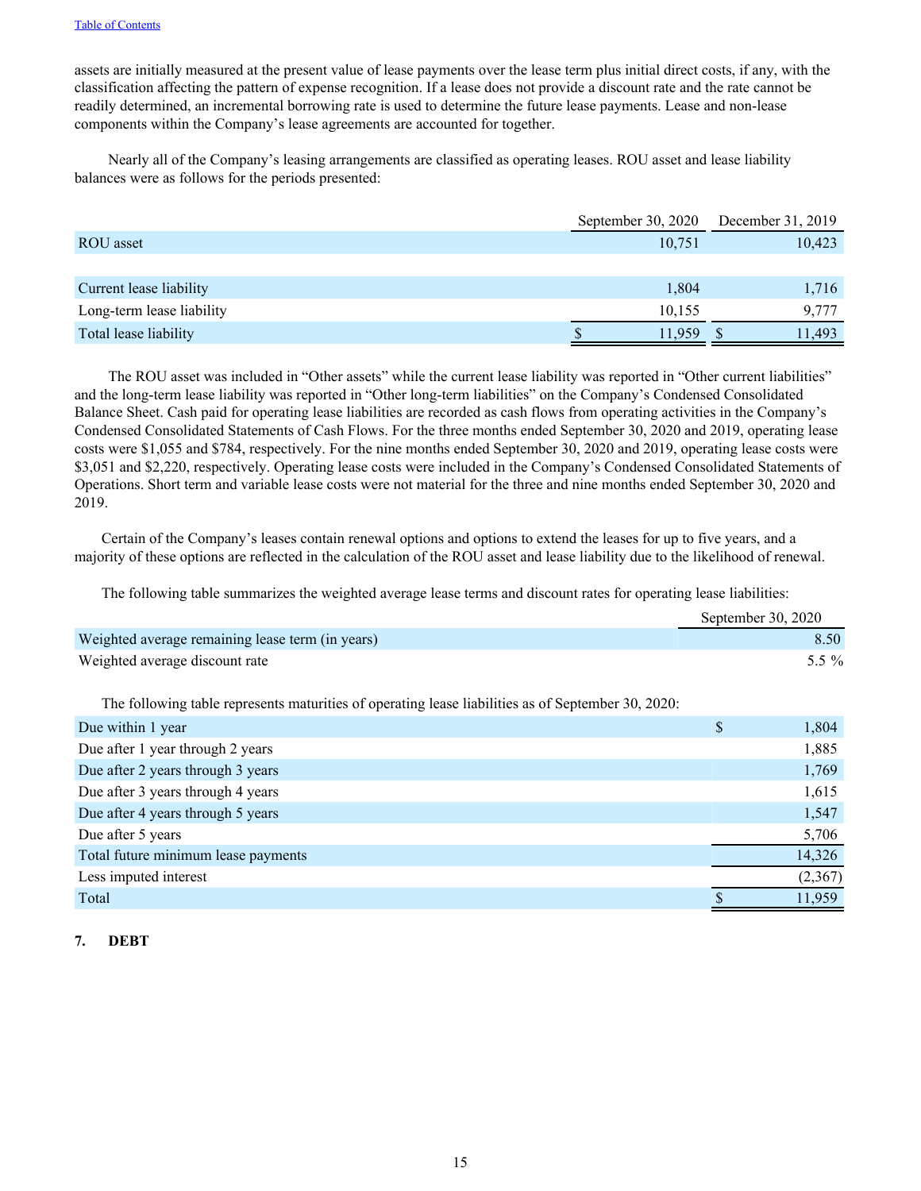assets are initially measured at the present value of lease payments over the lease term plus initial direct costs, if any, with the classification affecting the pattern of expense recognition. If a lease does not provide a discount rate and the rate cannot be readily determined, an incremental borrowing rate is used to determine the future lease payments. Lease and non-lease components within the Company's lease agreements are accounted for together.

Nearly all of the Company's leasing arrangements are classified as operating leases. ROU asset and lease liability balances were as follows for the periods presented:

| | September 30, 2020 | December 31, 2019 |
|---|---|---|
| ROU asset | 10,751 | 10,423 |
| | | |
| Current lease liability | 1,804 | 1,716 |
| Long-term lease liability | 10,155 | 9,777 |
| Total lease liability | $ 11,959 | $ 11,493 |

The ROU asset was included in "Other assets" while the current lease liability was reported in "Other current liabilities" and the long-term lease liability was reported in "Other long-term liabilities" on the Company's Condensed Consolidated Balance Sheet. Cash paid for operating lease liabilities are recorded as cash flows from operating activities in the Company's Condensed Consolidated Statements of Cash Flows. For the three months ended September 30, 2020 and 2019, operating lease costs were $1,055 and $784, respectively. For the nine months ended September 30, 2020 and 2019, operating lease costs were $3,051 and $2,220, respectively. Operating lease costs were included in the Company's Condensed Consolidated Statements of Operations. Short term and variable lease costs were not material for the three and nine months ended September 30, 2020 and 2019.

Certain of the Company's leases contain renewal options and options to extend the leases for up to five years, and a majority of these options are reflected in the calculation of the ROU asset and lease liability due to the likelihood of renewal.

The following table summarizes the weighted average lease terms and discount rates for operating lease liabilities:

| | September 30, 2020 |
|---|---|
| Weighted average remaining lease term (in years) | 8.50 |
| Weighted average discount rate | 5.5 % |

The following table represents maturities of operating lease liabilities as of September 30, 2020:

| | |
|---|---|
| Due within 1 year | $ 1,804 |
| Due after 1 year through 2 years | 1,885 |
| Due after 2 years through 3 years | 1,769 |
| Due after 3 years through 4 years | 1,615 |
| Due after 4 years through 5 years | 1,547 |
| Due after 5 years | 5,706 |
| Total future minimum lease payments | 14,326 |
| Less imputed interest | (2,367) |
| Total | $ 11,959 |

**7. DEBT**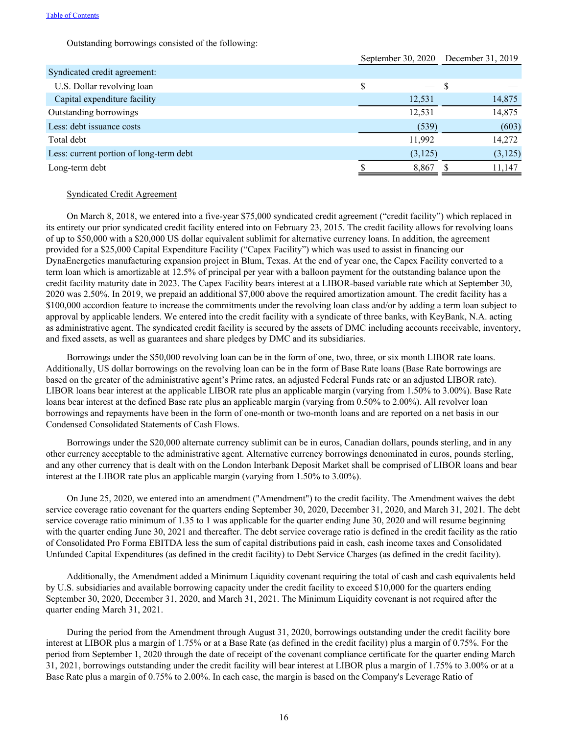Outstanding borrowings consisted of the following:

| | September 30, 2020 | December 31, 2019 |
|---|---|---|
| Syndicated credit agreement: | | |
| U.S. Dollar revolving loan | $ — | $ — |
| Capital expenditure facility | 12,531 | 14,875 |
| Outstanding borrowings | 12,531 | 14,875 |
| Less: debt issuance costs | (539) | (603) |
| Total debt | 11,992 | 14,272 |
| Less: current portion of long-term debt | (3,125) | (3,125) |
| Long-term debt | $ 8,867 | $ 11,147 |

Syndicated Credit Agreement

On March 8, 2018, we entered into a five-year $75,000 syndicated credit agreement ("credit facility") which replaced in its entirety our prior syndicated credit facility entered into on February 23, 2015. The credit facility allows for revolving loans of up to $50,000 with a $20,000 US dollar equivalent sublimit for alternative currency loans. In addition, the agreement provided for a $25,000 Capital Expenditure Facility ("Capex Facility") which was used to assist in financing our DynaEnergetics manufacturing expansion project in Blum, Texas. At the end of year one, the Capex Facility converted to a term loan which is amortizable at 12.5% of principal per year with a balloon payment for the outstanding balance upon the credit facility maturity date in 2023. The Capex Facility bears interest at a LIBOR-based variable rate which at September 30, 2020 was 2.50%. In 2019, we prepaid an additional $7,000 above the required amortization amount. The credit facility has a $100,000 accordion feature to increase the commitments under the revolving loan class and/or by adding a term loan subject to approval by applicable lenders. We entered into the credit facility with a syndicate of three banks, with KeyBank, N.A. acting as administrative agent. The syndicated credit facility is secured by the assets of DMC including accounts receivable, inventory, and fixed assets, as well as guarantees and share pledges by DMC and its subsidiaries.

Borrowings under the $50,000 revolving loan can be in the form of one, two, three, or six month LIBOR rate loans. Additionally, US dollar borrowings on the revolving loan can be in the form of Base Rate loans (Base Rate borrowings are based on the greater of the administrative agent's Prime rates, an adjusted Federal Funds rate or an adjusted LIBOR rate). LIBOR loans bear interest at the applicable LIBOR rate plus an applicable margin (varying from 1.50% to 3.00%). Base Rate loans bear interest at the defined Base rate plus an applicable margin (varying from 0.50% to 2.00%). All revolver loan borrowings and repayments have been in the form of one-month or two-month loans and are reported on a net basis in our Condensed Consolidated Statements of Cash Flows.

Borrowings under the $20,000 alternate currency sublimit can be in euros, Canadian dollars, pounds sterling, and in any other currency acceptable to the administrative agent. Alternative currency borrowings denominated in euros, pounds sterling, and any other currency that is dealt with on the London Interbank Deposit Market shall be comprised of LIBOR loans and bear interest at the LIBOR rate plus an applicable margin (varying from 1.50% to 3.00%).

On June 25, 2020, we entered into an amendment ("Amendment") to the credit facility. The Amendment waives the debt service coverage ratio covenant for the quarters ending September 30, 2020, December 31, 2020, and March 31, 2021. The debt service coverage ratio minimum of 1.35 to 1 was applicable for the quarter ending June 30, 2020 and will resume beginning with the quarter ending June 30, 2021 and thereafter. The debt service coverage ratio is defined in the credit facility as the ratio of Consolidated Pro Forma EBITDA less the sum of capital distributions paid in cash, cash income taxes and Consolidated Unfunded Capital Expenditures (as defined in the credit facility) to Debt Service Charges (as defined in the credit facility).

Additionally, the Amendment added a Minimum Liquidity covenant requiring the total of cash and cash equivalents held by U.S. subsidiaries and available borrowing capacity under the credit facility to exceed $10,000 for the quarters ending September 30, 2020, December 31, 2020, and March 31, 2021. The Minimum Liquidity covenant is not required after the quarter ending March 31, 2021.

During the period from the Amendment through August 31, 2020, borrowings outstanding under the credit facility bore interest at LIBOR plus a margin of 1.75% or at a Base Rate (as defined in the credit facility) plus a margin of 0.75%. For the period from September 1, 2020 through the date of receipt of the covenant compliance certificate for the quarter ending March 31, 2021, borrowings outstanding under the credit facility will bear interest at LIBOR plus a margin of 1.75% to 3.00% or at a Base Rate plus a margin of 0.75% to 2.00%. In each case, the margin is based on the Company's Leverage Ratio of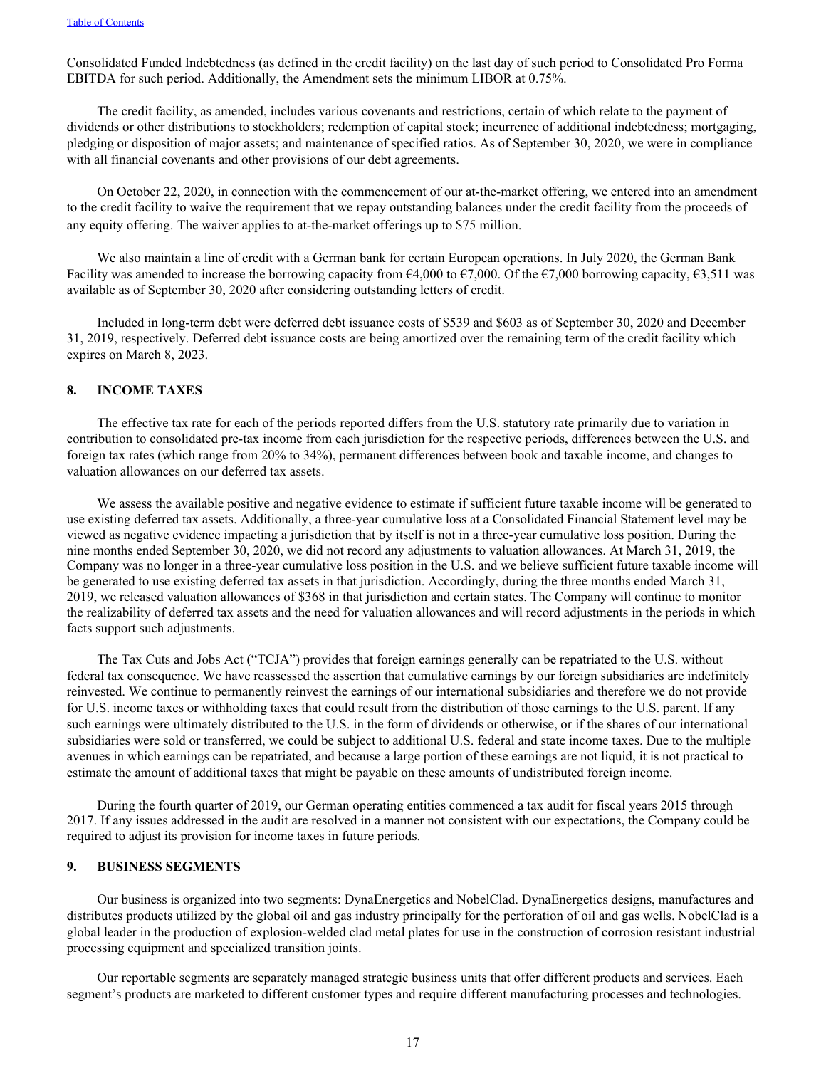Consolidated Funded Indebtedness (as defined in the credit facility) on the last day of such period to Consolidated Pro Forma EBITDA for such period. Additionally, the Amendment sets the minimum LIBOR at 0.75%.

The credit facility, as amended, includes various covenants and restrictions, certain of which relate to the payment of dividends or other distributions to stockholders; redemption of capital stock; incurrence of additional indebtedness; mortgaging, pledging or disposition of major assets; and maintenance of specified ratios. As of September 30, 2020, we were in compliance with all financial covenants and other provisions of our debt agreements.

On October 22, 2020, in connection with the commencement of our at-the-market offering, we entered into an amendment to the credit facility to waive the requirement that we repay outstanding balances under the credit facility from the proceeds of any equity offering. The waiver applies to at-the-market offerings up to $75 million.

We also maintain a line of credit with a German bank for certain European operations. In July 2020, the German Bank Facility was amended to increase the borrowing capacity from €4,000 to €7,000. Of the €7,000 borrowing capacity, €3,511 was available as of September 30, 2020 after considering outstanding letters of credit.

Included in long-term debt were deferred debt issuance costs of $539 and $603 as of September 30, 2020 and December 31, 2019, respectively. Deferred debt issuance costs are being amortized over the remaining term of the credit facility which expires on March 8, 2023.

## 8. INCOME TAXES

The effective tax rate for each of the periods reported differs from the U.S. statutory rate primarily due to variation in contribution to consolidated pre-tax income from each jurisdiction for the respective periods, differences between the U.S. and foreign tax rates (which range from 20% to 34%), permanent differences between book and taxable income, and changes to valuation allowances on our deferred tax assets.

We assess the available positive and negative evidence to estimate if sufficient future taxable income will be generated to use existing deferred tax assets. Additionally, a three-year cumulative loss at a Consolidated Financial Statement level may be viewed as negative evidence impacting a jurisdiction that by itself is not in a three-year cumulative loss position. During the nine months ended September 30, 2020, we did not record any adjustments to valuation allowances. At March 31, 2019, the Company was no longer in a three-year cumulative loss position in the U.S. and we believe sufficient future taxable income will be generated to use existing deferred tax assets in that jurisdiction. Accordingly, during the three months ended March 31, 2019, we released valuation allowances of $368 in that jurisdiction and certain states. The Company will continue to monitor the realizability of deferred tax assets and the need for valuation allowances and will record adjustments in the periods in which facts support such adjustments.

The Tax Cuts and Jobs Act ("TCJA") provides that foreign earnings generally can be repatriated to the U.S. without federal tax consequence. We have reassessed the assertion that cumulative earnings by our foreign subsidiaries are indefinitely reinvested. We continue to permanently reinvest the earnings of our international subsidiaries and therefore we do not provide for U.S. income taxes or withholding taxes that could result from the distribution of those earnings to the U.S. parent. If any such earnings were ultimately distributed to the U.S. in the form of dividends or otherwise, or if the shares of our international subsidiaries were sold or transferred, we could be subject to additional U.S. federal and state income taxes. Due to the multiple avenues in which earnings can be repatriated, and because a large portion of these earnings are not liquid, it is not practical to estimate the amount of additional taxes that might be payable on these amounts of undistributed foreign income.

During the fourth quarter of 2019, our German operating entities commenced a tax audit for fiscal years 2015 through 2017. If any issues addressed in the audit are resolved in a manner not consistent with our expectations, the Company could be required to adjust its provision for income taxes in future periods.

## 9. BUSINESS SEGMENTS

Our business is organized into two segments: DynaEnergetics and NobelClad. DynaEnergetics designs, manufactures and distributes products utilized by the global oil and gas industry principally for the perforation of oil and gas wells. NobelClad is a global leader in the production of explosion-welded clad metal plates for use in the construction of corrosion resistant industrial processing equipment and specialized transition joints.

Our reportable segments are separately managed strategic business units that offer different products and services. Each segment's products are marketed to different customer types and require different manufacturing processes and technologies.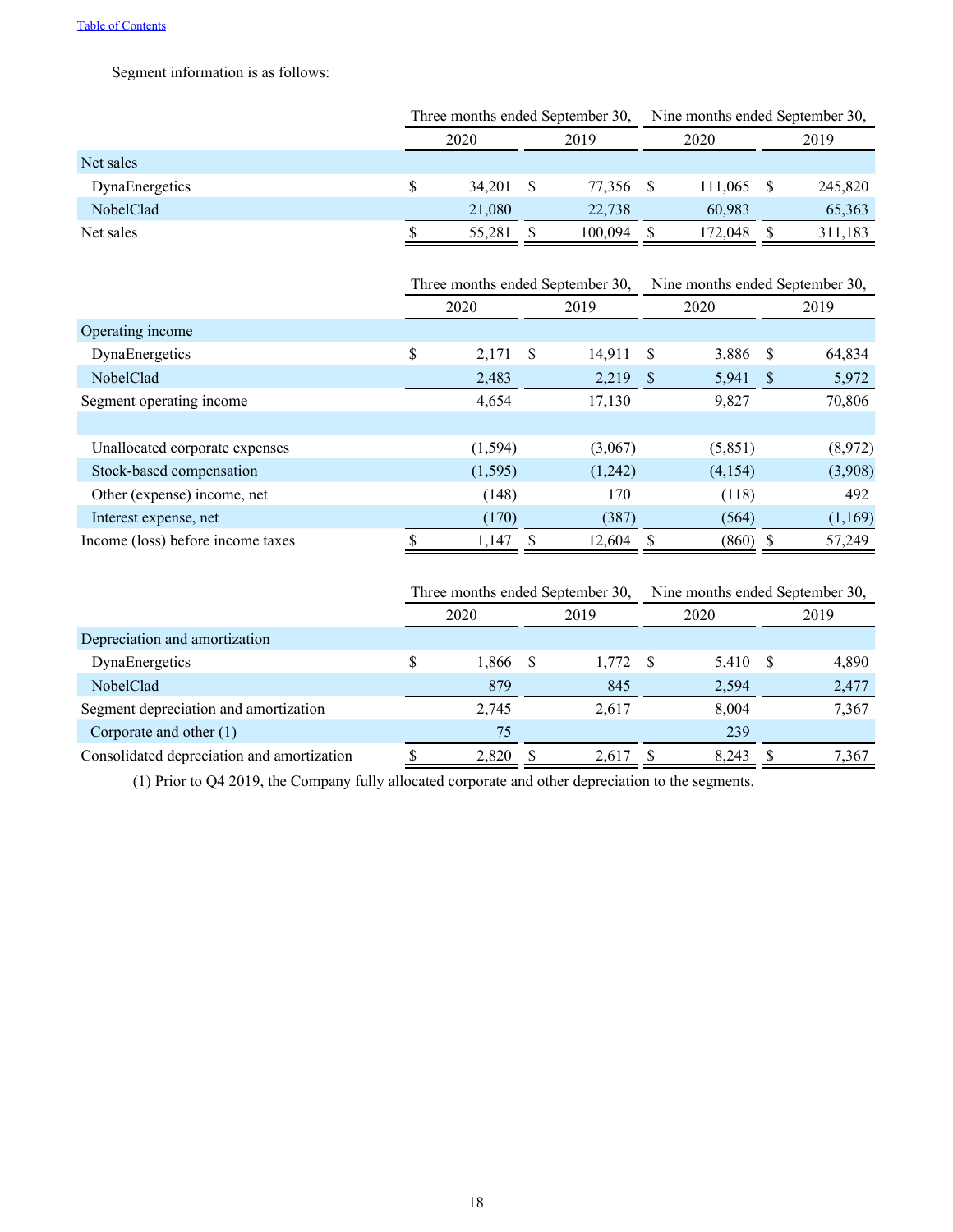Segment information is as follows:

| | Three months ended September 30, | | Nine months ended September 30, | |
|---|---|---|---|---|
| | 2020 | 2019 | 2020 | 2019 |
| Net sales | | | | |
| DynaEnergetics | $ 34,201 | $ 77,356 | $ 111,065 | $ 245,820 |
| NobelClad | 21,080 | 22,738 | 60,983 | 65,363 |
| Net sales | $ 55,281 | $ 100,094 | $ 172,048 | $ 311,183 |

| | Three months ended September 30, | | Nine months ended September 30, | |
|---|---|---|---|---|
| | 2020 | 2019 | 2020 | 2019 |
| Operating income | | | | |
| DynaEnergetics | $ 2,171 | $ 14,911 | $ 3,886 | $ 64,834 |
| NobelClad | 2,483 | 2,219 | $ 5,941 | $ 5,972 |
| Segment operating income | 4,654 | 17,130 | 9,827 | 70,806 |
| | | | | |
| Unallocated corporate expenses | (1,594) | (3,067) | (5,851) | (8,972) |
| Stock-based compensation | (1,595) | (1,242) | (4,154) | (3,908) |
| Other (expense) income, net | (148) | 170 | (118) | 492 |
| Interest expense, net | (170) | (387) | (564) | (1,169) |
| Income (loss) before income taxes | $ 1,147 | $ 12,604 | $ (860) | $ 57,249 |

| | Three months ended September 30, | | Nine months ended September 30, | |
|---|---|---|---|---|
| | 2020 | 2019 | 2020 | 2019 |
| Depreciation and amortization | | | | |
| DynaEnergetics | $ 1,866 | $ 1,772 | $ 5,410 | $ 4,890 |
| NobelClad | 879 | 845 | 2,594 | 2,477 |
| Segment depreciation and amortization | 2,745 | 2,617 | 8,004 | 7,367 |
| Corporate and other (1) | 75 | — | 239 | — |
| Consolidated depreciation and amortization | $ 2,820 | $ 2,617 | $ 8,243 | $ 7,367 |

(1) Prior to Q4 2019, the Company fully allocated corporate and other depreciation to the segments.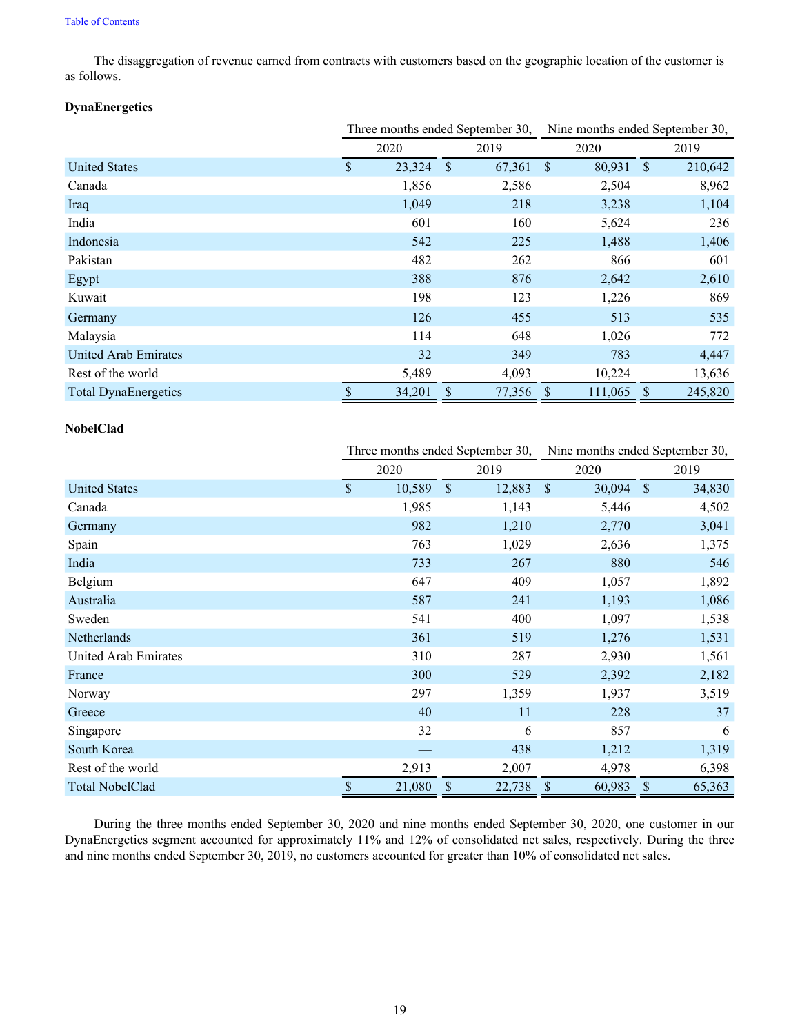The disaggregation of revenue earned from contracts with customers based on the geographic location of the customer is as follows.

**DynaEnergetics**

| | Three months ended September 30, | | Nine months ended September 30, | |
|---|---|---|---|---|
| | 2020 | 2019 | 2020 | 2019 |
| United States | $ 23,324 | $ 67,361 | $ 80,931 | $ 210,642 |
| Canada | 1,856 | 2,586 | 2,504 | 8,962 |
| Iraq | 1,049 | 218 | 3,238 | 1,104 |
| India | 601 | 160 | 5,624 | 236 |
| Indonesia | 542 | 225 | 1,488 | 1,406 |
| Pakistan | 482 | 262 | 866 | 601 |
| Egypt | 388 | 876 | 2,642 | 2,610 |
| Kuwait | 198 | 123 | 1,226 | 869 |
| Germany | 126 | 455 | 513 | 535 |
| Malaysia | 114 | 648 | 1,026 | 772 |
| United Arab Emirates | 32 | 349 | 783 | 4,447 |
| Rest of the world | 5,489 | 4,093 | 10,224 | 13,636 |
| Total DynaEnergetics | $ 34,201 | $ 77,356 | $ 111,065 | $ 245,820 |

**NobelClad**

| | Three months ended September 30, | | Nine months ended September 30, | |
|---|---|---|---|---|
| | 2020 | 2019 | 2020 | 2019 |
| United States | $ 10,589 | $ 12,883 | $ 30,094 | $ 34,830 |
| Canada | 1,985 | 1,143 | 5,446 | 4,502 |
| Germany | 982 | 1,210 | 2,770 | 3,041 |
| Spain | 763 | 1,029 | 2,636 | 1,375 |
| India | 733 | 267 | 880 | 546 |
| Belgium | 647 | 409 | 1,057 | 1,892 |
| Australia | 587 | 241 | 1,193 | 1,086 |
| Sweden | 541 | 400 | 1,097 | 1,538 |
| Netherlands | 361 | 519 | 1,276 | 1,531 |
| United Arab Emirates | 310 | 287 | 2,930 | 1,561 |
| France | 300 | 529 | 2,392 | 2,182 |
| Norway | 297 | 1,359 | 1,937 | 3,519 |
| Greece | 40 | 11 | 228 | 37 |
| Singapore | 32 | 6 | 857 | 6 |
| South Korea | — | 438 | 1,212 | 1,319 |
| Rest of the world | 2,913 | 2,007 | 4,978 | 6,398 |
| Total NobelClad | $ 21,080 | $ 22,738 | $ 60,983 | $ 65,363 |

During the three months ended September 30, 2020 and nine months ended September 30, 2020, one customer in our DynaEnergetics segment accounted for approximately 11% and 12% of consolidated net sales, respectively. During the three and nine months ended September 30, 2019, no customers accounted for greater than 10% of consolidated net sales.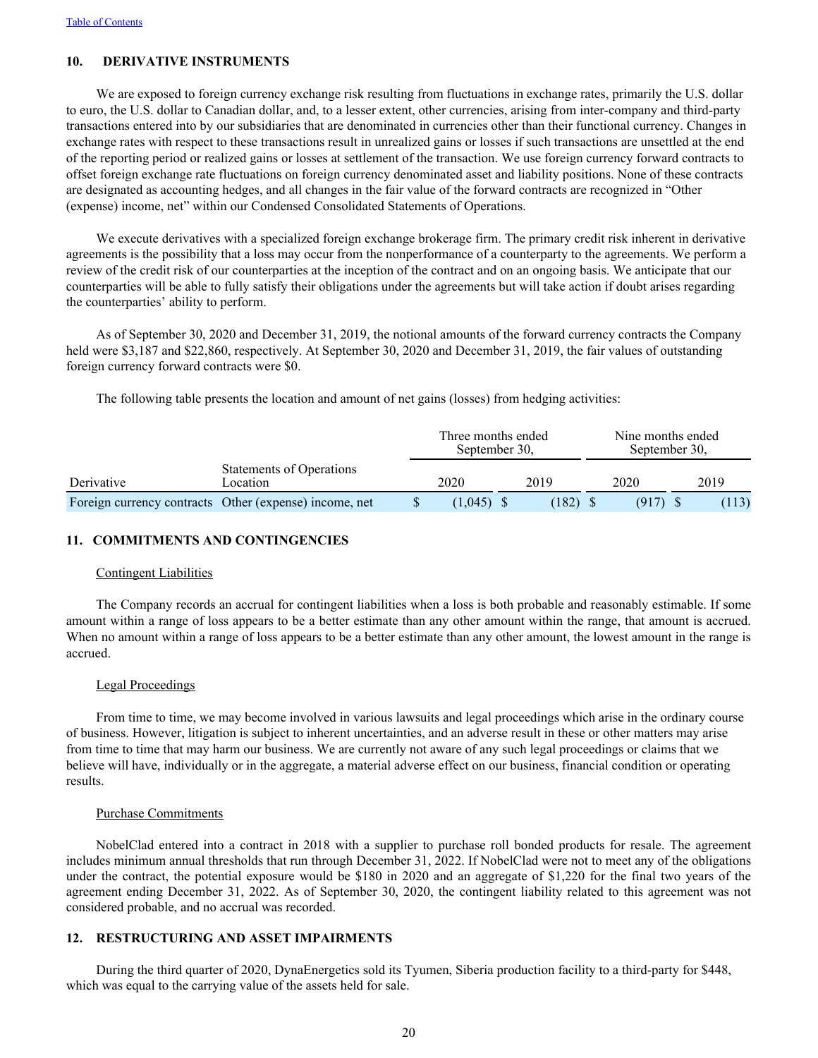## 10. DERIVATIVE INSTRUMENTS

We are exposed to foreign currency exchange risk resulting from fluctuations in exchange rates, primarily the U.S. dollar to euro, the U.S. dollar to Canadian dollar, and, to a lesser extent, other currencies, arising from inter-company and third-party transactions entered into by our subsidiaries that are denominated in currencies other than their functional currency. Changes in exchange rates with respect to these transactions result in unrealized gains or losses if such transactions are unsettled at the end of the reporting period or realized gains or losses at settlement of the transaction. We use foreign currency forward contracts to offset foreign exchange rate fluctuations on foreign currency denominated asset and liability positions. None of these contracts are designated as accounting hedges, and all changes in the fair value of the forward contracts are recognized in "Other (expense) income, net" within our Condensed Consolidated Statements of Operations.

We execute derivatives with a specialized foreign exchange brokerage firm. The primary credit risk inherent in derivative agreements is the possibility that a loss may occur from the nonperformance of a counterparty to the agreements. We perform a review of the credit risk of our counterparties at the inception of the contract and on an ongoing basis. We anticipate that our counterparties will be able to fully satisfy their obligations under the agreements but will take action if doubt arises regarding the counterparties' ability to perform.

As of September 30, 2020 and December 31, 2019, the notional amounts of the forward currency contracts the Company held were $3,187 and $22,860, respectively. At September 30, 2020 and December 31, 2019, the fair values of outstanding foreign currency forward contracts were $0.

The following table presents the location and amount of net gains (losses) from hedging activities:

| | | Three months ended September 30, | | Nine months ended September 30, | |
|---|---|---|---|---|---|
| Derivative | Statements of Operations Location | 2020 | 2019 | 2020 | 2019 |
| Foreign currency contracts | Other (expense) income, net | $ (1,045) | $ (182) | $ (917) | $ (113) |

## 11. COMMITMENTS AND CONTINGENCIES

Contingent Liabilities

The Company records an accrual for contingent liabilities when a loss is both probable and reasonably estimable. If some amount within a range of loss appears to be a better estimate than any other amount within the range, that amount is accrued. When no amount within a range of loss appears to be a better estimate than any other amount, the lowest amount in the range is accrued.

Legal Proceedings

From time to time, we may become involved in various lawsuits and legal proceedings which arise in the ordinary course of business. However, litigation is subject to inherent uncertainties, and an adverse result in these or other matters may arise from time to time that may harm our business. We are currently not aware of any such legal proceedings or claims that we believe will have, individually or in the aggregate, a material adverse effect on our business, financial condition or operating results.

Purchase Commitments

NobelClad entered into a contract in 2018 with a supplier to purchase roll bonded products for resale. The agreement includes minimum annual thresholds that run through December 31, 2022. If NobelClad were not to meet any of the obligations under the contract, the potential exposure would be $180 in 2020 and an aggregate of $1,220 for the final two years of the agreement ending December 31, 2022. As of September 30, 2020, the contingent liability related to this agreement was not considered probable, and no accrual was recorded.

## 12. RESTRUCTURING AND ASSET IMPAIRMENTS

During the third quarter of 2020, DynaEnergetics sold its Tyumen, Siberia production facility to a third-party for $448, which was equal to the carrying value of the assets held for sale.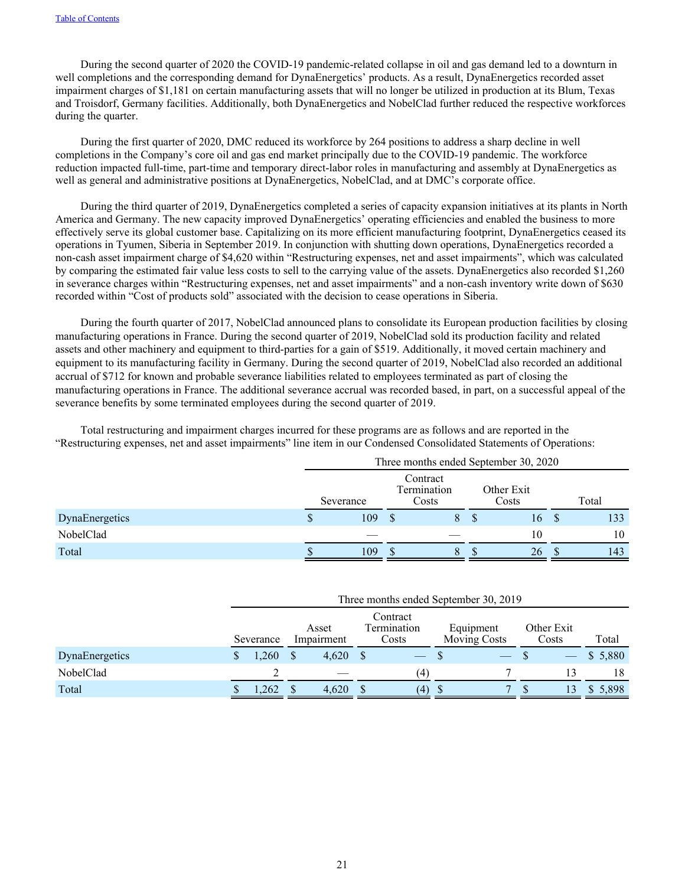During the second quarter of 2020 the COVID-19 pandemic-related collapse in oil and gas demand led to a downturn in well completions and the corresponding demand for DynaEnergetics' products. As a result, DynaEnergetics recorded asset impairment charges of $1,181 on certain manufacturing assets that will no longer be utilized in production at its Blum, Texas and Troisdorf, Germany facilities. Additionally, both DynaEnergetics and NobelClad further reduced the respective workforces during the quarter.

During the first quarter of 2020, DMC reduced its workforce by 264 positions to address a sharp decline in well completions in the Company's core oil and gas end market principally due to the COVID-19 pandemic. The workforce reduction impacted full-time, part-time and temporary direct-labor roles in manufacturing and assembly at DynaEnergetics as well as general and administrative positions at DynaEnergetics, NobelClad, and at DMC's corporate office.

During the third quarter of 2019, DynaEnergetics completed a series of capacity expansion initiatives at its plants in North America and Germany. The new capacity improved DynaEnergetics' operating efficiencies and enabled the business to more effectively serve its global customer base. Capitalizing on its more efficient manufacturing footprint, DynaEnergetics ceased its operations in Tyumen, Siberia in September 2019. In conjunction with shutting down operations, DynaEnergetics recorded a non-cash asset impairment charge of $4,620 within "Restructuring expenses, net and asset impairments", which was calculated by comparing the estimated fair value less costs to sell to the carrying value of the assets. DynaEnergetics also recorded $1,260 in severance charges within "Restructuring expenses, net and asset impairments" and a non-cash inventory write down of $630 recorded within "Cost of products sold" associated with the decision to cease operations in Siberia.

During the fourth quarter of 2017, NobelClad announced plans to consolidate its European production facilities by closing manufacturing operations in France. During the second quarter of 2019, NobelClad sold its production facility and related assets and other machinery and equipment to third-parties for a gain of $519. Additionally, it moved certain machinery and equipment to its manufacturing facility in Germany. During the second quarter of 2019, NobelClad also recorded an additional accrual of $712 for known and probable severance liabilities related to employees terminated as part of closing the manufacturing operations in France. The additional severance accrual was recorded based, in part, on a successful appeal of the severance benefits by some terminated employees during the second quarter of 2019.

Total restructuring and impairment charges incurred for these programs are as follows and are reported in the "Restructuring expenses, net and asset impairments" line item in our Condensed Consolidated Statements of Operations:

| | Three months ended September 30, 2020 | | | |
|---|---|---|---|---|
| | Severance | Contract Termination Costs | Other Exit Costs | Total |
| DynaEnergetics | $ 109 | $ 8 | $ 16 | $ 133 |
| NobelClad | — | — | 10 | 10 |
| Total | $ 109 | $ 8 | $ 26 | $ 143 |

| | Three months ended September 30, 2019 | | | | | |
|---|---|---|---|---|---|---|
| | Severance | Asset Impairment | Contract Termination Costs | Equipment Moving Costs | Other Exit Costs | Total |
| DynaEnergetics | $ 1,260 | $ 4,620 | $ — | $ — | $ — | $ 5,880 |
| NobelClad | 2 | — | (4) | 7 | 13 | 18 |
| Total | $ 1,262 | $ 4,620 | $ (4) | $ 7 | $ 13 | $ 5,898 |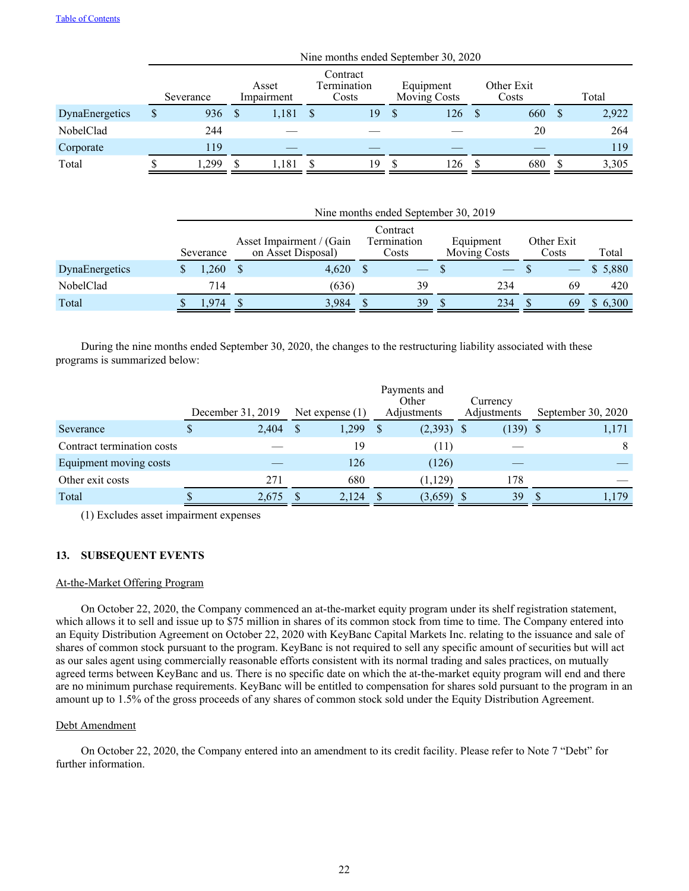| | Nine months ended September 30, 2020 | | | | | |
|---|---|---|---|---|---|---|
| | Severance | Asset Impairment | Contract Termination Costs | Equipment Moving Costs | Other Exit Costs | Total |
| DynaEnergetics | $ 936 | $ 1,181 | $ 19 | $ 126 | $ 660 | $ 2,922 |
| NobelClad | 244 | — | — | — | 20 | 264 |
| Corporate | 119 | — | — | — | — | 119 |
| Total | $ 1,299 | $ 1,181 | $ 19 | $ 126 | $ 680 | $ 3,305 |

| | Nine months ended September 30, 2019 | | | | | |
|---|---|---|---|---|---|---|
| | Severance | Asset Impairment / (Gain on Asset Disposal) | Contract Termination Costs | Equipment Moving Costs | Other Exit Costs | Total |
| DynaEnergetics | $ 1,260 | $ 4,620 | $ — | $ — | $ — | $ 5,880 |
| NobelClad | 714 | (636) | 39 | 234 | 69 | 420 |
| Total | $ 1,974 | $ 3,984 | $ 39 | $ 234 | $ 69 | $ 6,300 |

During the nine months ended September 30, 2020, the changes to the restructuring liability associated with these programs is summarized below:

| | December 31, 2019 | Net expense (1) | Payments and Other Adjustments | Currency Adjustments | September 30, 2020 |
|---|---|---|---|---|---|
| Severance | $ 2,404 | $ 1,299 | $ (2,393) | $ (139) | $ 1,171 |
| Contract termination costs | — | 19 | (11) | — | 8 |
| Equipment moving costs | — | 126 | (126) | — | — |
| Other exit costs | 271 | 680 | (1,129) | 178 | — |
| Total | $ 2,675 | $ 2,124 | $ (3,659) | $ 39 | $ 1,179 |

(1) Excludes asset impairment expenses

## 13. SUBSEQUENT EVENTS

At-the-Market Offering Program

On October 22, 2020, the Company commenced an at-the-market equity program under its shelf registration statement, which allows it to sell and issue up to $75 million in shares of its common stock from time to time. The Company entered into an Equity Distribution Agreement on October 22, 2020 with KeyBanc Capital Markets Inc. relating to the issuance and sale of shares of common stock pursuant to the program. KeyBanc is not required to sell any specific amount of securities but will act as our sales agent using commercially reasonable efforts consistent with its normal trading and sales practices, on mutually agreed terms between KeyBanc and us. There is no specific date on which the at-the-market equity program will end and there are no minimum purchase requirements. KeyBanc will be entitled to compensation for shares sold pursuant to the program in an amount up to 1.5% of the gross proceeds of any shares of common stock sold under the Equity Distribution Agreement.

Debt Amendment

On October 22, 2020, the Company entered into an amendment to its credit facility. Please refer to Note 7 "Debt" for further information.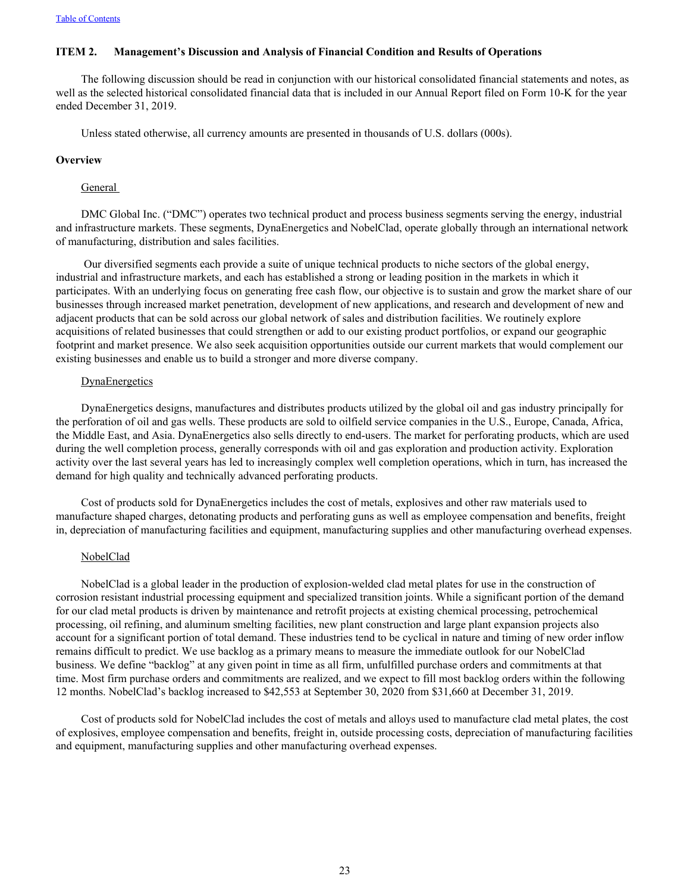## ITEM 2. Management's Discussion and Analysis of Financial Condition and Results of Operations

The following discussion should be read in conjunction with our historical consolidated financial statements and notes, as well as the selected historical consolidated financial data that is included in our Annual Report filed on Form 10-K for the year ended December 31, 2019.

Unless stated otherwise, all currency amounts are presented in thousands of U.S. dollars (000s).

### Overview

General

DMC Global Inc. ("DMC") operates two technical product and process business segments serving the energy, industrial and infrastructure markets. These segments, DynaEnergetics and NobelClad, operate globally through an international network of manufacturing, distribution and sales facilities.

Our diversified segments each provide a suite of unique technical products to niche sectors of the global energy, industrial and infrastructure markets, and each has established a strong or leading position in the markets in which it participates. With an underlying focus on generating free cash flow, our objective is to sustain and grow the market share of our businesses through increased market penetration, development of new applications, and research and development of new and adjacent products that can be sold across our global network of sales and distribution facilities. We routinely explore acquisitions of related businesses that could strengthen or add to our existing product portfolios, or expand our geographic footprint and market presence. We also seek acquisition opportunities outside our current markets that would complement our existing businesses and enable us to build a stronger and more diverse company.

DynaEnergetics

DynaEnergetics designs, manufactures and distributes products utilized by the global oil and gas industry principally for the perforation of oil and gas wells. These products are sold to oilfield service companies in the U.S., Europe, Canada, Africa, the Middle East, and Asia. DynaEnergetics also sells directly to end-users. The market for perforating products, which are used during the well completion process, generally corresponds with oil and gas exploration and production activity. Exploration activity over the last several years has led to increasingly complex well completion operations, which in turn, has increased the demand for high quality and technically advanced perforating products.

Cost of products sold for DynaEnergetics includes the cost of metals, explosives and other raw materials used to manufacture shaped charges, detonating products and perforating guns as well as employee compensation and benefits, freight in, depreciation of manufacturing facilities and equipment, manufacturing supplies and other manufacturing overhead expenses.

NobelClad

NobelClad is a global leader in the production of explosion-welded clad metal plates for use in the construction of corrosion resistant industrial processing equipment and specialized transition joints. While a significant portion of the demand for our clad metal products is driven by maintenance and retrofit projects at existing chemical processing, petrochemical processing, oil refining, and aluminum smelting facilities, new plant construction and large plant expansion projects also account for a significant portion of total demand. These industries tend to be cyclical in nature and timing of new order inflow remains difficult to predict. We use backlog as a primary means to measure the immediate outlook for our NobelClad business. We define "backlog" at any given point in time as all firm, unfulfilled purchase orders and commitments at that time. Most firm purchase orders and commitments are realized, and we expect to fill most backlog orders within the following 12 months. NobelClad's backlog increased to $42,553 at September 30, 2020 from $31,660 at December 31, 2019.

Cost of products sold for NobelClad includes the cost of metals and alloys used to manufacture clad metal plates, the cost of explosives, employee compensation and benefits, freight in, outside processing costs, depreciation of manufacturing facilities and equipment, manufacturing supplies and other manufacturing overhead expenses.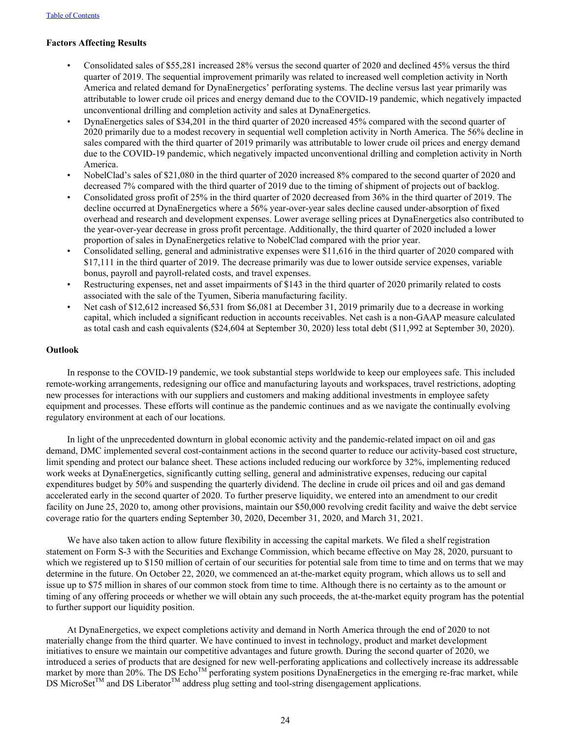**Factors Affecting Results**

- Consolidated sales of $55,281 increased 28% versus the second quarter of 2020 and declined 45% versus the third quarter of 2019. The sequential improvement primarily was related to increased well completion activity in North America and related demand for DynaEnergetics' perforating systems. The decline versus last year primarily was attributable to lower crude oil prices and energy demand due to the COVID-19 pandemic, which negatively impacted unconventional drilling and completion activity and sales at DynaEnergetics.
- DynaEnergetics sales of $34,201 in the third quarter of 2020 increased 45% compared with the second quarter of 2020 primarily due to a modest recovery in sequential well completion activity in North America. The 56% decline in sales compared with the third quarter of 2019 primarily was attributable to lower crude oil prices and energy demand due to the COVID-19 pandemic, which negatively impacted unconventional drilling and completion activity in North America.
- NobelClad's sales of $21,080 in the third quarter of 2020 increased 8% compared to the second quarter of 2020 and decreased 7% compared with the third quarter of 2019 due to the timing of shipment of projects out of backlog.
- Consolidated gross profit of 25% in the third quarter of 2020 decreased from 36% in the third quarter of 2019. The decline occurred at DynaEnergetics where a 56% year-over-year sales decline caused under-absorption of fixed overhead and research and development expenses. Lower average selling prices at DynaEnergetics also contributed to the year-over-year decrease in gross profit percentage. Additionally, the third quarter of 2020 included a lower proportion of sales in DynaEnergetics relative to NobelClad compared with the prior year.
- Consolidated selling, general and administrative expenses were $11,616 in the third quarter of 2020 compared with $17,111 in the third quarter of 2019. The decrease primarily was due to lower outside service expenses, variable bonus, payroll and payroll-related costs, and travel expenses.
- Restructuring expenses, net and asset impairments of $143 in the third quarter of 2020 primarily related to costs associated with the sale of the Tyumen, Siberia manufacturing facility.
- Net cash of $12,612 increased $6,531 from $6,081 at December 31, 2019 primarily due to a decrease in working capital, which included a significant reduction in accounts receivables. Net cash is a non-GAAP measure calculated as total cash and cash equivalents ($24,604 at September 30, 2020) less total debt ($11,992 at September 30, 2020).

**Outlook**

In response to the COVID-19 pandemic, we took substantial steps worldwide to keep our employees safe. This included remote-working arrangements, redesigning our office and manufacturing layouts and workspaces, travel restrictions, adopting new processes for interactions with our suppliers and customers and making additional investments in employee safety equipment and processes. These efforts will continue as the pandemic continues and as we navigate the continually evolving regulatory environment at each of our locations.

In light of the unprecedented downturn in global economic activity and the pandemic-related impact on oil and gas demand, DMC implemented several cost-containment actions in the second quarter to reduce our activity-based cost structure, limit spending and protect our balance sheet. These actions included reducing our workforce by 32%, implementing reduced work weeks at DynaEnergetics, significantly cutting selling, general and administrative expenses, reducing our capital expenditures budget by 50% and suspending the quarterly dividend. The decline in crude oil prices and oil and gas demand accelerated early in the second quarter of 2020. To further preserve liquidity, we entered into an amendment to our credit facility on June 25, 2020 to, among other provisions, maintain our $50,000 revolving credit facility and waive the debt service coverage ratio for the quarters ending September 30, 2020, December 31, 2020, and March 31, 2021.

We have also taken action to allow future flexibility in accessing the capital markets. We filed a shelf registration statement on Form S-3 with the Securities and Exchange Commission, which became effective on May 28, 2020, pursuant to which we registered up to $150 million of certain of our securities for potential sale from time to time and on terms that we may determine in the future. On October 22, 2020, we commenced an at-the-market equity program, which allows us to sell and issue up to $75 million in shares of our common stock from time to time. Although there is no certainty as to the amount or timing of any offering proceeds or whether we will obtain any such proceeds, the at-the-market equity program has the potential to further support our liquidity position.

At DynaEnergetics, we expect completions activity and demand in North America through the end of 2020 to not materially change from the third quarter. We have continued to invest in technology, product and market development initiatives to ensure we maintain our competitive advantages and future growth. During the second quarter of 2020, we introduced a series of products that are designed for new well-perforating applications and collectively increase its addressable market by more than 20%. The DS Echo™ perforating system positions DynaEnergetics in the emerging re-frac market, while DS MicroSet™ and DS Liberator™ address plug setting and tool-string disengagement applications.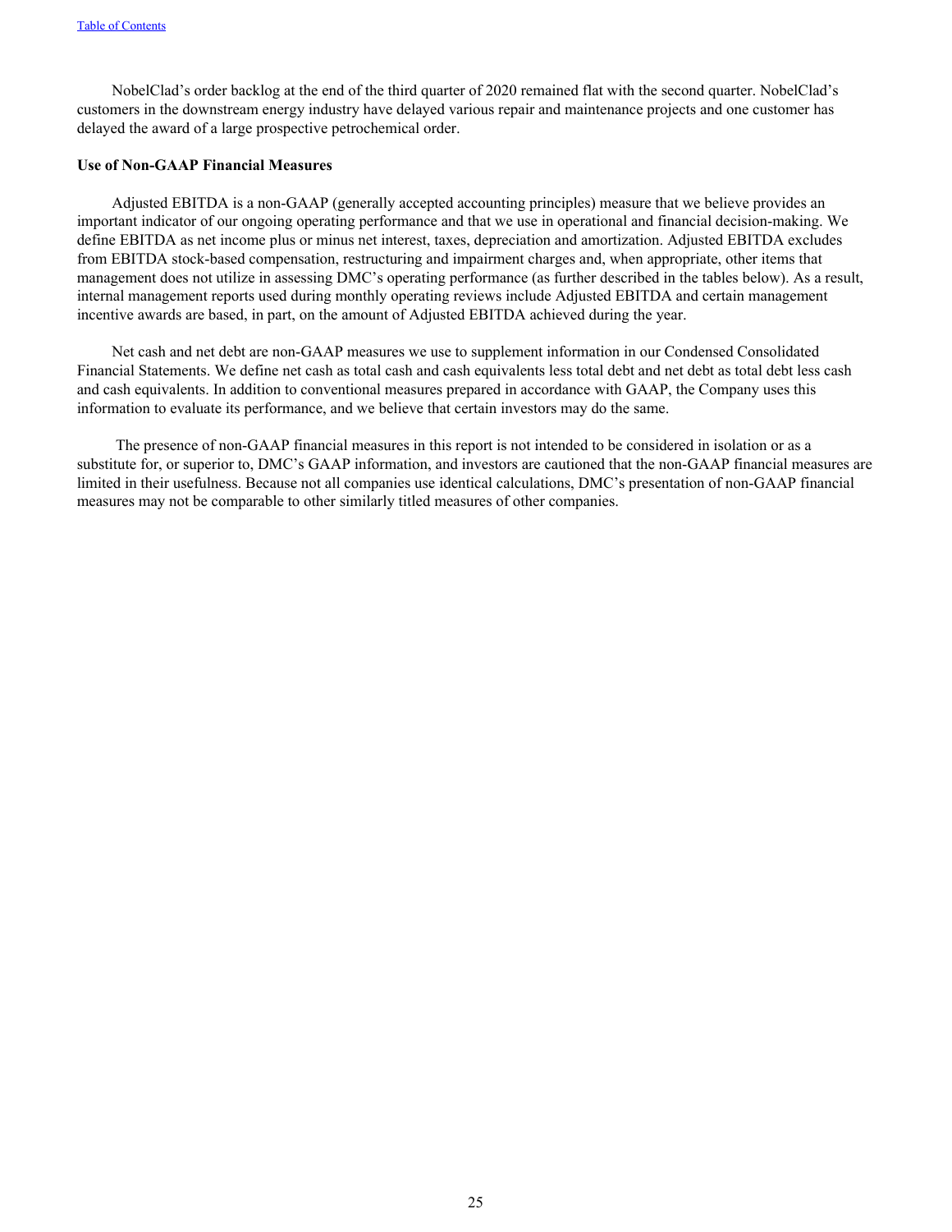NobelClad's order backlog at the end of the third quarter of 2020 remained flat with the second quarter. NobelClad's customers in the downstream energy industry have delayed various repair and maintenance projects and one customer has delayed the award of a large prospective petrochemical order.

**Use of Non-GAAP Financial Measures**

Adjusted EBITDA is a non-GAAP (generally accepted accounting principles) measure that we believe provides an important indicator of our ongoing operating performance and that we use in operational and financial decision-making. We define EBITDA as net income plus or minus net interest, taxes, depreciation and amortization. Adjusted EBITDA excludes from EBITDA stock-based compensation, restructuring and impairment charges and, when appropriate, other items that management does not utilize in assessing DMC's operating performance (as further described in the tables below). As a result, internal management reports used during monthly operating reviews include Adjusted EBITDA and certain management incentive awards are based, in part, on the amount of Adjusted EBITDA achieved during the year.

Net cash and net debt are non-GAAP measures we use to supplement information in our Condensed Consolidated Financial Statements. We define net cash as total cash and cash equivalents less total debt and net debt as total debt less cash and cash equivalents. In addition to conventional measures prepared in accordance with GAAP, the Company uses this information to evaluate its performance, and we believe that certain investors may do the same.

The presence of non-GAAP financial measures in this report is not intended to be considered in isolation or as a substitute for, or superior to, DMC's GAAP information, and investors are cautioned that the non-GAAP financial measures are limited in their usefulness. Because not all companies use identical calculations, DMC's presentation of non-GAAP financial measures may not be comparable to other similarly titled measures of other companies.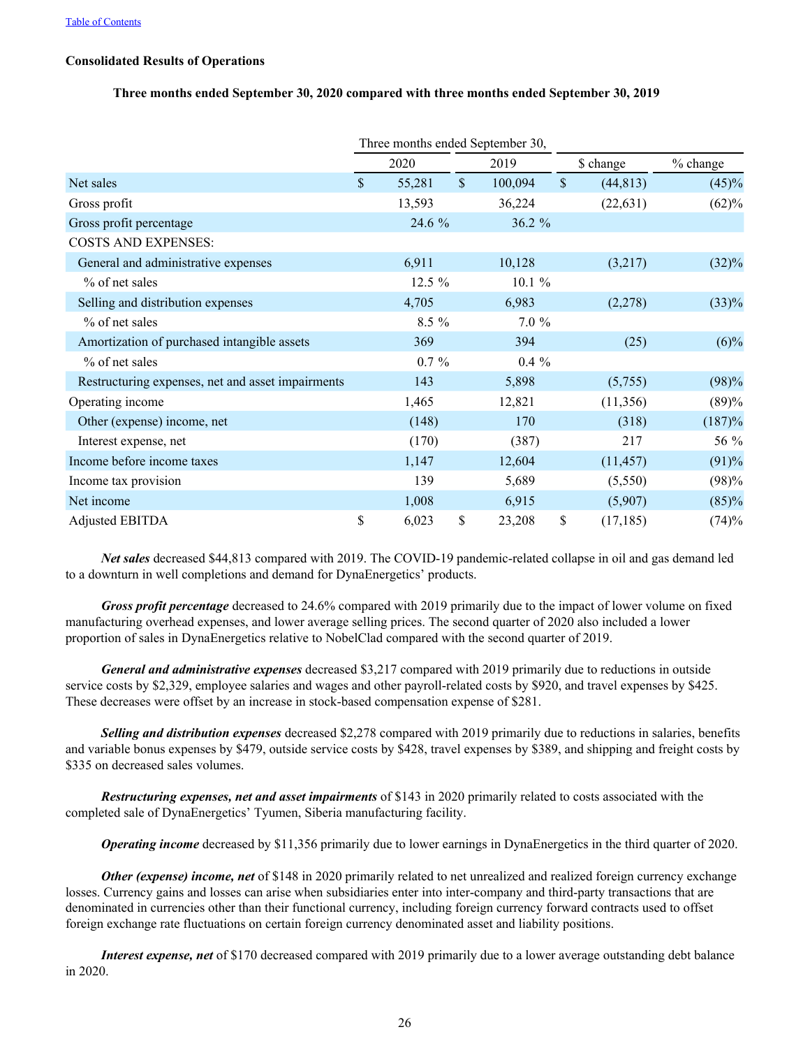**Consolidated Results of Operations**

**Three months ended September 30, 2020 compared with three months ended September 30, 2019**

| | Three months ended September 30, | | | |
|---|---|---|---|---|
| | 2020 | 2019 | $ change | % change |
| Net sales | $ 55,281 | $ 100,094 | $ (44,813) | (45)% |
| Gross profit | 13,593 | 36,224 | (22,631) | (62)% |
| Gross profit percentage | 24.6 % | 36.2 % | | |
| COSTS AND EXPENSES: | | | | |
| General and administrative expenses | 6,911 | 10,128 | (3,217) | (32)% |
| % of net sales | 12.5 % | 10.1 % | | |
| Selling and distribution expenses | 4,705 | 6,983 | (2,278) | (33)% |
| % of net sales | 8.5 % | 7.0 % | | |
| Amortization of purchased intangible assets | 369 | 394 | (25) | (6)% |
| % of net sales | 0.7 % | 0.4 % | | |
| Restructuring expenses, net and asset impairments | 143 | 5,898 | (5,755) | (98)% |
| Operating income | 1,465 | 12,821 | (11,356) | (89)% |
| Other (expense) income, net | (148) | 170 | (318) | (187)% |
| Interest expense, net | (170) | (387) | 217 | 56 % |
| Income before income taxes | 1,147 | 12,604 | (11,457) | (91)% |
| Income tax provision | 139 | 5,689 | (5,550) | (98)% |
| Net income | 1,008 | 6,915 | (5,907) | (85)% |
| Adjusted EBITDA | $ 6,023 | $ 23,208 | $ (17,185) | (74)% |

***Net sales*** decreased $44,813 compared with 2019. The COVID-19 pandemic-related collapse in oil and gas demand led to a downturn in well completions and demand for DynaEnergetics' products.

***Gross profit percentage*** decreased to 24.6% compared with 2019 primarily due to the impact of lower volume on fixed manufacturing overhead expenses, and lower average selling prices. The second quarter of 2020 also included a lower proportion of sales in DynaEnergetics relative to NobelClad compared with the second quarter of 2019.

***General and administrative expenses*** decreased $3,217 compared with 2019 primarily due to reductions in outside service costs by $2,329, employee salaries and wages and other payroll-related costs by $920, and travel expenses by $425. These decreases were offset by an increase in stock-based compensation expense of $281.

***Selling and distribution expenses*** decreased $2,278 compared with 2019 primarily due to reductions in salaries, benefits and variable bonus expenses by $479, outside service costs by $428, travel expenses by $389, and shipping and freight costs by $335 on decreased sales volumes.

***Restructuring expenses, net and asset impairments*** of $143 in 2020 primarily related to costs associated with the completed sale of DynaEnergetics' Tyumen, Siberia manufacturing facility.

***Operating income*** decreased by $11,356 primarily due to lower earnings in DynaEnergetics in the third quarter of 2020.

***Other (expense) income, net*** of $148 in 2020 primarily related to net unrealized and realized foreign currency exchange losses. Currency gains and losses can arise when subsidiaries enter into inter-company and third-party transactions that are denominated in currencies other than their functional currency, including foreign currency forward contracts used to offset foreign exchange rate fluctuations on certain foreign currency denominated asset and liability positions.

***Interest expense, net*** of $170 decreased compared with 2019 primarily due to a lower average outstanding debt balance in 2020.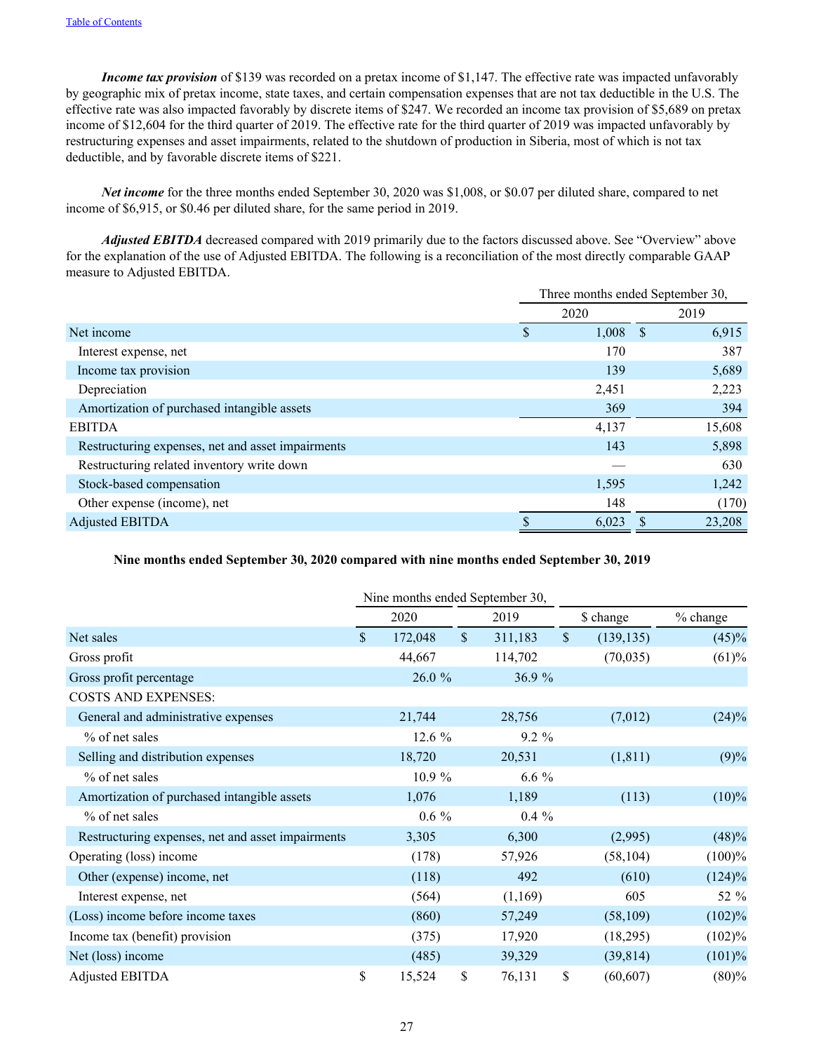***Income tax provision*** of $139 was recorded on a pretax income of $1,147. The effective rate was impacted unfavorably by geographic mix of pretax income, state taxes, and certain compensation expenses that are not tax deductible in the U.S. The effective rate was also impacted favorably by discrete items of $247. We recorded an income tax provision of $5,689 on pretax income of $12,604 for the third quarter of 2019. The effective rate for the third quarter of 2019 was impacted unfavorably by restructuring expenses and asset impairments, related to the shutdown of production in Siberia, most of which is not tax deductible, and by favorable discrete items of $221.

***Net income*** for the three months ended September 30, 2020 was $1,008, or $0.07 per diluted share, compared to net income of $6,915, or $0.46 per diluted share, for the same period in 2019.

***Adjusted EBITDA*** decreased compared with 2019 primarily due to the factors discussed above. See "Overview" above for the explanation of the use of Adjusted EBITDA. The following is a reconciliation of the most directly comparable GAAP measure to Adjusted EBITDA.

| | Three months ended September 30, | |
|---|---|---|
| | 2020 | 2019 |
| Net income | $ 1,008 | $ 6,915 |
| Interest expense, net | 170 | 387 |
| Income tax provision | 139 | 5,689 |
| Depreciation | 2,451 | 2,223 |
| Amortization of purchased intangible assets | 369 | 394 |
| EBITDA | 4,137 | 15,608 |
| Restructuring expenses, net and asset impairments | 143 | 5,898 |
| Restructuring related inventory write down | — | 630 |
| Stock-based compensation | 1,595 | 1,242 |
| Other expense (income), net | 148 | (170) |
| Adjusted EBITDA | $ 6,023 | $ 23,208 |

**Nine months ended September 30, 2020 compared with nine months ended September 30, 2019**

| | Nine months ended September 30, | | | |
|---|---|---|---|---|
| | 2020 | 2019 | $ change | % change |
| Net sales | $ 172,048 | $ 311,183 | $ (139,135) | (45)% |
| Gross profit | 44,667 | 114,702 | (70,035) | (61)% |
| Gross profit percentage | 26.0 % | 36.9 % | | |
| COSTS AND EXPENSES: | | | | |
| General and administrative expenses | 21,744 | 28,756 | (7,012) | (24)% |
| % of net sales | 12.6 % | 9.2 % | | |
| Selling and distribution expenses | 18,720 | 20,531 | (1,811) | (9)% |
| % of net sales | 10.9 % | 6.6 % | | |
| Amortization of purchased intangible assets | 1,076 | 1,189 | (113) | (10)% |
| % of net sales | 0.6 % | 0.4 % | | |
| Restructuring expenses, net and asset impairments | 3,305 | 6,300 | (2,995) | (48)% |
| Operating (loss) income | (178) | 57,926 | (58,104) | (100)% |
| Other (expense) income, net | (118) | 492 | (610) | (124)% |
| Interest expense, net | (564) | (1,169) | 605 | 52 % |
| (Loss) income before income taxes | (860) | 57,249 | (58,109) | (102)% |
| Income tax (benefit) provision | (375) | 17,920 | (18,295) | (102)% |
| Net (loss) income | (485) | 39,329 | (39,814) | (101)% |
| Adjusted EBITDA | $ 15,524 | $ 76,131 | $ (60,607) | (80)% |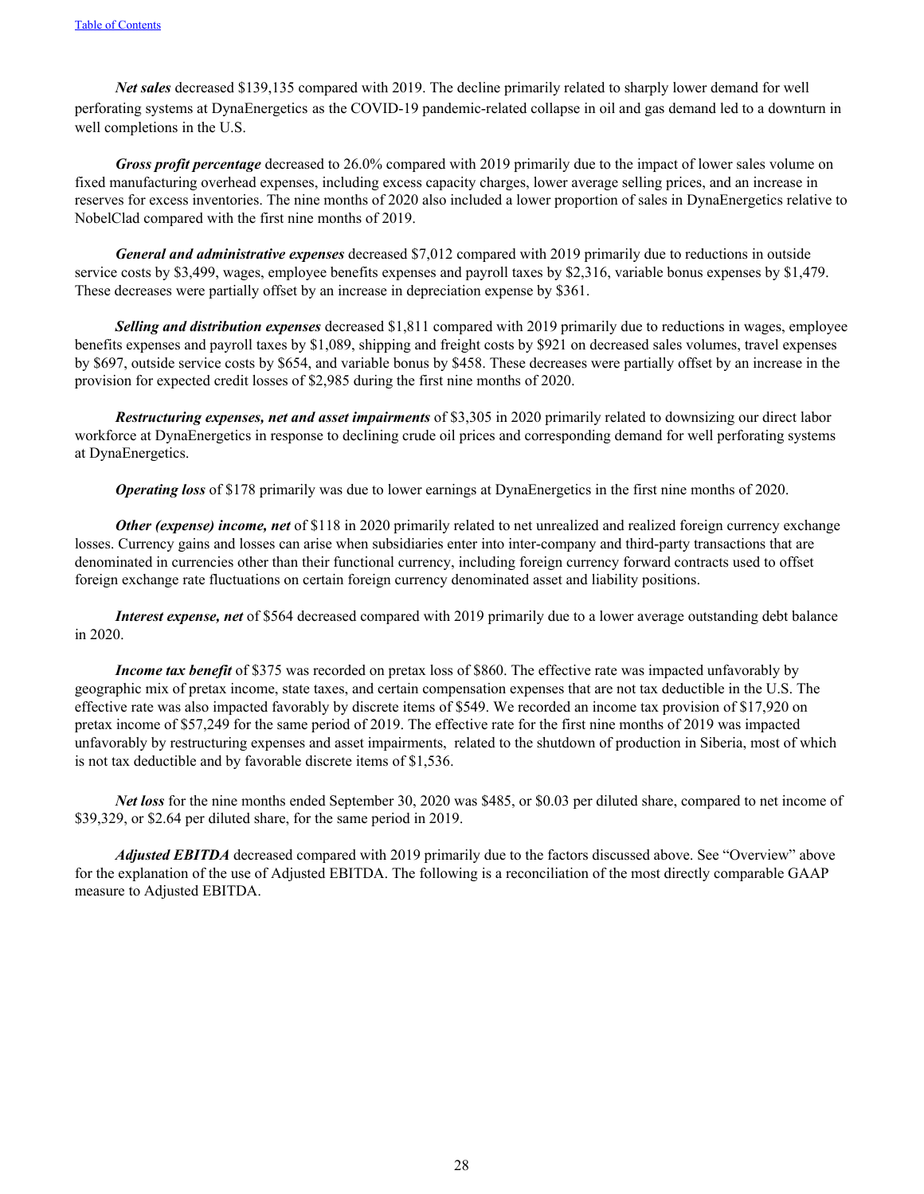***Net sales*** decreased $139,135 compared with 2019. The decline primarily related to sharply lower demand for well perforating systems at DynaEnergetics as the COVID-19 pandemic-related collapse in oil and gas demand led to a downturn in well completions in the U.S.

***Gross profit percentage*** decreased to 26.0% compared with 2019 primarily due to the impact of lower sales volume on fixed manufacturing overhead expenses, including excess capacity charges, lower average selling prices, and an increase in reserves for excess inventories. The nine months of 2020 also included a lower proportion of sales in DynaEnergetics relative to NobelClad compared with the first nine months of 2019.

***General and administrative expenses*** decreased $7,012 compared with 2019 primarily due to reductions in outside service costs by $3,499, wages, employee benefits expenses and payroll taxes by $2,316, variable bonus expenses by $1,479. These decreases were partially offset by an increase in depreciation expense by $361.

***Selling and distribution expenses*** decreased $1,811 compared with 2019 primarily due to reductions in wages, employee benefits expenses and payroll taxes by $1,089, shipping and freight costs by $921 on decreased sales volumes, travel expenses by $697, outside service costs by $654, and variable bonus by $458. These decreases were partially offset by an increase in the provision for expected credit losses of $2,985 during the first nine months of 2020.

***Restructuring expenses, net and asset impairments*** of $3,305 in 2020 primarily related to downsizing our direct labor workforce at DynaEnergetics in response to declining crude oil prices and corresponding demand for well perforating systems at DynaEnergetics.

***Operating loss*** of $178 primarily was due to lower earnings at DynaEnergetics in the first nine months of 2020.

***Other (expense) income, net*** of $118 in 2020 primarily related to net unrealized and realized foreign currency exchange losses. Currency gains and losses can arise when subsidiaries enter into inter-company and third-party transactions that are denominated in currencies other than their functional currency, including foreign currency forward contracts used to offset foreign exchange rate fluctuations on certain foreign currency denominated asset and liability positions.

***Interest expense, net*** of $564 decreased compared with 2019 primarily due to a lower average outstanding debt balance in 2020.

***Income tax benefit*** of $375 was recorded on pretax loss of $860. The effective rate was impacted unfavorably by geographic mix of pretax income, state taxes, and certain compensation expenses that are not tax deductible in the U.S. The effective rate was also impacted favorably by discrete items of $549. We recorded an income tax provision of $17,920 on pretax income of $57,249 for the same period of 2019. The effective rate for the first nine months of 2019 was impacted unfavorably by restructuring expenses and asset impairments, related to the shutdown of production in Siberia, most of which is not tax deductible and by favorable discrete items of $1,536.

***Net loss*** for the nine months ended September 30, 2020 was $485, or $0.03 per diluted share, compared to net income of $39,329, or $2.64 per diluted share, for the same period in 2019.

***Adjusted EBITDA*** decreased compared with 2019 primarily due to the factors discussed above. See "Overview" above for the explanation of the use of Adjusted EBITDA. The following is a reconciliation of the most directly comparable GAAP measure to Adjusted EBITDA.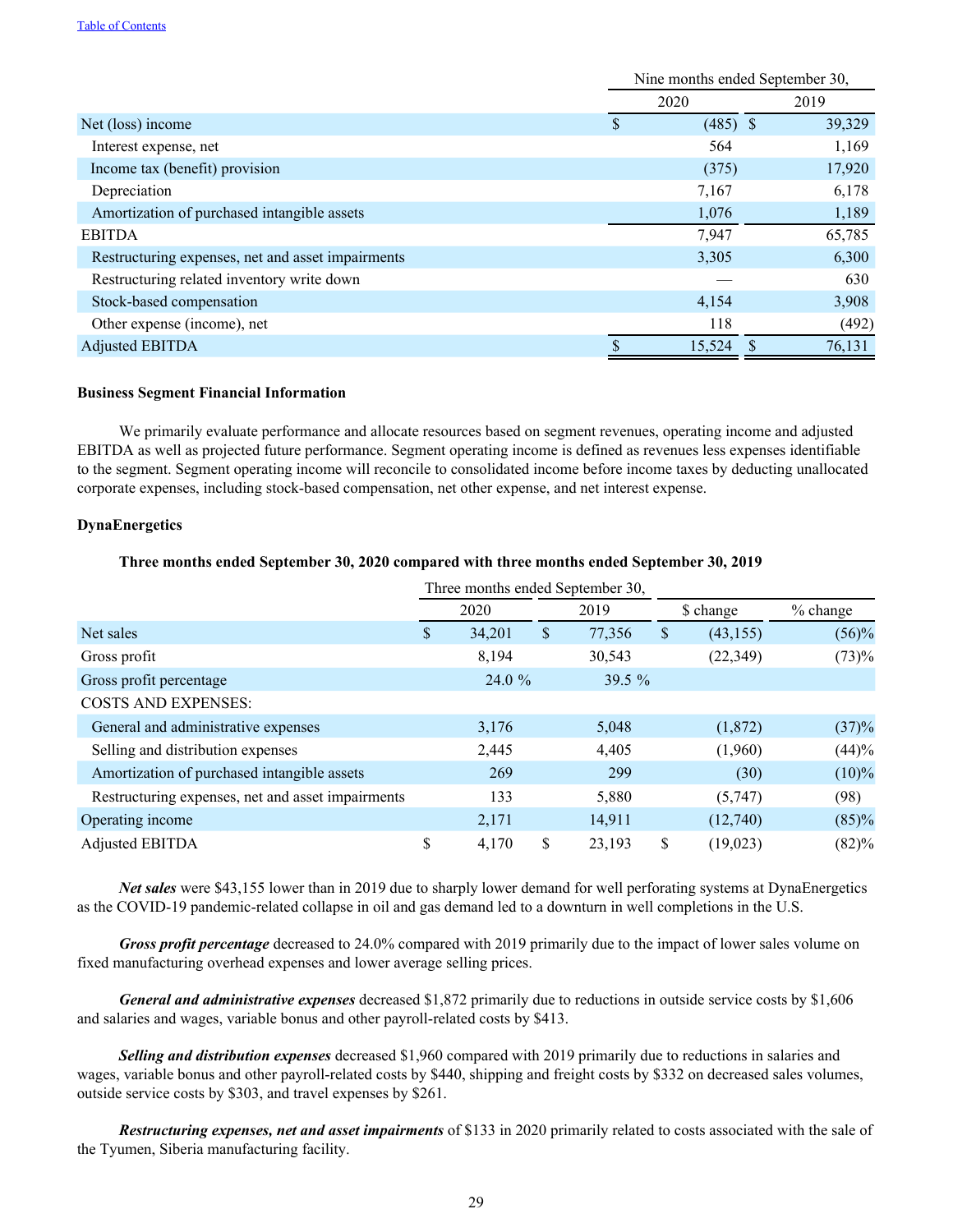[Table of Contents](#)

| | Nine months ended September 30, | |
|---|---|---|
| | 2020 | 2019 |
| Net (loss) income | $ (485) | $ 39,329 |
| Interest expense, net | 564 | 1,169 |
| Income tax (benefit) provision | (375) | 17,920 |
| Depreciation | 7,167 | 6,178 |
| Amortization of purchased intangible assets | 1,076 | 1,189 |
| EBITDA | 7,947 | 65,785 |
| Restructuring expenses, net and asset impairments | 3,305 | 6,300 |
| Restructuring related inventory write down | — | 630 |
| Stock-based compensation | 4,154 | 3,908 |
| Other expense (income), net | 118 | (492) |
| Adjusted EBITDA | $ 15,524 | $ 76,131 |

**Business Segment Financial Information**

We primarily evaluate performance and allocate resources based on segment revenues, operating income and adjusted EBITDA as well as projected future performance. Segment operating income is defined as revenues less expenses identifiable to the segment. Segment operating income will reconcile to consolidated income before income taxes by deducting unallocated corporate expenses, including stock-based compensation, net other expense, and net interest expense.

**DynaEnergetics**

**Three months ended September 30, 2020 compared with three months ended September 30, 2019**

| | Three months ended September 30, | | | |
|---|---|---|---|---|
| | 2020 | 2019 | $ change | % change |
| Net sales | $ 34,201 | $ 77,356 | $ (43,155) | (56)% |
| Gross profit | 8,194 | 30,543 | (22,349) | (73)% |
| Gross profit percentage | 24.0 % | 39.5 % | | |
| COSTS AND EXPENSES: | | | | |
| General and administrative expenses | 3,176 | 5,048 | (1,872) | (37)% |
| Selling and distribution expenses | 2,445 | 4,405 | (1,960) | (44)% |
| Amortization of purchased intangible assets | 269 | 299 | (30) | (10)% |
| Restructuring expenses, net and asset impairments | 133 | 5,880 | (5,747) | (98) |
| Operating income | 2,171 | 14,911 | (12,740) | (85)% |
| Adjusted EBITDA | $ 4,170 | $ 23,193 | $ (19,023) | (82)% |

***Net sales*** were $43,155 lower than in 2019 due to sharply lower demand for well perforating systems at DynaEnergetics as the COVID-19 pandemic-related collapse in oil and gas demand led to a downturn in well completions in the U.S.

***Gross profit percentage*** decreased to 24.0% compared with 2019 primarily due to the impact of lower sales volume on fixed manufacturing overhead expenses and lower average selling prices.

***General and administrative expenses*** decreased $1,872 primarily due to reductions in outside service costs by $1,606 and salaries and wages, variable bonus and other payroll-related costs by $413.

***Selling and distribution expenses*** decreased $1,960 compared with 2019 primarily due to reductions in salaries and wages, variable bonus and other payroll-related costs by $440, shipping and freight costs by $332 on decreased sales volumes, outside service costs by $303, and travel expenses by $261.

***Restructuring expenses, net and asset impairments*** of $133 in 2020 primarily related to costs associated with the sale of the Tyumen, Siberia manufacturing facility.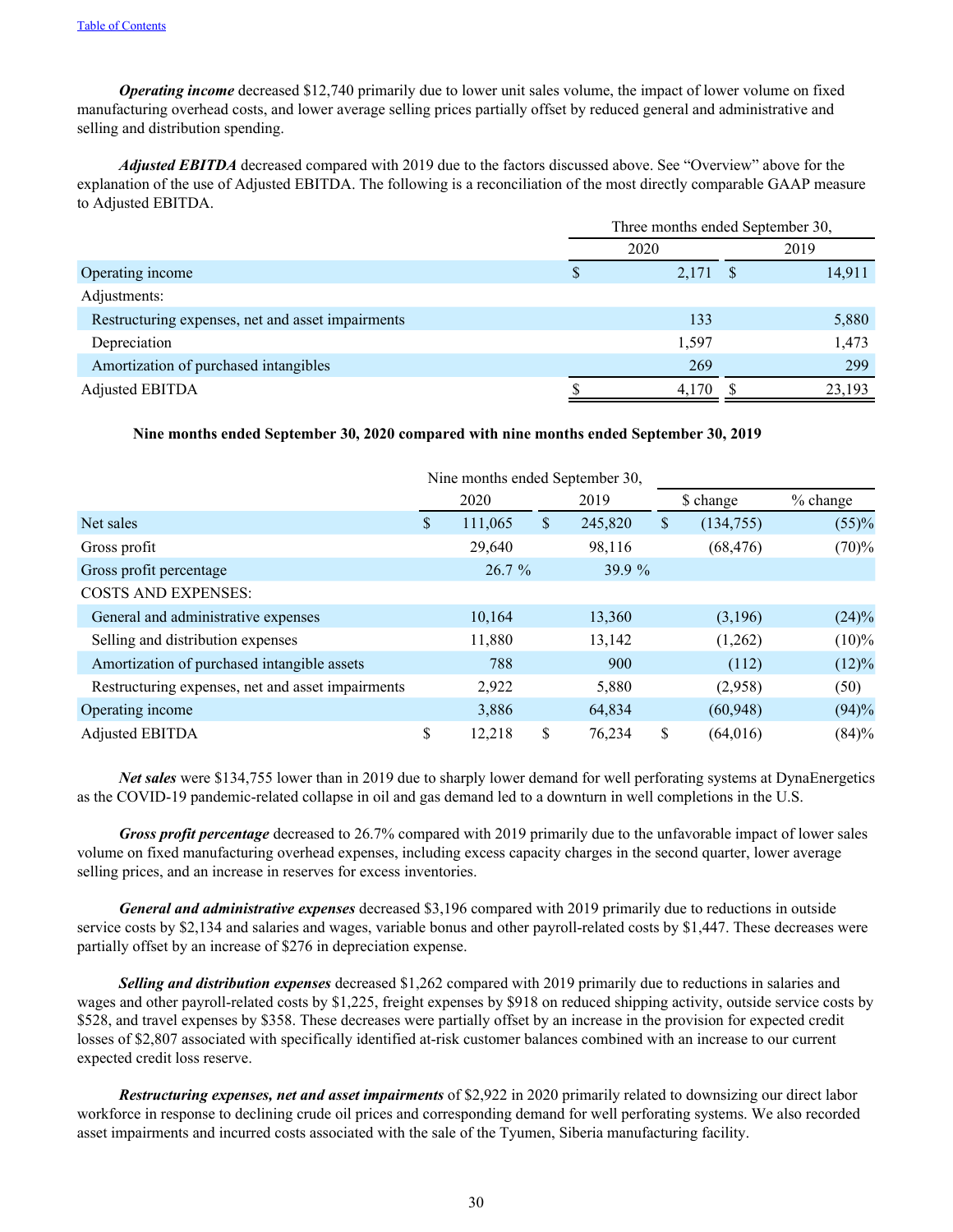*Operating income* decreased $12,740 primarily due to lower unit sales volume, the impact of lower volume on fixed manufacturing overhead costs, and lower average selling prices partially offset by reduced general and administrative and selling and distribution spending.

*Adjusted EBITDA* decreased compared with 2019 due to the factors discussed above. See "Overview" above for the explanation of the use of Adjusted EBITDA. The following is a reconciliation of the most directly comparable GAAP measure to Adjusted EBITDA.

| | Three months ended September 30, | |
|---|---|---|
| | 2020 | 2019 |
| Operating income | $ 2,171 | $ 14,911 |
| Adjustments: | | |
| Restructuring expenses, net and asset impairments | 133 | 5,880 |
| Depreciation | 1,597 | 1,473 |
| Amortization of purchased intangibles | 269 | 299 |
| Adjusted EBITDA | $ 4,170 | $ 23,193 |

**Nine months ended September 30, 2020 compared with nine months ended September 30, 2019**

| | Nine months ended September 30, | | | |
|---|---|---|---|---|
| | 2020 | 2019 | $ change | % change |
| Net sales | $ 111,065 | $ 245,820 | $ (134,755) | (55)% |
| Gross profit | 29,640 | 98,116 | (68,476) | (70)% |
| Gross profit percentage | 26.7 % | 39.9 % | | |
| COSTS AND EXPENSES: | | | | |
| General and administrative expenses | 10,164 | 13,360 | (3,196) | (24)% |
| Selling and distribution expenses | 11,880 | 13,142 | (1,262) | (10)% |
| Amortization of purchased intangible assets | 788 | 900 | (112) | (12)% |
| Restructuring expenses, net and asset impairments | 2,922 | 5,880 | (2,958) | (50) |
| Operating income | 3,886 | 64,834 | (60,948) | (94)% |
| Adjusted EBITDA | $ 12,218 | $ 76,234 | $ (64,016) | (84)% |

*Net sales* were $134,755 lower than in 2019 due to sharply lower demand for well perforating systems at DynaEnergetics as the COVID-19 pandemic-related collapse in oil and gas demand led to a downturn in well completions in the U.S.

*Gross profit percentage* decreased to 26.7% compared with 2019 primarily due to the unfavorable impact of lower sales volume on fixed manufacturing overhead expenses, including excess capacity charges in the second quarter, lower average selling prices, and an increase in reserves for excess inventories.

*General and administrative expenses* decreased $3,196 compared with 2019 primarily due to reductions in outside service costs by $2,134 and salaries and wages, variable bonus and other payroll-related costs by $1,447. These decreases were partially offset by an increase of $276 in depreciation expense.

*Selling and distribution expenses* decreased $1,262 compared with 2019 primarily due to reductions in salaries and wages and other payroll-related costs by $1,225, freight expenses by $918 on reduced shipping activity, outside service costs by $528, and travel expenses by $358. These decreases were partially offset by an increase in the provision for expected credit losses of $2,807 associated with specifically identified at-risk customer balances combined with an increase to our current expected credit loss reserve.

*Restructuring expenses, net and asset impairments* of $2,922 in 2020 primarily related to downsizing our direct labor workforce in response to declining crude oil prices and corresponding demand for well perforating systems. We also recorded asset impairments and incurred costs associated with the sale of the Tyumen, Siberia manufacturing facility.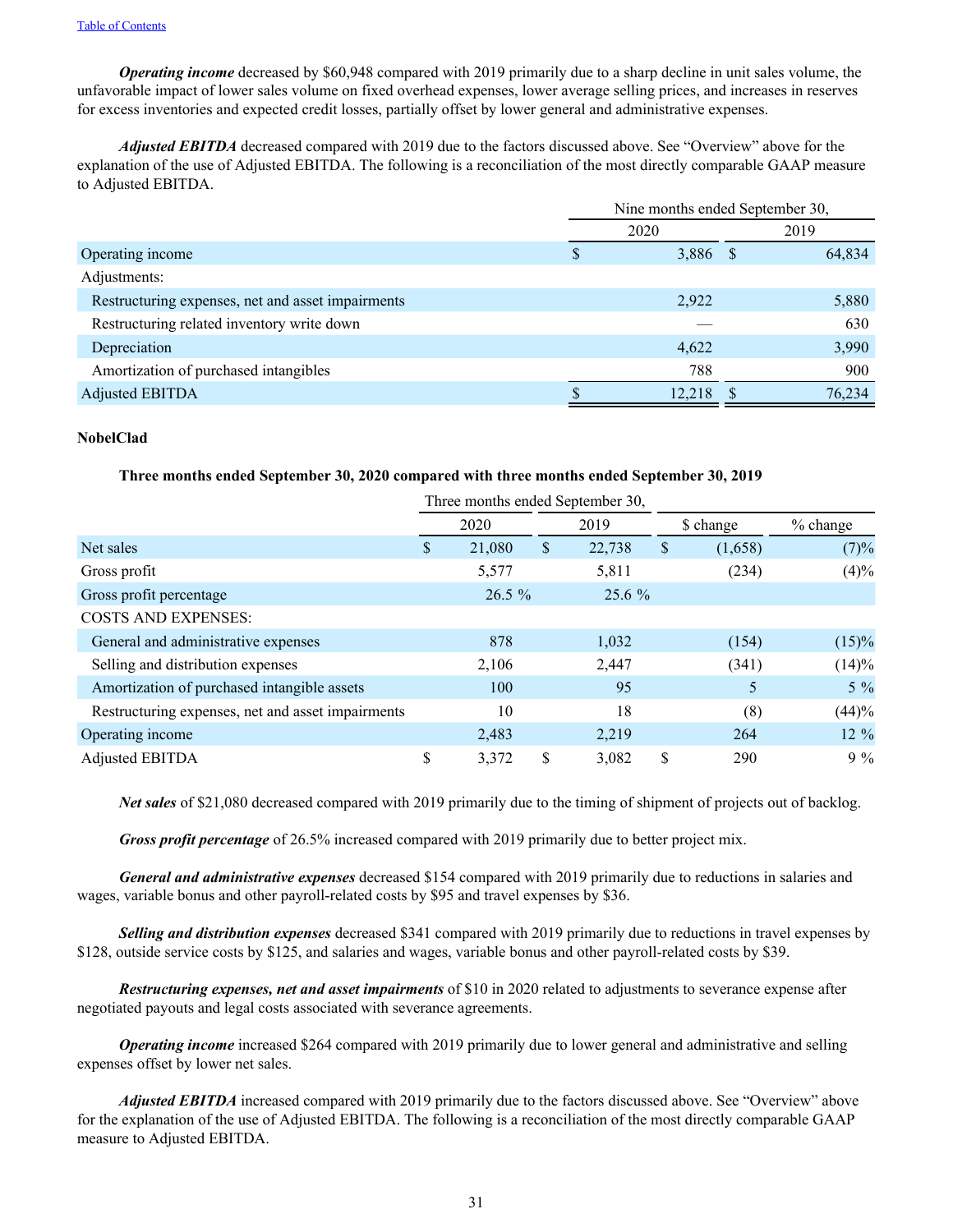***Operating income*** decreased by $60,948 compared with 2019 primarily due to a sharp decline in unit sales volume, the unfavorable impact of lower sales volume on fixed overhead expenses, lower average selling prices, and increases in reserves for excess inventories and expected credit losses, partially offset by lower general and administrative expenses.

***Adjusted EBITDA*** decreased compared with 2019 due to the factors discussed above. See "Overview" above for the explanation of the use of Adjusted EBITDA. The following is a reconciliation of the most directly comparable GAAP measure to Adjusted EBITDA.

| | Nine months ended September 30, | |
|---|---|---|
| | 2020 | 2019 |
| Operating income | $ 3,886 | $ 64,834 |
| Adjustments: | | |
| Restructuring expenses, net and asset impairments | 2,922 | 5,880 |
| Restructuring related inventory write down | — | 630 |
| Depreciation | 4,622 | 3,990 |
| Amortization of purchased intangibles | 788 | 900 |
| Adjusted EBITDA | $ 12,218 | $ 76,234 |

**NobelClad**

**Three months ended September 30, 2020 compared with three months ended September 30, 2019**

| | Three months ended September 30, | | | |
|---|---|---|---|---|
| | 2020 | 2019 | $ change | % change |
| Net sales | $ 21,080 | $ 22,738 | $ (1,658) | (7)% |
| Gross profit | 5,577 | 5,811 | (234) | (4)% |
| Gross profit percentage | 26.5 % | 25.6 % | | |
| COSTS AND EXPENSES: | | | | |
| General and administrative expenses | 878 | 1,032 | (154) | (15)% |
| Selling and distribution expenses | 2,106 | 2,447 | (341) | (14)% |
| Amortization of purchased intangible assets | 100 | 95 | 5 | 5 % |
| Restructuring expenses, net and asset impairments | 10 | 18 | (8) | (44)% |
| Operating income | 2,483 | 2,219 | 264 | 12 % |
| Adjusted EBITDA | $ 3,372 | $ 3,082 | $ 290 | 9 % |

***Net sales*** of $21,080 decreased compared with 2019 primarily due to the timing of shipment of projects out of backlog.

***Gross profit percentage*** of 26.5% increased compared with 2019 primarily due to better project mix.

***General and administrative expenses*** decreased $154 compared with 2019 primarily due to reductions in salaries and wages, variable bonus and other payroll-related costs by $95 and travel expenses by $36.

***Selling and distribution expenses*** decreased $341 compared with 2019 primarily due to reductions in travel expenses by $128, outside service costs by $125, and salaries and wages, variable bonus and other payroll-related costs by $39.

***Restructuring expenses, net and asset impairments*** of $10 in 2020 related to adjustments to severance expense after negotiated payouts and legal costs associated with severance agreements.

***Operating income*** increased $264 compared with 2019 primarily due to lower general and administrative and selling expenses offset by lower net sales.

***Adjusted EBITDA*** increased compared with 2019 primarily due to the factors discussed above. See "Overview" above for the explanation of the use of Adjusted EBITDA. The following is a reconciliation of the most directly comparable GAAP measure to Adjusted EBITDA.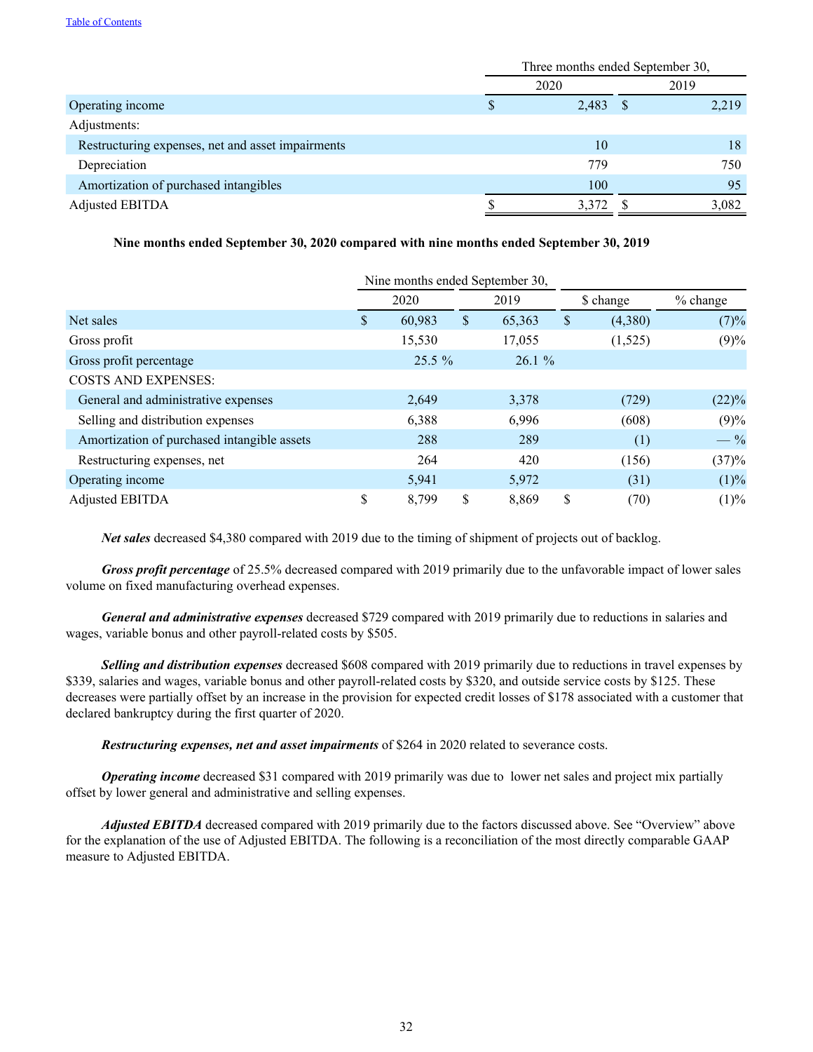| | Three months ended September 30, | |
|---|---|---|
| | 2020 | 2019 |
| Operating income | $ 2,483 | $ 2,219 |
| Adjustments: | | |
| Restructuring expenses, net and asset impairments | 10 | 18 |
| Depreciation | 779 | 750 |
| Amortization of purchased intangibles | 100 | 95 |
| Adjusted EBITDA | $ 3,372 | $ 3,082 |

**Nine months ended September 30, 2020 compared with nine months ended September 30, 2019**

| | Nine months ended September 30, | | | |
|---|---|---|---|---|
| | 2020 | 2019 | $ change | % change |
| Net sales | $ 60,983 | $ 65,363 | $ (4,380) | (7)% |
| Gross profit | 15,530 | 17,055 | (1,525) | (9)% |
| Gross profit percentage | 25.5 % | 26.1 % | | |
| COSTS AND EXPENSES: | | | | |
| General and administrative expenses | 2,649 | 3,378 | (729) | (22)% |
| Selling and distribution expenses | 6,388 | 6,996 | (608) | (9)% |
| Amortization of purchased intangible assets | 288 | 289 | (1) | — % |
| Restructuring expenses, net | 264 | 420 | (156) | (37)% |
| Operating income | 5,941 | 5,972 | (31) | (1)% |
| Adjusted EBITDA | $ 8,799 | $ 8,869 | $ (70) | (1)% |

***Net sales*** decreased $4,380 compared with 2019 due to the timing of shipment of projects out of backlog.

***Gross profit percentage*** of 25.5% decreased compared with 2019 primarily due to the unfavorable impact of lower sales volume on fixed manufacturing overhead expenses.

***General and administrative expenses*** decreased $729 compared with 2019 primarily due to reductions in salaries and wages, variable bonus and other payroll-related costs by $505.

***Selling and distribution expenses*** decreased $608 compared with 2019 primarily due to reductions in travel expenses by $339, salaries and wages, variable bonus and other payroll-related costs by $320, and outside service costs by $125. These decreases were partially offset by an increase in the provision for expected credit losses of $178 associated with a customer that declared bankruptcy during the first quarter of 2020.

***Restructuring expenses, net and asset impairments*** of $264 in 2020 related to severance costs.

***Operating income*** decreased $31 compared with 2019 primarily was due to lower net sales and project mix partially offset by lower general and administrative and selling expenses.

***Adjusted EBITDA*** decreased compared with 2019 primarily due to the factors discussed above. See "Overview" above for the explanation of the use of Adjusted EBITDA. The following is a reconciliation of the most directly comparable GAAP measure to Adjusted EBITDA.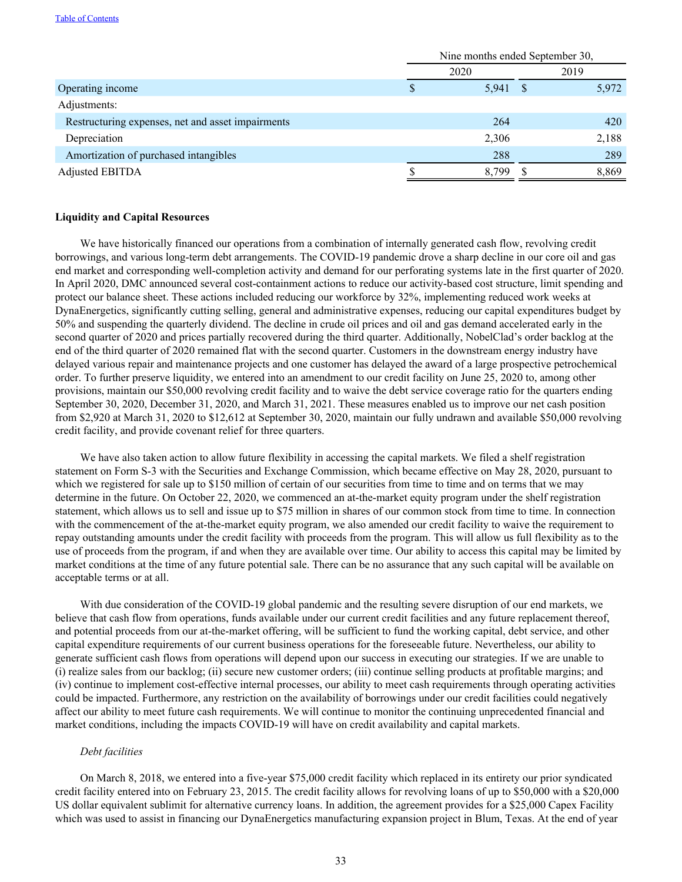| | Nine months ended September 30, | |
|---|---|---|
| | 2020 | 2019 |
| Operating income | $ 5,941 | $ 5,972 |
| Adjustments: | | |
| Restructuring expenses, net and asset impairments | 264 | 420 |
| Depreciation | 2,306 | 2,188 |
| Amortization of purchased intangibles | 288 | 289 |
| Adjusted EBITDA | $ 8,799 | $ 8,869 |

**Liquidity and Capital Resources**

We have historically financed our operations from a combination of internally generated cash flow, revolving credit borrowings, and various long-term debt arrangements. The COVID-19 pandemic drove a sharp decline in our core oil and gas end market and corresponding well-completion activity and demand for our perforating systems late in the first quarter of 2020. In April 2020, DMC announced several cost-containment actions to reduce our activity-based cost structure, limit spending and protect our balance sheet. These actions included reducing our workforce by 32%, implementing reduced work weeks at DynaEnergetics, significantly cutting selling, general and administrative expenses, reducing our capital expenditures budget by 50% and suspending the quarterly dividend. The decline in crude oil prices and oil and gas demand accelerated early in the second quarter of 2020 and prices partially recovered during the third quarter. Additionally, NobelClad's order backlog at the end of the third quarter of 2020 remained flat with the second quarter. Customers in the downstream energy industry have delayed various repair and maintenance projects and one customer has delayed the award of a large prospective petrochemical order. To further preserve liquidity, we entered into an amendment to our credit facility on June 25, 2020 to, among other provisions, maintain our $50,000 revolving credit facility and to waive the debt service coverage ratio for the quarters ending September 30, 2020, December 31, 2020, and March 31, 2021. These measures enabled us to improve our net cash position from $2,920 at March 31, 2020 to $12,612 at September 30, 2020, maintain our fully undrawn and available $50,000 revolving credit facility, and provide covenant relief for three quarters.

We have also taken action to allow future flexibility in accessing the capital markets. We filed a shelf registration statement on Form S-3 with the Securities and Exchange Commission, which became effective on May 28, 2020, pursuant to which we registered for sale up to $150 million of certain of our securities from time to time and on terms that we may determine in the future. On October 22, 2020, we commenced an at-the-market equity program under the shelf registration statement, which allows us to sell and issue up to $75 million in shares of our common stock from time to time. In connection with the commencement of the at-the-market equity program, we also amended our credit facility to waive the requirement to repay outstanding amounts under the credit facility with proceeds from the program. This will allow us full flexibility as to the use of proceeds from the program, if and when they are available over time. Our ability to access this capital may be limited by market conditions at the time of any future potential sale. There can be no assurance that any such capital will be available on acceptable terms or at all.

With due consideration of the COVID-19 global pandemic and the resulting severe disruption of our end markets, we believe that cash flow from operations, funds available under our current credit facilities and any future replacement thereof, and potential proceeds from our at-the-market offering, will be sufficient to fund the working capital, debt service, and other capital expenditure requirements of our current business operations for the foreseeable future. Nevertheless, our ability to generate sufficient cash flows from operations will depend upon our success in executing our strategies. If we are unable to (i) realize sales from our backlog; (ii) secure new customer orders; (iii) continue selling products at profitable margins; and (iv) continue to implement cost-effective internal processes, our ability to meet cash requirements through operating activities could be impacted. Furthermore, any restriction on the availability of borrowings under our credit facilities could negatively affect our ability to meet future cash requirements. We will continue to monitor the continuing unprecedented financial and market conditions, including the impacts COVID-19 will have on credit availability and capital markets.

*Debt facilities*

On March 8, 2018, we entered into a five-year $75,000 credit facility which replaced in its entirety our prior syndicated credit facility entered into on February 23, 2015. The credit facility allows for revolving loans of up to $50,000 with a $20,000 US dollar equivalent sublimit for alternative currency loans. In addition, the agreement provides for a $25,000 Capex Facility which was used to assist in financing our DynaEnergetics manufacturing expansion project in Blum, Texas. At the end of year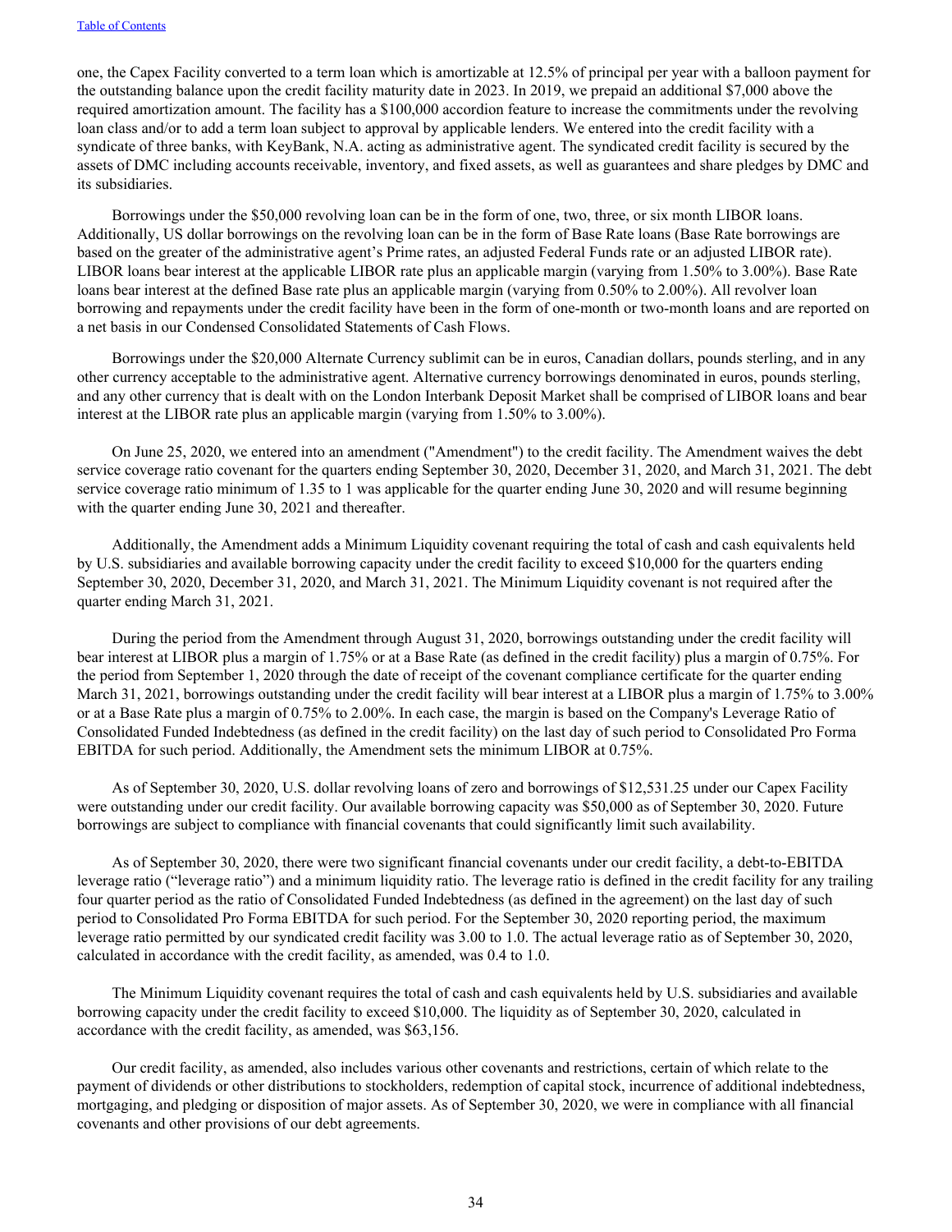one, the Capex Facility converted to a term loan which is amortizable at 12.5% of principal per year with a balloon payment for the outstanding balance upon the credit facility maturity date in 2023. In 2019, we prepaid an additional $7,000 above the required amortization amount. The facility has a $100,000 accordion feature to increase the commitments under the revolving loan class and/or to add a term loan subject to approval by applicable lenders. We entered into the credit facility with a syndicate of three banks, with KeyBank, N.A. acting as administrative agent. The syndicated credit facility is secured by the assets of DMC including accounts receivable, inventory, and fixed assets, as well as guarantees and share pledges by DMC and its subsidiaries.

Borrowings under the $50,000 revolving loan can be in the form of one, two, three, or six month LIBOR loans. Additionally, US dollar borrowings on the revolving loan can be in the form of Base Rate loans (Base Rate borrowings are based on the greater of the administrative agent's Prime rates, an adjusted Federal Funds rate or an adjusted LIBOR rate). LIBOR loans bear interest at the applicable LIBOR rate plus an applicable margin (varying from 1.50% to 3.00%). Base Rate loans bear interest at the defined Base rate plus an applicable margin (varying from 0.50% to 2.00%). All revolver loan borrowing and repayments under the credit facility have been in the form of one-month or two-month loans and are reported on a net basis in our Condensed Consolidated Statements of Cash Flows.

Borrowings under the $20,000 Alternate Currency sublimit can be in euros, Canadian dollars, pounds sterling, and in any other currency acceptable to the administrative agent. Alternative currency borrowings denominated in euros, pounds sterling, and any other currency that is dealt with on the London Interbank Deposit Market shall be comprised of LIBOR loans and bear interest at the LIBOR rate plus an applicable margin (varying from 1.50% to 3.00%).

On June 25, 2020, we entered into an amendment ("Amendment") to the credit facility. The Amendment waives the debt service coverage ratio covenant for the quarters ending September 30, 2020, December 31, 2020, and March 31, 2021. The debt service coverage ratio minimum of 1.35 to 1 was applicable for the quarter ending June 30, 2020 and will resume beginning with the quarter ending June 30, 2021 and thereafter.

Additionally, the Amendment adds a Minimum Liquidity covenant requiring the total of cash and cash equivalents held by U.S. subsidiaries and available borrowing capacity under the credit facility to exceed $10,000 for the quarters ending September 30, 2020, December 31, 2020, and March 31, 2021. The Minimum Liquidity covenant is not required after the quarter ending March 31, 2021.

During the period from the Amendment through August 31, 2020, borrowings outstanding under the credit facility will bear interest at LIBOR plus a margin of 1.75% or at a Base Rate (as defined in the credit facility) plus a margin of 0.75%. For the period from September 1, 2020 through the date of receipt of the covenant compliance certificate for the quarter ending March 31, 2021, borrowings outstanding under the credit facility will bear interest at a LIBOR plus 1.75% to 3.00% or at a Base Rate plus a margin of 0.75% to 2.00%. In each case, the margin is based on the Company's Leverage Ratio of Consolidated Funded Indebtedness (as defined in the credit facility) on the last day of such period to Consolidated Pro Forma EBITDA for such period. Additionally, the Amendment sets the minimum LIBOR at 0.75%.

As of September 30, 2020, U.S. dollar revolving loans of zero and borrowings of $12,531.25 under our Capex Facility were outstanding under our credit facility. Our available borrowing capacity was $50,000 as of September 30, 2020. Future borrowings are subject to compliance with financial covenants that could significantly limit such availability.

As of September 30, 2020, there were two significant financial covenants under our credit facility, a debt-to-EBITDA leverage ratio ("leverage ratio") and a minimum liquidity ratio. The leverage ratio is defined in the credit facility for any trailing four quarter period as the ratio of Consolidated Funded Indebtedness (as defined in the agreement) on the last day of such period to Consolidated Pro Forma EBITDA for such period. For the September 30, 2020 reporting period, the maximum leverage ratio permitted by our syndicated credit facility was 3.00 to 1.0. The actual leverage ratio as of September 30, 2020, calculated in accordance with the credit facility, as amended, was 0.4 to 1.0.

The Minimum Liquidity covenant requires the total of cash and cash equivalents held by U.S. subsidiaries and available borrowing capacity under the credit facility to exceed $10,000. The liquidity as of September 30, 2020, calculated in accordance with the credit facility, as amended, was $63,156.

Our credit facility, as amended, also includes various other covenants and restrictions, certain of which relate to the payment of dividends or other distributions to stockholders, redemption of capital stock, incurrence of additional indebtedness, mortgaging, and pledging or disposition of major assets. As of September 30, 2020, we were in compliance with all financial covenants and other provisions of our debt agreements.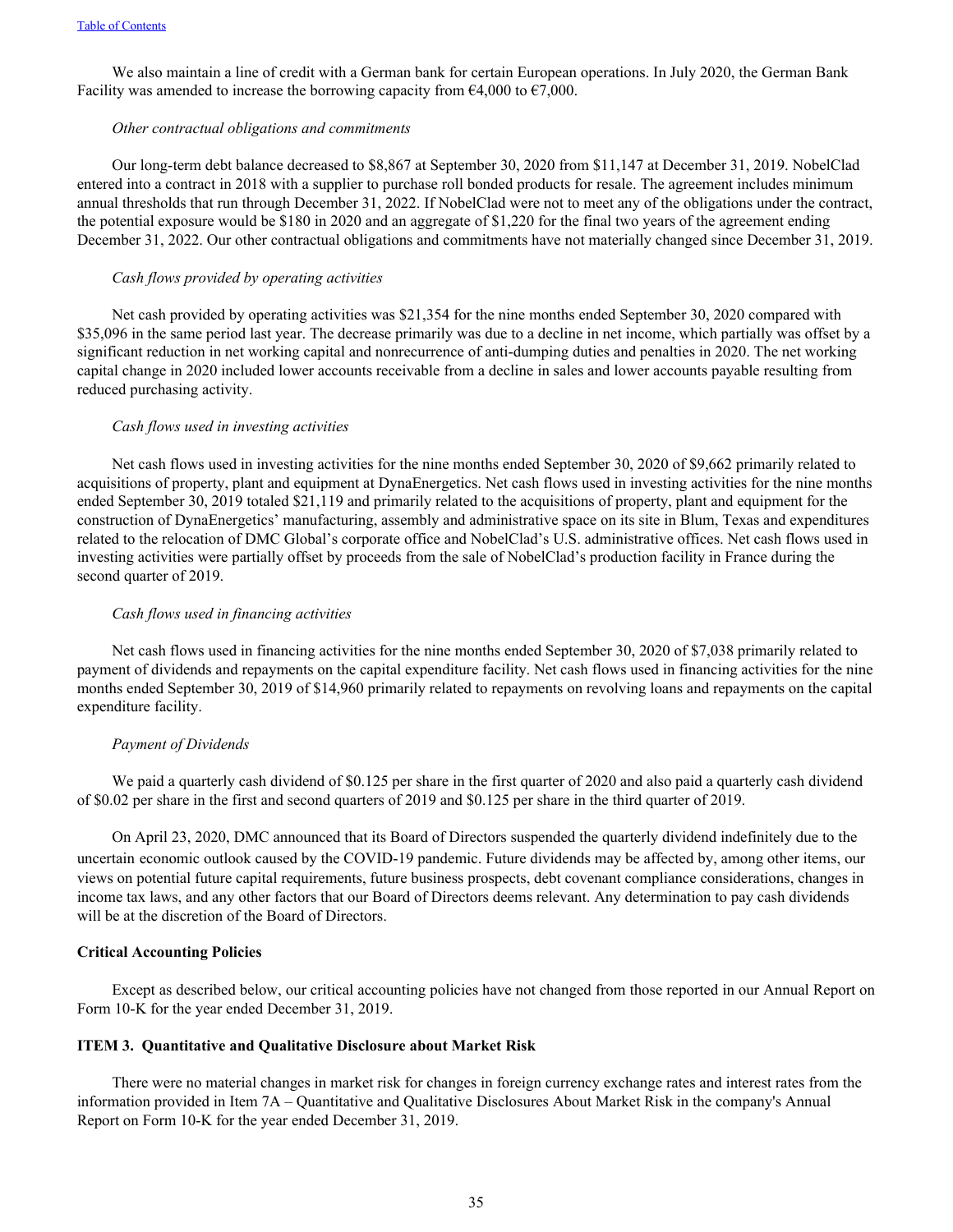We also maintain a line of credit with a German bank for certain European operations. In July 2020, the German Bank Facility was amended to increase the borrowing capacity from €4,000 to €7,000.

*Other contractual obligations and commitments*

Our long-term debt balance decreased to $8,867 at September 30, 2020 from $11,147 at December 31, 2019. NobelClad entered into a contract in 2018 with a supplier to purchase roll bonded products for resale. The agreement includes minimum annual thresholds that run through December 31, 2022. If NobelClad were not to meet any of the obligations under the contract, the potential exposure would be $180 in 2020 and an aggregate of $1,220 for the final two years of the agreement ending December 31, 2022. Our other contractual obligations and commitments have not materially changed since December 31, 2019.

*Cash flows provided by operating activities*

Net cash provided by operating activities was $21,354 for the nine months ended September 30, 2020 compared with $35,096 in the same period last year. The decrease primarily was due to a decline in net income, which partially was offset by a significant reduction in net working capital and nonrecurrence of anti-dumping duties and penalties in 2020. The net working capital change in 2020 included lower accounts receivable from a decline in sales and lower accounts payable resulting from reduced purchasing activity.

*Cash flows used in investing activities*

Net cash flows used in investing activities for the nine months ended September 30, 2020 of $9,662 primarily related to acquisitions of property, plant and equipment at DynaEnergetics. Net cash flows used in investing activities for the nine months ended September 30, 2019 totaled $21,119 and primarily related to the acquisitions of property, plant and equipment for the construction of DynaEnergetics' manufacturing, assembly and administrative space on its site in Blum, Texas and expenditures related to the relocation of DMC Global's corporate office and NobelClad's U.S. administrative offices. Net cash flows used in investing activities were partially offset by proceeds from the sale of NobelClad's production facility in France during the second quarter of 2019.

*Cash flows used in financing activities*

Net cash flows used in financing activities for the nine months ended September 30, 2020 of $7,038 primarily related to payment of dividends and repayments on the capital expenditure facility. Net cash flows used in financing activities for the nine months ended September 30, 2019 of $14,960 primarily related to repayments on revolving loans and repayments on the capital expenditure facility.

*Payment of Dividends*

We paid a quarterly cash dividend of $0.125 per share in the first quarter of 2020 and also paid a quarterly cash dividend of $0.02 per share in the first and second quarters of 2019 and $0.125 per share in the third quarter of 2019.

On April 23, 2020, DMC announced that its Board of Directors suspended the quarterly dividend indefinitely due to the uncertain economic outlook caused by the COVID-19 pandemic. Future dividends may be affected by, among other items, our views on potential future capital requirements, future business prospects, debt covenant compliance considerations, changes in income tax laws, and any other factors that our Board of Directors deems relevant. Any determination to pay cash dividends will be at the discretion of the Board of Directors.

**Critical Accounting Policies**

Except as described below, our critical accounting policies have not changed from those reported in our Annual Report on Form 10-K for the year ended December 31, 2019.

**ITEM 3. Quantitative and Qualitative Disclosure about Market Risk**

There were no material changes in market risk for changes in foreign currency exchange rates and interest rates from the information provided in Item 7A – Quantitative and Qualitative Disclosures About Market Risk in the company's Annual Report on Form 10-K for the year ended December 31, 2019.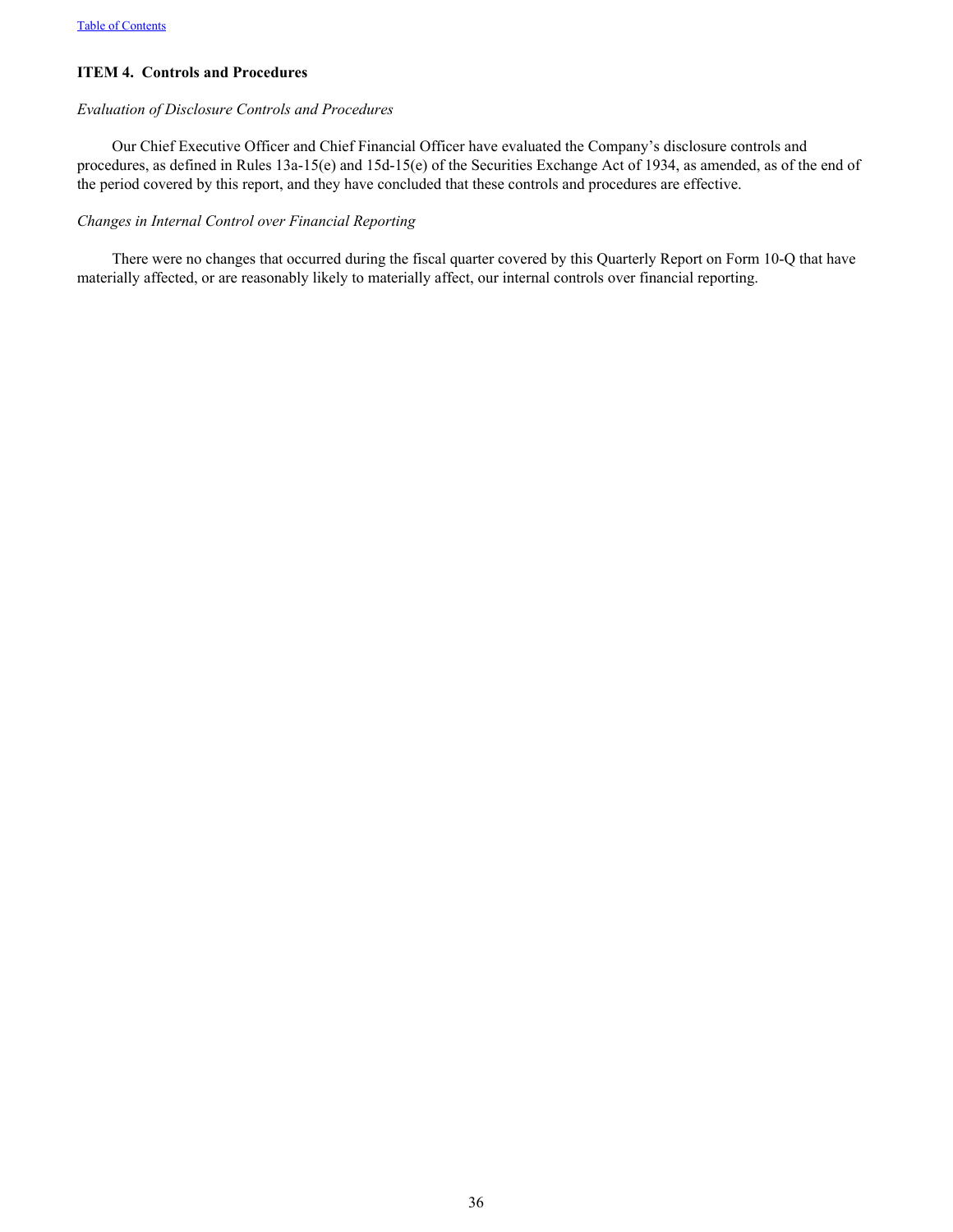## ITEM 4. Controls and Procedures

*Evaluation of Disclosure Controls and Procedures*

Our Chief Executive Officer and Chief Financial Officer have evaluated the Company's disclosure controls and procedures, as defined in Rules 13a-15(e) and 15d-15(e) of the Securities Exchange Act of 1934, as amended, as of the end of the period covered by this report, and they have concluded that these controls and procedures are effective.

*Changes in Internal Control over Financial Reporting*

There were no changes that occurred during the fiscal quarter covered by this Quarterly Report on Form 10-Q that have materially affected, or are reasonably likely to materially affect, our internal controls over financial reporting.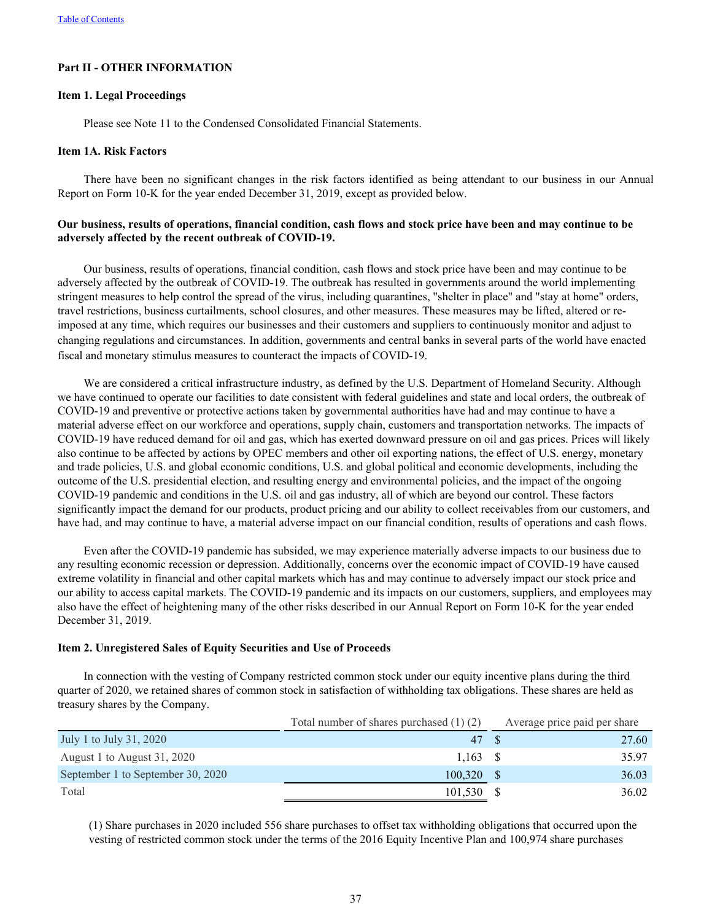[Table of Contents](#)

## Part II - OTHER INFORMATION

### Item 1. Legal Proceedings

Please see Note 11 to the Condensed Consolidated Financial Statements.

### Item 1A. Risk Factors

There have been no significant changes in the risk factors identified as being attendant to our business in our Annual Report on Form 10-K for the year ended December 31, 2019, except as provided below.

**Our business, results of operations, financial condition, cash flows and stock price have been and may continue to be adversely affected by the recent outbreak of COVID-19.**

Our business, results of operations, financial condition, cash flows and stock price have been and may continue to be adversely affected by the outbreak of COVID-19. The outbreak has resulted in governments around the world implementing stringent measures to help control the spread of the virus, including quarantines, "shelter in place" and "stay at home" orders, travel restrictions, business curtailments, school closures, and other measures. These measures may be lifted, altered or re-imposed at any time, which requires our businesses and their customers and suppliers to continuously monitor and adjust to changing regulations and circumstances. In addition, governments and central banks in several parts of the world have enacted fiscal and monetary stimulus measures to counteract the impacts of COVID-19.

We are considered a critical infrastructure industry, as defined by the U.S. Department of Homeland Security. Although we have continued to operate our facilities to date consistent with federal guidelines and state and local orders, the outbreak of COVID-19 and preventive or protective actions taken by governmental authorities have had and may continue to have a material adverse effect on our workforce and operations, supply chain, customers and transportation networks. The impacts of COVID-19 have reduced demand for oil and gas, which has exerted downward pressure on oil and gas prices. Prices will likely also continue to be affected by actions by OPEC members and other oil exporting nations, the effect of U.S. energy, monetary and trade policies, U.S. and global economic conditions, U.S. and global political and economic developments, including the outcome of the U.S. presidential election, and resulting energy and environmental policies, and the impact of the ongoing COVID-19 pandemic and conditions in the U.S. oil and gas industry, all of which are beyond our control. These factors significantly impact the demand for our products, product pricing and our ability to collect receivables from our customers, and have had, and may continue to have, a material adverse impact on our financial condition, results of operations and cash flows.

Even after the COVID-19 pandemic has subsided, we may experience materially adverse impacts to our business due to any resulting economic recession or depression. Additionally, concerns over the economic impact of COVID-19 have caused extreme volatility in financial and other capital markets which has and may continue to adversely impact our stock price and our ability to access capital markets. The COVID-19 pandemic and its impacts on our customers, suppliers, and employees may also have the effect of heightening many of the other risks described in our Annual Report on Form 10-K for the year ended December 31, 2019.

### Item 2. Unregistered Sales of Equity Securities and Use of Proceeds

In connection with the vesting of Company restricted common stock under our equity incentive plans during the third quarter of 2020, we retained shares of common stock in satisfaction of withholding tax obligations. These shares are held as treasury shares by the Company.

| | Total number of shares purchased (1) (2) | Average price paid per share |
|---|---|---|
| July 1 to July 31, 2020 | 47 | $ 27.60 |
| August 1 to August 31, 2020 | 1,163 | $ 35.97 |
| September 1 to September 30, 2020 | 100,320 | $ 36.03 |
| Total | 101,530 | $ 36.02 |

(1) Share purchases in 2020 included 556 share purchases to offset tax withholding obligations that occurred upon the vesting of restricted common stock under the terms of the 2016 Equity Incentive Plan and 100,974 share purchases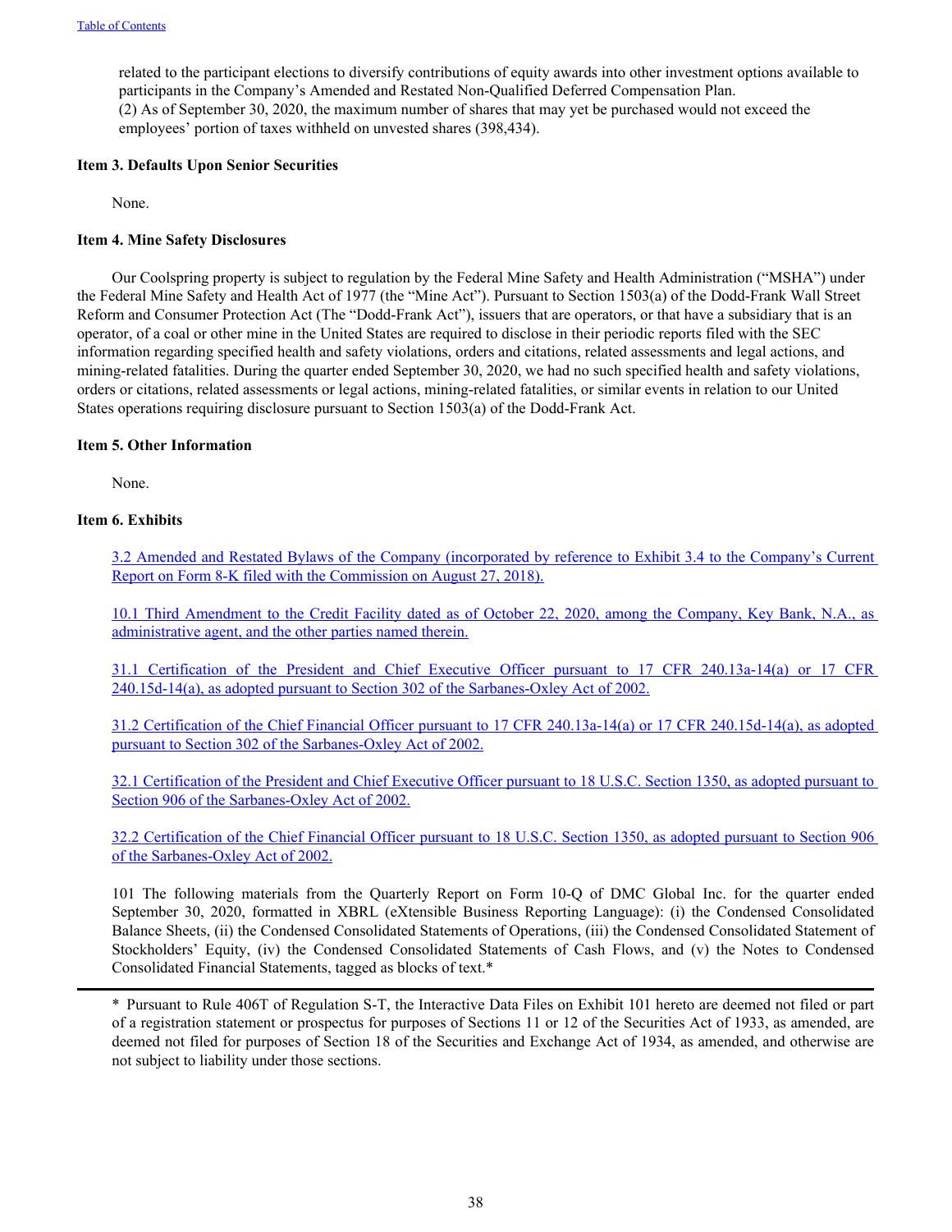related to the participant elections to diversify contributions of equity awards into other investment options available to participants in the Company's Amended and Restated Non-Qualified Deferred Compensation Plan.
(2) As of September 30, 2020, the maximum number of shares that may yet be purchased would not exceed the employees' portion of taxes withheld on unvested shares (398,434).

**Item 3. Defaults Upon Senior Securities**

None.

**Item 4. Mine Safety Disclosures**

Our Coolspring property is subject to regulation by the Federal Mine Safety and Health Administration ("MSHA") under the Federal Mine Safety and Health Act of 1977 (the "Mine Act"). Pursuant to Section 1503(a) of the Dodd-Frank Wall Street Reform and Consumer Protection Act (The "Dodd-Frank Act"), issuers that are operators, or that have a subsidiary that is an operator, of a coal or other mine in the United States are required to disclose in their periodic reports filed with the SEC information regarding specified health and safety violations, orders and citations, related assessments and legal actions, and mining-related fatalities. During the quarter ended September 30, 2020, we had no such specified health and safety violations, orders or citations, related assessments or legal actions, mining-related fatalities, or similar events in relation to our United States operations requiring disclosure pursuant to Section 1503(a) of the Dodd-Frank Act.

**Item 5. Other Information**

None.

**Item 6. Exhibits**

3.2 Amended and Restated Bylaws of the Company (incorporated by reference to Exhibit 3.4 to the Company's Current Report on Form 8-K filed with the Commission on August 27, 2018).

10.1 Third Amendment to the Credit Facility dated as of October 22, 2020, among the Company, Key Bank, N.A., as administrative agent, and the other parties named therein.

31.1 Certification of the President and Chief Executive Officer pursuant to 17 CFR 240.13a-14(a) or 17 CFR 240.15d-14(a), as adopted pursuant to Section 302 of the Sarbanes-Oxley Act of 2002.

31.2 Certification of the Chief Financial Officer pursuant to 17 CFR 240.13a-14(a) or 17 CFR 240.15d-14(a), as adopted pursuant to Section 302 of the Sarbanes-Oxley Act of 2002.

32.1 Certification of the President and Chief Executive Officer pursuant to 18 U.S.C. Section 1350, as adopted pursuant to Section 906 of the Sarbanes-Oxley Act of 2002.

32.2 Certification of the Chief Financial Officer pursuant to 18 U.S.C. Section 1350, as adopted pursuant to Section 906 of the Sarbanes-Oxley Act of 2002.

101 The following materials from the Quarterly Report on Form 10-Q of DMC Global Inc. for the quarter ended September 30, 2020, formatted in XBRL (eXtensible Business Reporting Language): (i) the Condensed Consolidated Balance Sheets, (ii) the Condensed Consolidated Statements of Operations, (iii) the Condensed Consolidated Statement of Stockholders' Equity, (iv) the Condensed Consolidated Statements of Cash Flows, and (v) the Notes to Condensed Consolidated Financial Statements, tagged as blocks of text.*

---

* Pursuant to Rule 406T of Regulation S-T, the Interactive Data Files on Exhibit 101 hereto are deemed not filed or part of a registration statement or prospectus for purposes of Sections 11 or 12 of the Securities Act of 1933, as amended, are deemed not filed for purposes of Section 18 of the Securities and Exchange Act of 1934, as amended, and otherwise are not subject to liability under those sections.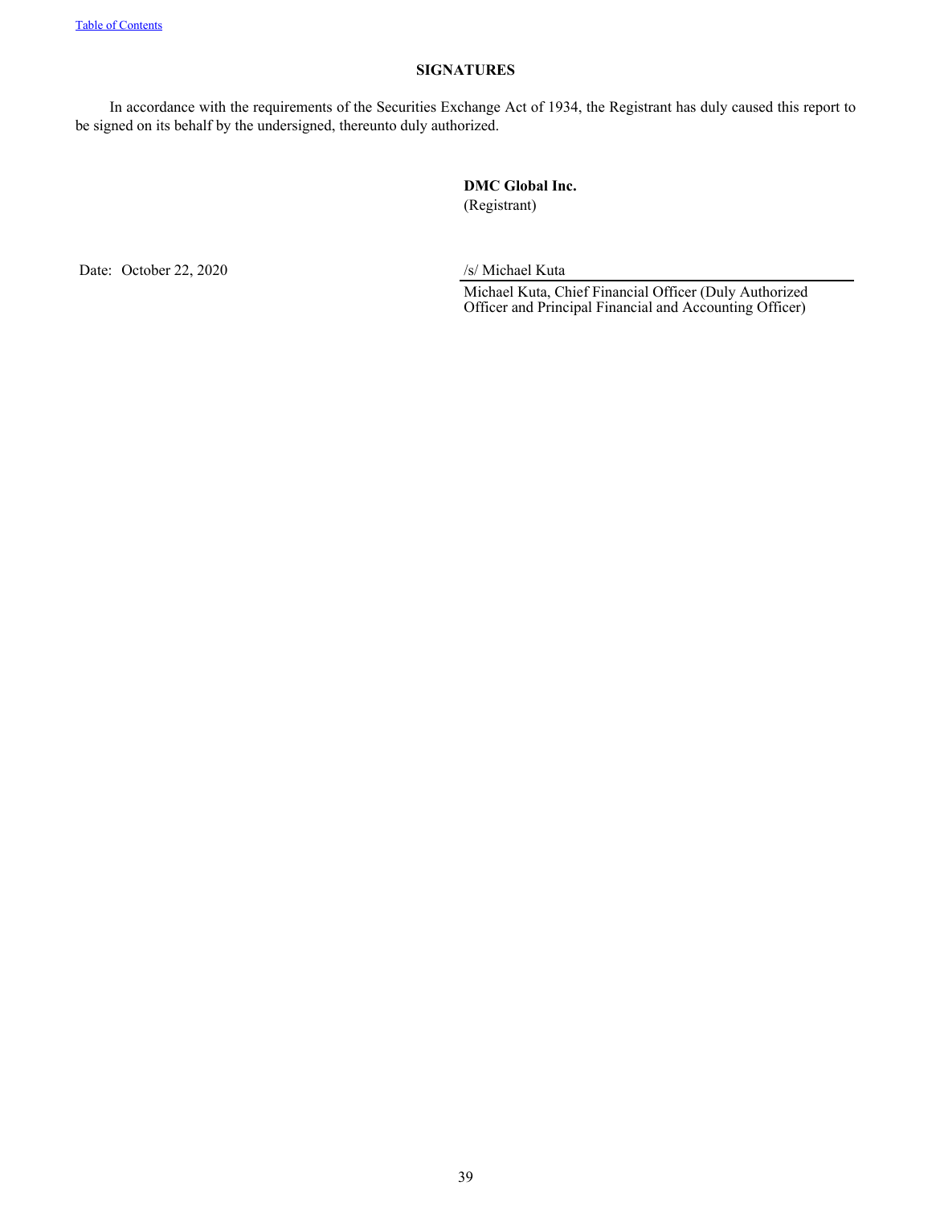## SIGNATURES

In accordance with the requirements of the Securities Exchange Act of 1934, the Registrant has duly caused this report to be signed on its behalf by the undersigned, thereunto duly authorized.

**DMC Global Inc.**
(Registrant)

Date: October 22, 2020

/s/ Michael Kuta

Michael Kuta, Chief Financial Officer (Duly Authorized Officer and Principal Financial and Accounting Officer)